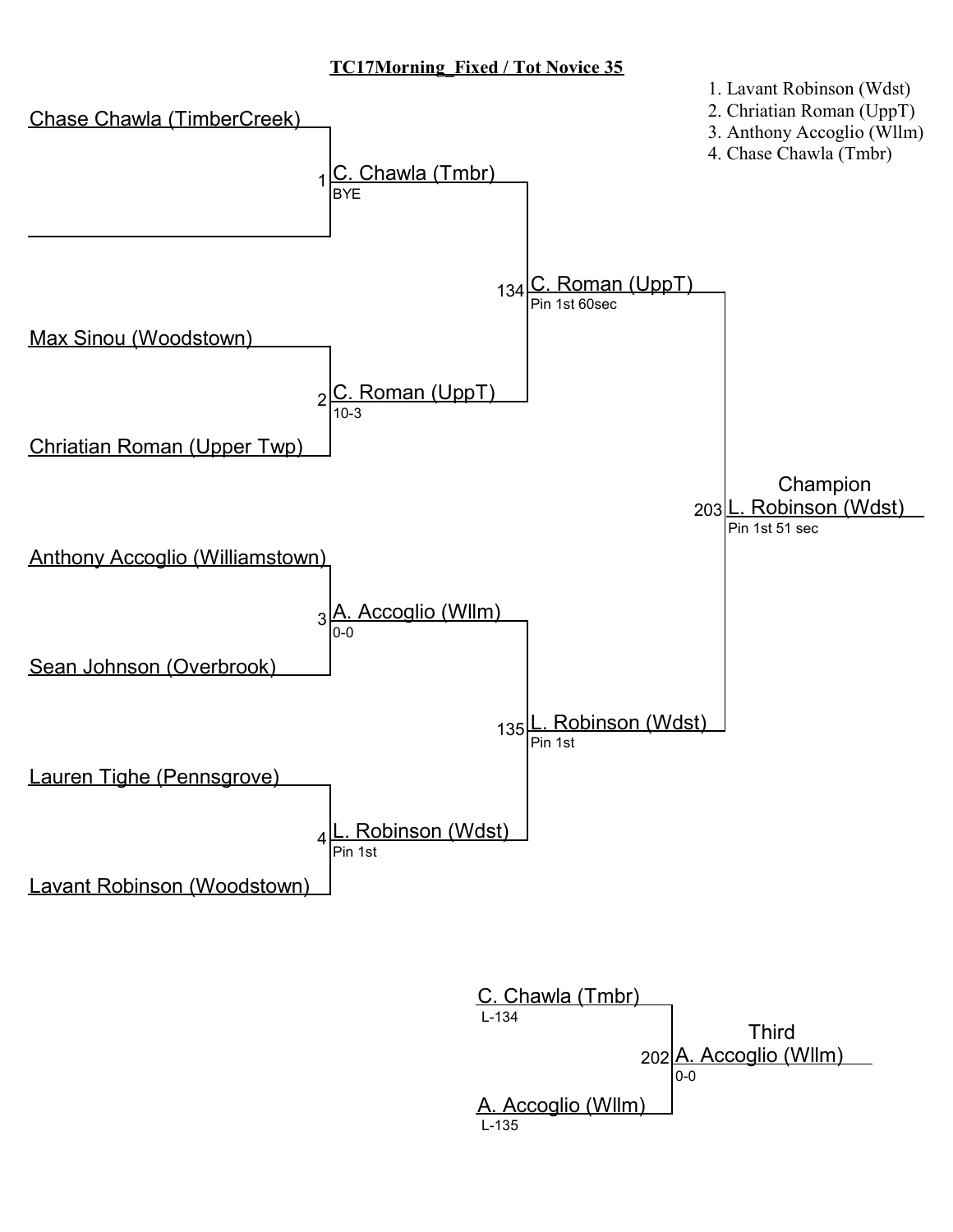# TC17Morning_Fixed / Tot Novice 35

1. Lavant Robinson (Wdst)
2. Chriatian Roman (UppT)
3. Anthony Accoglio (Wllm)
4. Chase Chawla (Tmbr)

## First Round

| Bout | Wrestler 1 | Wrestler 2 | Winner | Result |
|---|---|---|---|---|
| 1 | Chase Chawla (TimberCreek) | | C. Chawla (Tmbr) | BYE |
| 2 | Max Sinou (Woodstown) | Chriatian Roman (Upper Twp) | C. Roman (UppT) | 10-3 |
| 3 | Anthony Accoglio (Williamstown) | Sean Johnson (Overbrook) | A. Accoglio (Wllm) | 0-0 |
| 4 | Lauren Tighe (Pennsgrove) | Lavant Robinson (Woodstown) | L. Robinson (Wdst) | Pin 1st |

## Semifinals

| Bout | Winner | Result |
|---|---|---|
| 134 | C. Roman (UppT) | Pin 1st 60sec |
| 135 | L. Robinson (Wdst) | Pin 1st |

## Champion

| Bout | Winner | Result |
|---|---|---|
| 203 | L. Robinson (Wdst) | Pin 1st 51 sec |

## Third

| Bout | Wrestler 1 | Wrestler 2 | Winner | Result |
|---|---|---|---|---|
| 202 | C. Chawla (Tmbr) L-134 | A. Accoglio (Wllm) L-135 | A. Accoglio (Wllm) | 0-0 |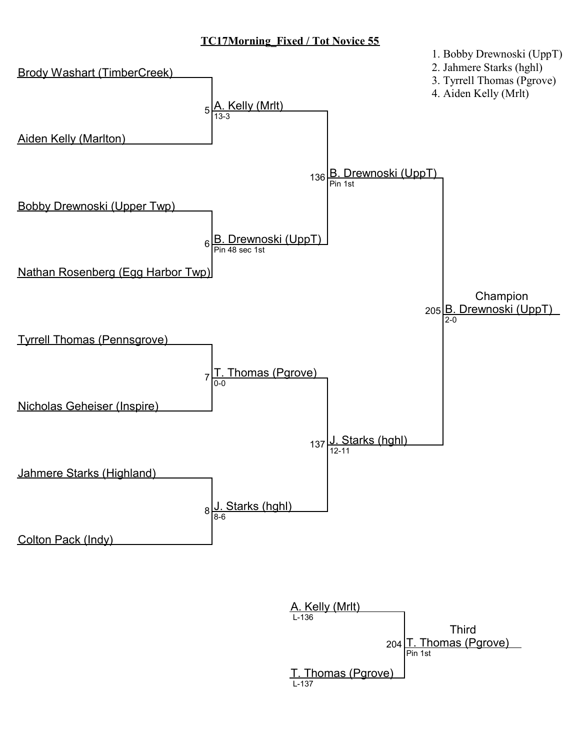# TC17Morning_Fixed / Tot Novice 55

1. Bobby Drewnoski (UppT)
2. Jahmere Starks (hghl)
3. Tyrrell Thomas (Pgrove)
4. Aiden Kelly (Mrlt)

## Championship Bracket

**Round 1**

| Match | Wrestler 1 | Wrestler 2 | Winner | Result |
|---|---|---|---|---|
| 5 | Brody Washart (TimberCreek) | Aiden Kelly (Marlton) | A. Kelly (Mrlt) | 13-3 |
| 6 | Bobby Drewnoski (Upper Twp) | Nathan Rosenberg (Egg Harbor Twp) | B. Drewnoski (UppT) | Pin 48 sec 1st |
| 7 | Tyrrell Thomas (Pennsgrove) | Nicholas Geheiser (Inspire) | T. Thomas (Pgrove) | 0-0 |
| 8 | Jahmere Starks (Highland) | Colton Pack (Indy) | J. Starks (hghl) | 8-6 |

**Semifinals**

| Match | Wrestler 1 | Wrestler 2 | Winner | Result |
|---|---|---|---|---|
| 136 | A. Kelly (Mrlt) | B. Drewnoski (UppT) | B. Drewnoski (UppT) | Pin 1st |
| 137 | T. Thomas (Pgrove) | J. Starks (hghl) | J. Starks (hghl) | 12-11 |

**Final**

| Match | Wrestler 1 | Wrestler 2 | Champion | Result |
|---|---|---|---|---|
| 205 | B. Drewnoski (UppT) | J. Starks (hghl) | B. Drewnoski (UppT) | 2-0 |

## Third Place

| Match | Wrestler 1 | Wrestler 2 | Third | Result |
|---|---|---|---|---|
| 204 | A. Kelly (Mrlt) (L-136) | T. Thomas (Pgrove) (L-137) | T. Thomas (Pgrove) | Pin 1st |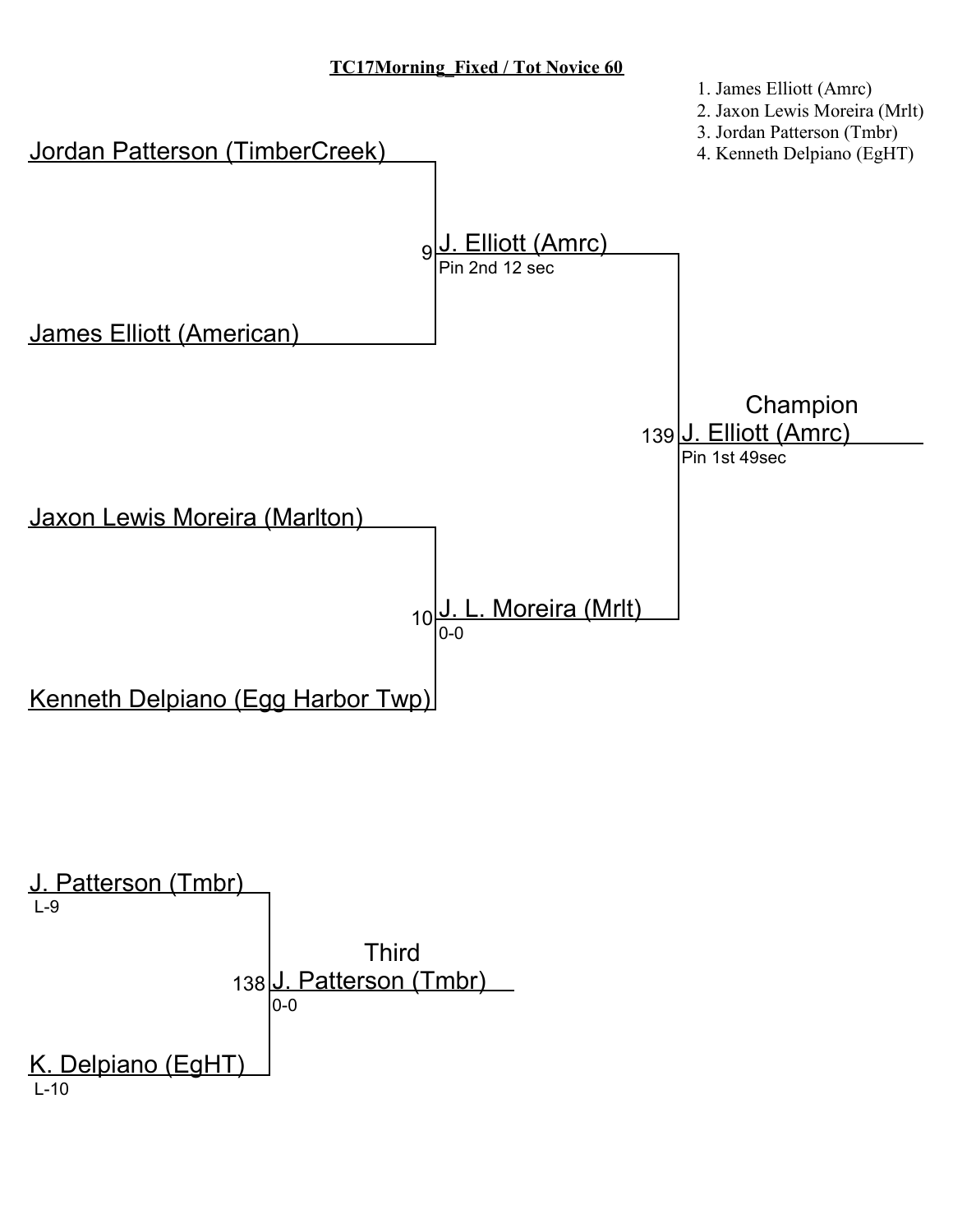**TC17Morning_Fixed / Tot Novice 60**

1. James Elliott (Amrc)
2. Jaxon Lewis Moreira (Mrlt)
3. Jordan Patterson (Tmbr)
4. Kenneth Delpiano (EgHT)

Jordan Patterson (TimberCreek)

9 J. Elliott (Amrc)
Pin 2nd 12 sec

James Elliott (American)

Champion
139 J. Elliott (Amrc)
Pin 1st 49sec

Jaxon Lewis Moreira (Marlton)

10 J. L. Moreira (Mrlt)
0-0

Kenneth Delpiano (Egg Harbor Twp)

J. Patterson (Tmbr)
L-9

Third
138 J. Patterson (Tmbr)
0-0

K. Delpiano (EgHT)
L-10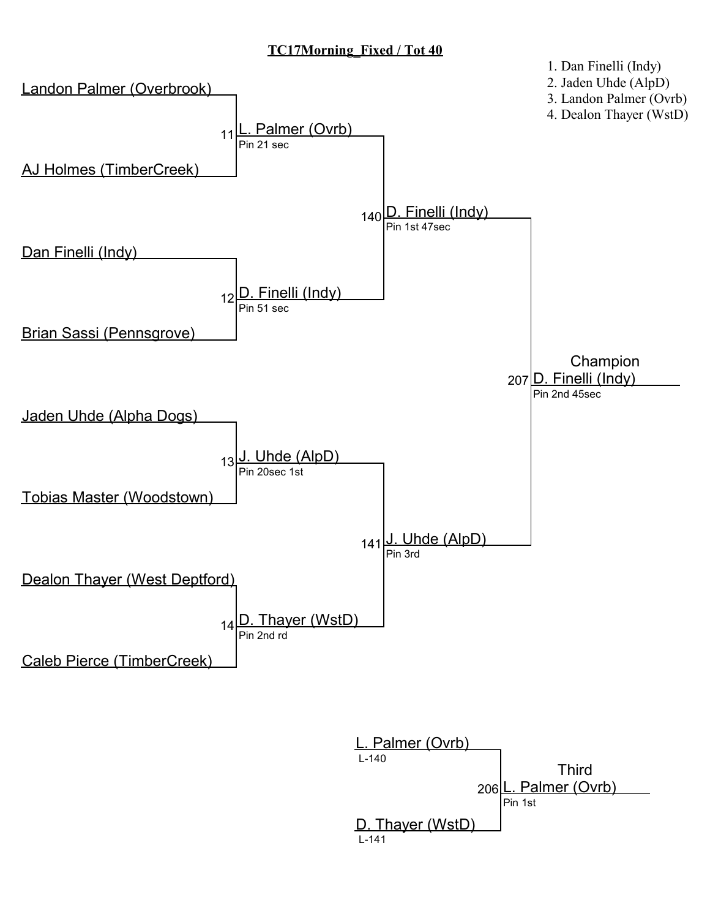# TC17Morning_Fixed / Tot 40

1. Dan Finelli (Indy)
2. Jaden Uhde (AlpD)
3. Landon Palmer (Ovrb)
4. Dealon Thayer (WstD)

## First Round

| Bout | Wrestler 1 | Wrestler 2 | Winner | Result |
|---|---|---|---|---|
| 11 | Landon Palmer (Overbrook) | AJ Holmes (TimberCreek) | L. Palmer (Ovrb) | Pin 21 sec |
| 12 | Dan Finelli (Indy) | Brian Sassi (Pennsgrove) | D. Finelli (Indy) | Pin 51 sec |
| 13 | Jaden Uhde (Alpha Dogs) | Tobias Master (Woodstown) | J. Uhde (AlpD) | Pin 20sec 1st |
| 14 | Dealon Thayer (West Deptford) | Caleb Pierce (TimberCreek) | D. Thayer (WstD) | Pin 2nd rd |

## Semifinals

| Bout | Wrestler 1 | Wrestler 2 | Winner | Result |
|---|---|---|---|---|
| 140 | L. Palmer (Ovrb) | D. Finelli (Indy) | D. Finelli (Indy) | Pin 1st 47sec |
| 141 | J. Uhde (AlpD) | D. Thayer (WstD) | J. Uhde (AlpD) | Pin 3rd |

## Champion

| Bout | Wrestler 1 | Wrestler 2 | Winner | Result |
|---|---|---|---|---|
| 207 | D. Finelli (Indy) | J. Uhde (AlpD) | D. Finelli (Indy) | Pin 2nd 45sec |

## Third

| Bout | Wrestler 1 | Wrestler 2 | Winner | Result |
|---|---|---|---|---|
| 206 | L. Palmer (Ovrb) (L-140) | D. Thayer (WstD) (L-141) | L. Palmer (Ovrb) | Pin 1st |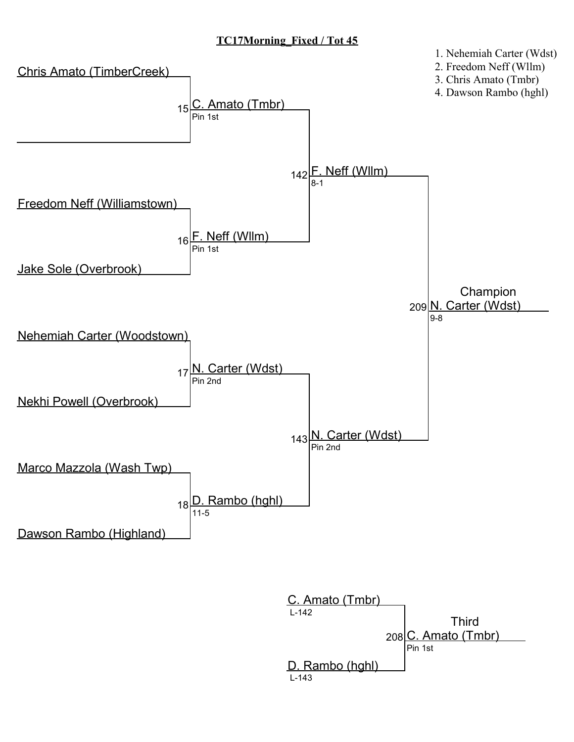# TC17Morning_Fixed / Tot 45

1. Nehemiah Carter (Wdst)
2. Freedom Neff (Wllm)
3. Chris Amato (Tmbr)
4. Dawson Rambo (hghl)

**Championship Bracket**

| First Round | Bout | Winner | Bout | Winner | Bout | Champion |
|---|---|---|---|---|---|---|
| Chris Amato (TimberCreek) / (bye) | 15 | C. Amato (Tmbr) Pin 1st | 142 | F. Neff (Wllm) 8-1 | 209 | N. Carter (Wdst) 9-8 |
| Freedom Neff (Williamstown) / Jake Sole (Overbrook) | 16 | F. Neff (Wllm) Pin 1st | | | | |
| Nehemiah Carter (Woodstown) / Nekhi Powell (Overbrook) | 17 | N. Carter (Wdst) Pin 2nd | 143 | N. Carter (Wdst) Pin 2nd | | |
| Marco Mazzola (Wash Twp) / Dawson Rambo (Highland) | 18 | D. Rambo (hghl) 11-5 | | | | |

**Third Place**

| Wrestler | Bout | Third |
|---|---|---|
| C. Amato (Tmbr) L-142 / D. Rambo (hghl) L-143 | 208 | C. Amato (Tmbr) Pin 1st |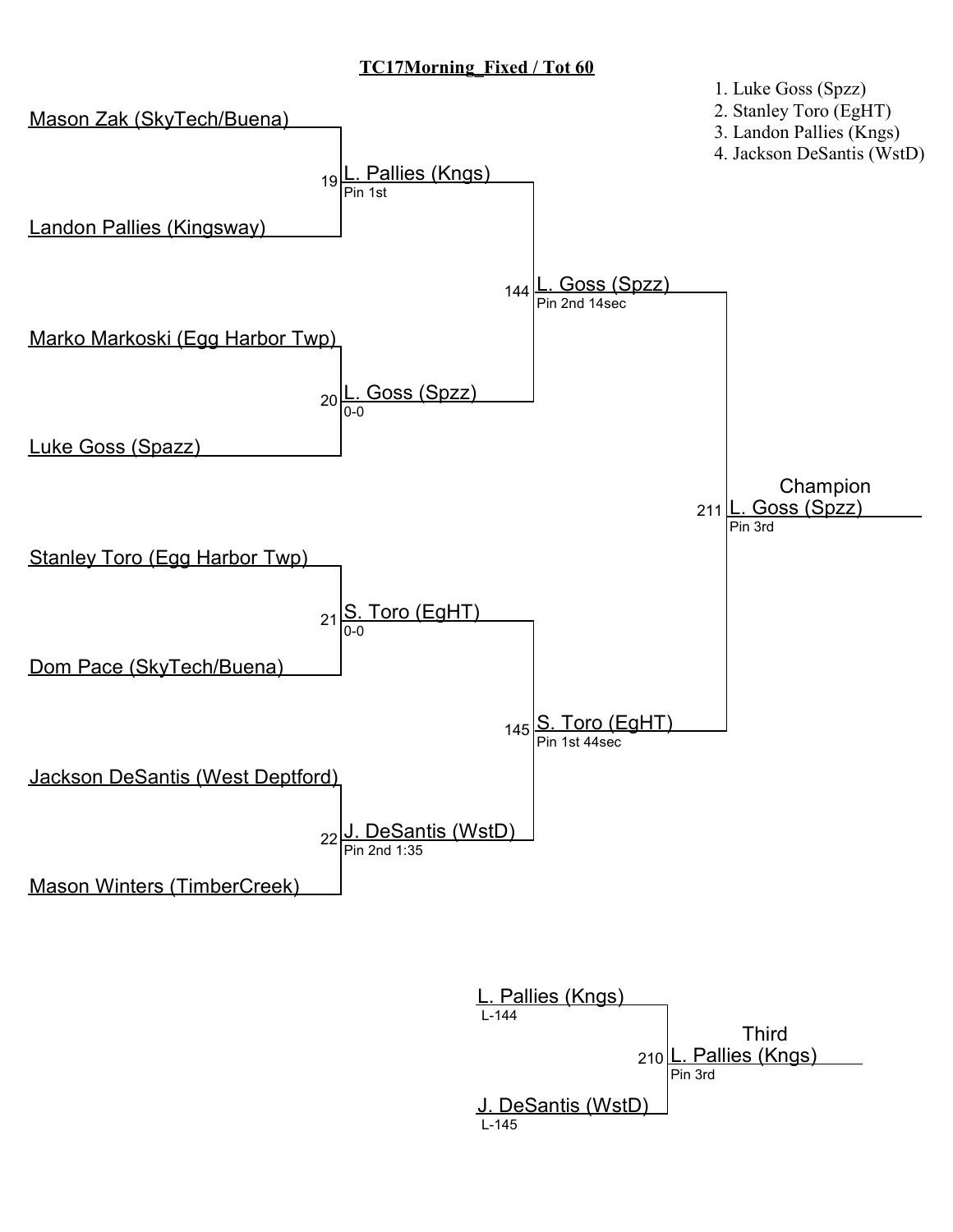# TC17Morning_Fixed / Tot 60

1. Luke Goss (Spzz)
2. Stanley Toro (EgHT)
3. Landon Pallies (Kngs)
4. Jackson DeSantis (WstD)

## Championship Bracket

**First Round**

- Match 19: Mason Zak (SkyTech/Buena) vs. Landon Pallies (Kingsway) — Winner: L. Pallies (Kngs), Pin 1st
- Match 20: Marko Markoski (Egg Harbor Twp) vs. Luke Goss (Spazz) — Winner: L. Goss (Spzz), 0-0
- Match 21: Stanley Toro (Egg Harbor Twp) vs. Dom Pace (SkyTech/Buena) — Winner: S. Toro (EgHT), 0-0
- Match 22: Jackson DeSantis (West Deptford) vs. Mason Winters (TimberCreek) — Winner: J. DeSantis (WstD), Pin 2nd 1:35

**Semifinals**

- Match 144: L. Pallies (Kngs) vs. L. Goss (Spzz) — Winner: L. Goss (Spzz), Pin 2nd 14sec
- Match 145: S. Toro (EgHT) vs. J. DeSantis (WstD) — Winner: S. Toro (EgHT), Pin 1st 44sec

**Final**

- Match 211: L. Goss (Spzz) vs. S. Toro (EgHT) — Champion: L. Goss (Spzz), Pin 3rd

## Third Place

- Match 210: L. Pallies (Kngs) (L-144) vs. J. DeSantis (WstD) (L-145) — Third: L. Pallies (Kngs), Pin 3rd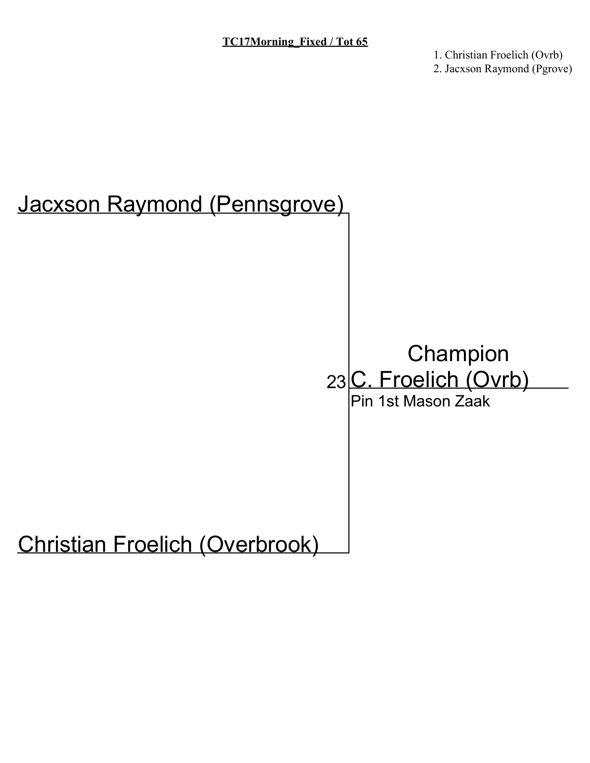**TC17Morning_Fixed / Tot 65**

1. Christian Froelich (Ovrb)
2. Jacxson Raymond (Pgrove)

Jacxson Raymond (Pennsgrove)

23

Champion

C. Froelich (Ovrb)

Pin 1st Mason Zaak

Christian Froelich (Overbrook)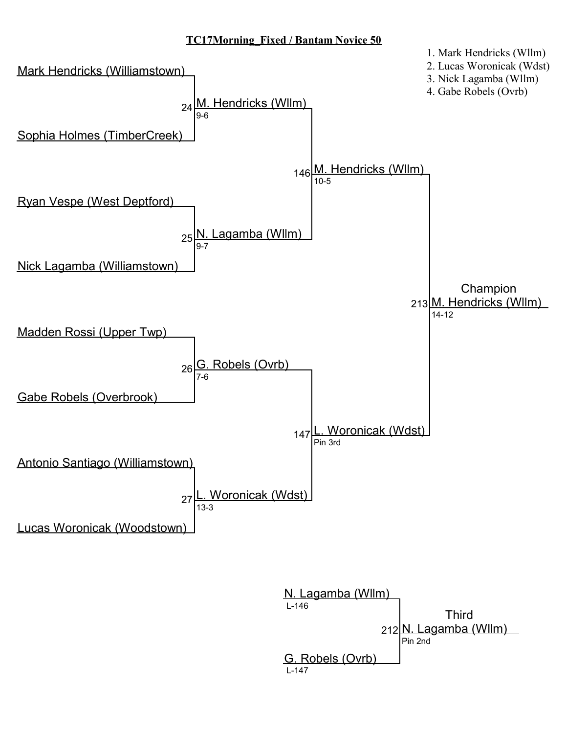# TC17Morning_Fixed / Bantam Novice 50

1. Mark Hendricks (Wllm)
2. Lucas Woronicak (Wdst)
3. Nick Lagamba (Wllm)
4. Gabe Robels (Ovrb)

## First Round

| Bout | Wrestler 1 | Wrestler 2 | Winner | Score |
|---|---|---|---|---|
| 24 | Mark Hendricks (Williamstown) | Sophia Holmes (TimberCreek) | M. Hendricks (Wllm) | 9-6 |
| 25 | Ryan Vespe (West Deptford) | Nick Lagamba (Williamstown) | N. Lagamba (Wllm) | 9-7 |
| 26 | Madden Rossi (Upper Twp) | Gabe Robels (Overbrook) | G. Robels (Ovrb) | 7-6 |
| 27 | Antonio Santiago (Williamstown) | Lucas Woronicak (Woodstown) | L. Woronicak (Wdst) | 13-3 |

## Semifinals

| Bout | Winner | Score |
|---|---|---|
| 146 | M. Hendricks (Wllm) | 10-5 |
| 147 | L. Woronicak (Wdst) | Pin 3rd |

## Champion

| Bout | Winner | Score |
|---|---|---|
| 213 | M. Hendricks (Wllm) | 14-12 |

## Third

| Bout | Wrestler 1 | Wrestler 2 | Winner | Score |
|---|---|---|---|---|
| 212 | N. Lagamba (Wllm) L-146 | G. Robels (Ovrb) L-147 | N. Lagamba (Wllm) | Pin 2nd |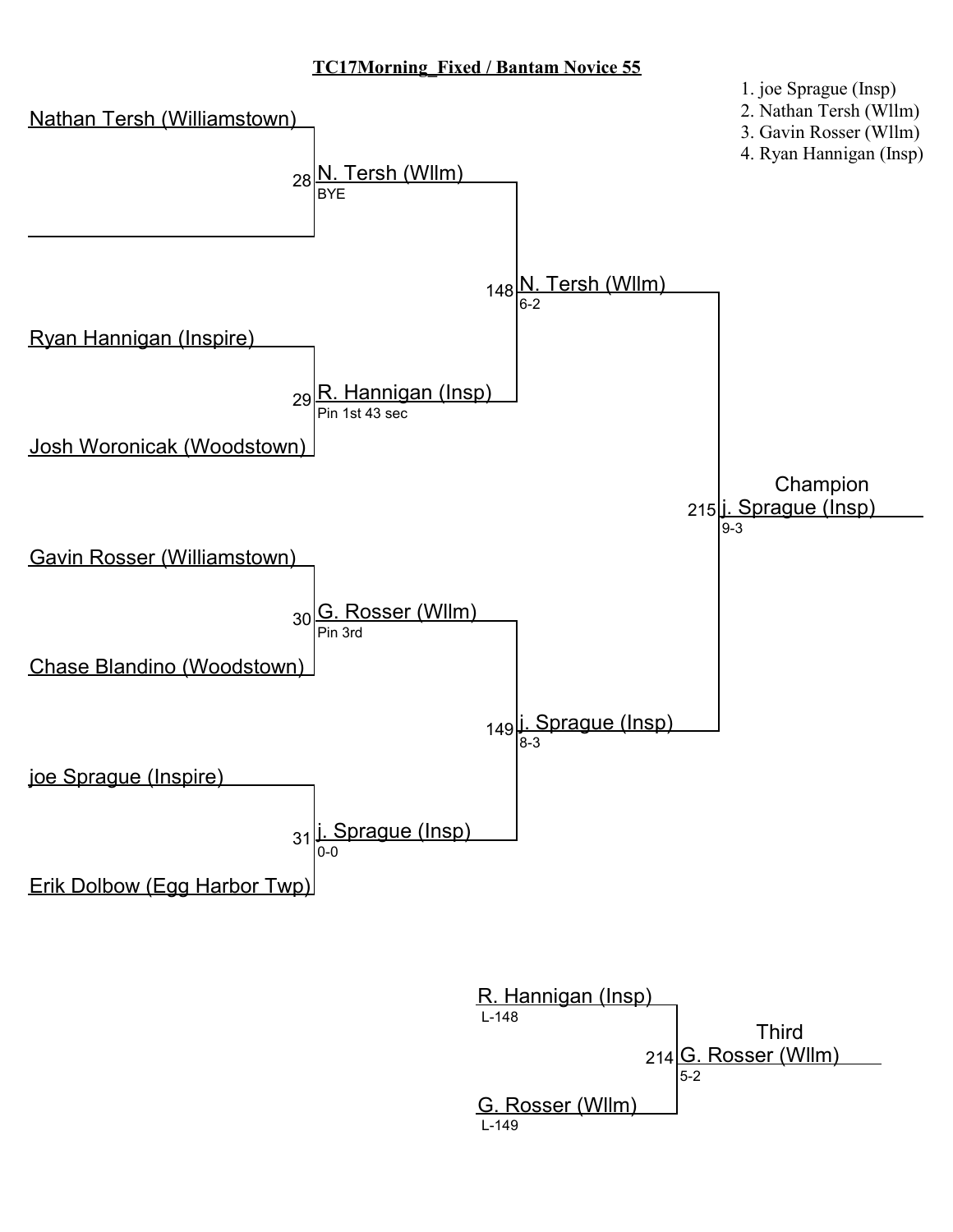**TC17Morning_Fixed / Bantam Novice 55**

1. joe Sprague (Insp)
2. Nathan Tersh (Wllm)
3. Gavin Rosser (Wllm)
4. Ryan Hannigan (Insp)

Nathan Tersh (Williamstown)

28 N. Tersh (Wllm)
BYE

148 N. Tersh (Wllm)
6-2

Ryan Hannigan (Inspire)

29 R. Hannigan (Insp)
Pin 1st 43 sec

Josh Woronicak (Woodstown)

Champion

215 j. Sprague (Insp)
9-3

Gavin Rosser (Williamstown)

30 G. Rosser (Wllm)
Pin 3rd

Chase Blandino (Woodstown)

149 j. Sprague (Insp)
8-3

joe Sprague (Inspire)

31 j. Sprague (Insp)
0-0

Erik Dolbow (Egg Harbor Twp)

R. Hannigan (Insp)
L-148

Third

214 G. Rosser (Wllm)
5-2

G. Rosser (Wllm)
L-149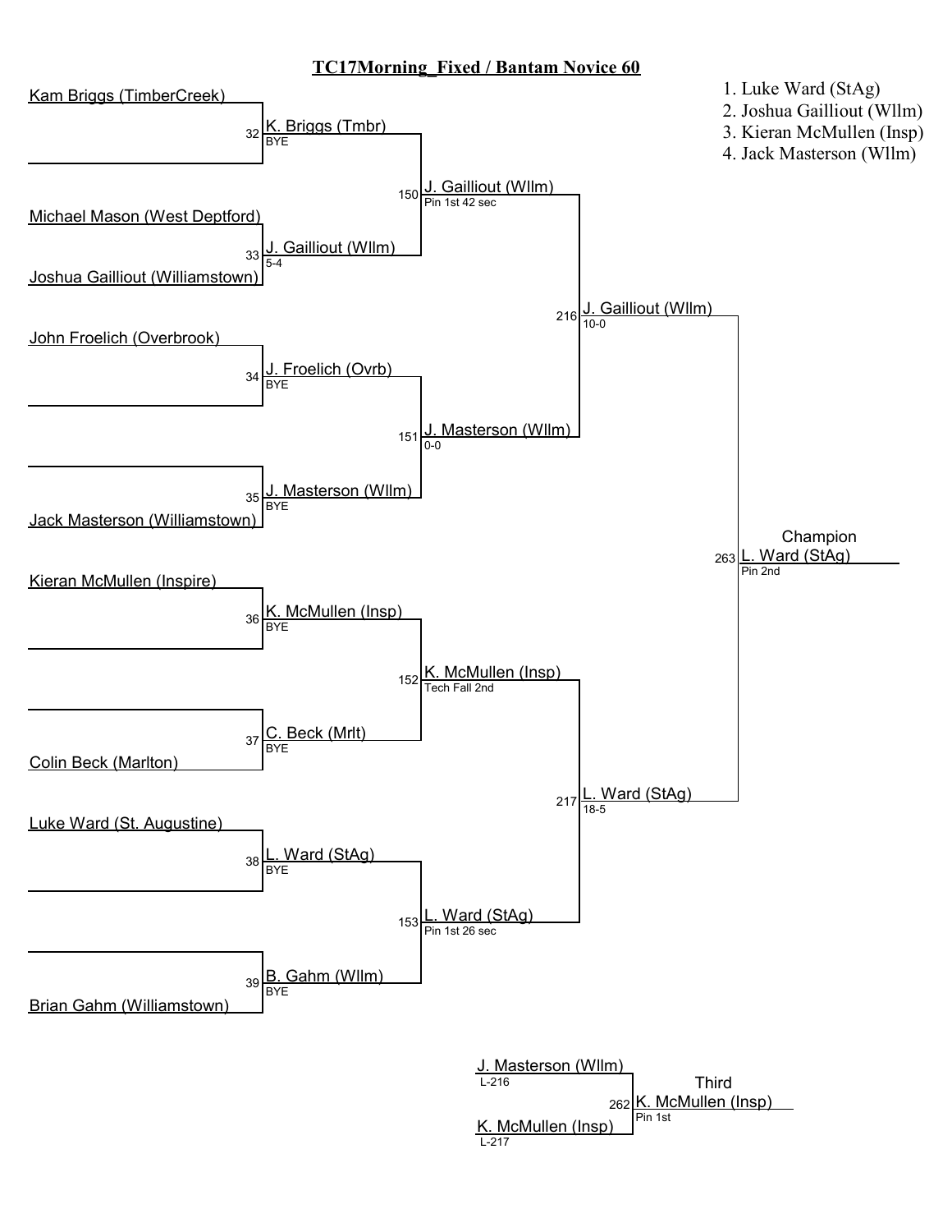# TC17Morning_Fixed / Bantam Novice 60

1. Luke Ward (StAg)
2. Joshua Gailliout (Wllm)
3. Kieran McMullen (Insp)
4. Jack Masterson (Wllm)

## First Round

| Bout | Wrestlers | Winner | Result |
|---|---|---|---|
| 32 | Kam Briggs (TimberCreek) | K. Briggs (Tmbr) | BYE |
| 33 | Michael Mason (West Deptford) vs Joshua Gailliout (Williamstown) | J. Gailliout (Wllm) | 5-4 |
| 34 | John Froelich (Overbrook) | J. Froelich (Ovrb) | BYE |
| 35 | Jack Masterson (Williamstown) | J. Masterson (Wllm) | BYE |
| 36 | Kieran McMullen (Inspire) | K. McMullen (Insp) | BYE |
| 37 | Colin Beck (Marlton) | C. Beck (Mrlt) | BYE |
| 38 | Luke Ward (St. Augustine) | L. Ward (StAg) | BYE |
| 39 | Brian Gahm (Williamstown) | B. Gahm (Wllm) | BYE |

## Quarterfinals

| Bout | Winner | Result |
|---|---|---|
| 150 | J. Gailliout (Wllm) | Pin 1st 42 sec |
| 151 | J. Masterson (Wllm) | 0-0 |
| 152 | K. McMullen (Insp) | Tech Fall 2nd |
| 153 | L. Ward (StAg) | Pin 1st 26 sec |

## Semifinals

| Bout | Winner | Result |
|---|---|---|
| 216 | J. Gailliout (Wllm) | 10-0 |
| 217 | L. Ward (StAg) | 18-5 |

## Champion

| Bout | Winner | Result |
|---|---|---|
| 263 | L. Ward (StAg) | Pin 2nd |

## Third

| Bout | Wrestlers | Winner | Result |
|---|---|---|---|
| 262 | J. Masterson (Wllm) (L-216) vs K. McMullen (Insp) (L-217) | K. McMullen (Insp) | Pin 1st |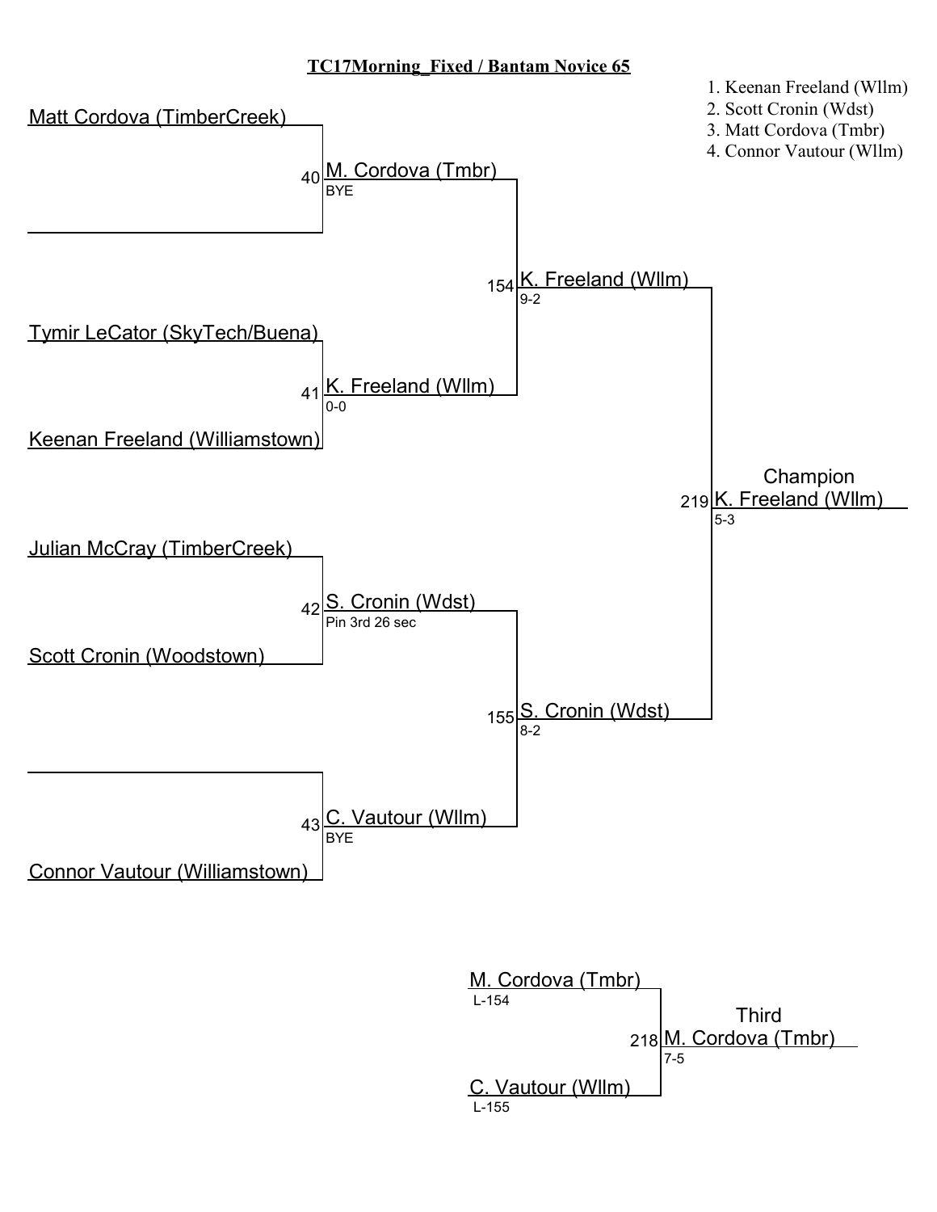# TC17Morning_Fixed / Bantam Novice 65

1. Keenan Freeland (Wllm)
2. Scott Cronin (Wdst)
3. Matt Cordova (Tmbr)
4. Connor Vautour (Wllm)

## Championship Bracket

**First Round**

- Bout 40: Matt Cordova (TimberCreek) vs. (bye) — **M. Cordova (Tmbr)**, BYE
- Bout 41: Tymir LeCator (SkyTech/Buena) vs. Keenan Freeland (Williamstown) — **K. Freeland (Wllm)**, 0-0
- Bout 42: Julian McCray (TimberCreek) vs. Scott Cronin (Woodstown) — **S. Cronin (Wdst)**, Pin 3rd 26 sec
- Bout 43: (bye) vs. Connor Vautour (Williamstown) — **C. Vautour (Wllm)**, BYE

**Semifinals**

- Bout 154: M. Cordova (Tmbr) vs. K. Freeland (Wllm) — **K. Freeland (Wllm)**, 9-2
- Bout 155: S. Cronin (Wdst) vs. C. Vautour (Wllm) — **S. Cronin (Wdst)**, 8-2

**Champion**

- Bout 219: K. Freeland (Wllm) vs. S. Cronin (Wdst) — **K. Freeland (Wllm)**, 5-3

## Third

- Bout 218: M. Cordova (Tmbr) (L-154) vs. C. Vautour (Wllm) (L-155) — **M. Cordova (Tmbr)**, 7-5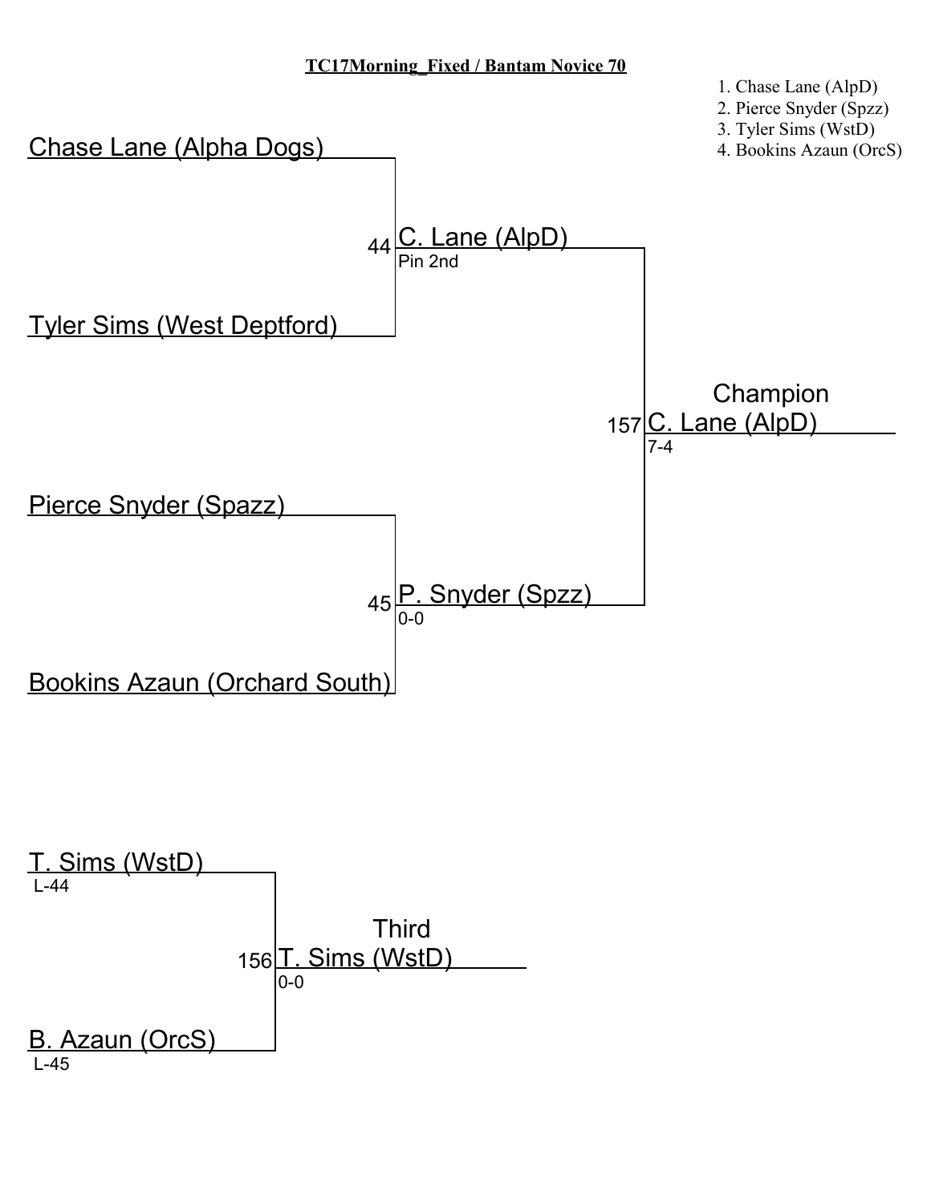**TC17Morning_Fixed / Bantam Novice 70**

1. Chase Lane (AlpD)
2. Pierce Snyder (Spzz)
3. Tyler Sims (WstD)
4. Bookins Azaun (OrcS)

Chase Lane (Alpha Dogs)

Tyler Sims (West Deptford)

44 C. Lane (AlpD)
Pin 2nd

Pierce Snyder (Spazz)

Bookins Azaun (Orchard South)

45 P. Snyder (Spzz)
0-0

Champion
157 C. Lane (AlpD)
7-4

T. Sims (WstD)
L-44

B. Azaun (OrcS)
L-45

Third
156 T. Sims (WstD)
0-0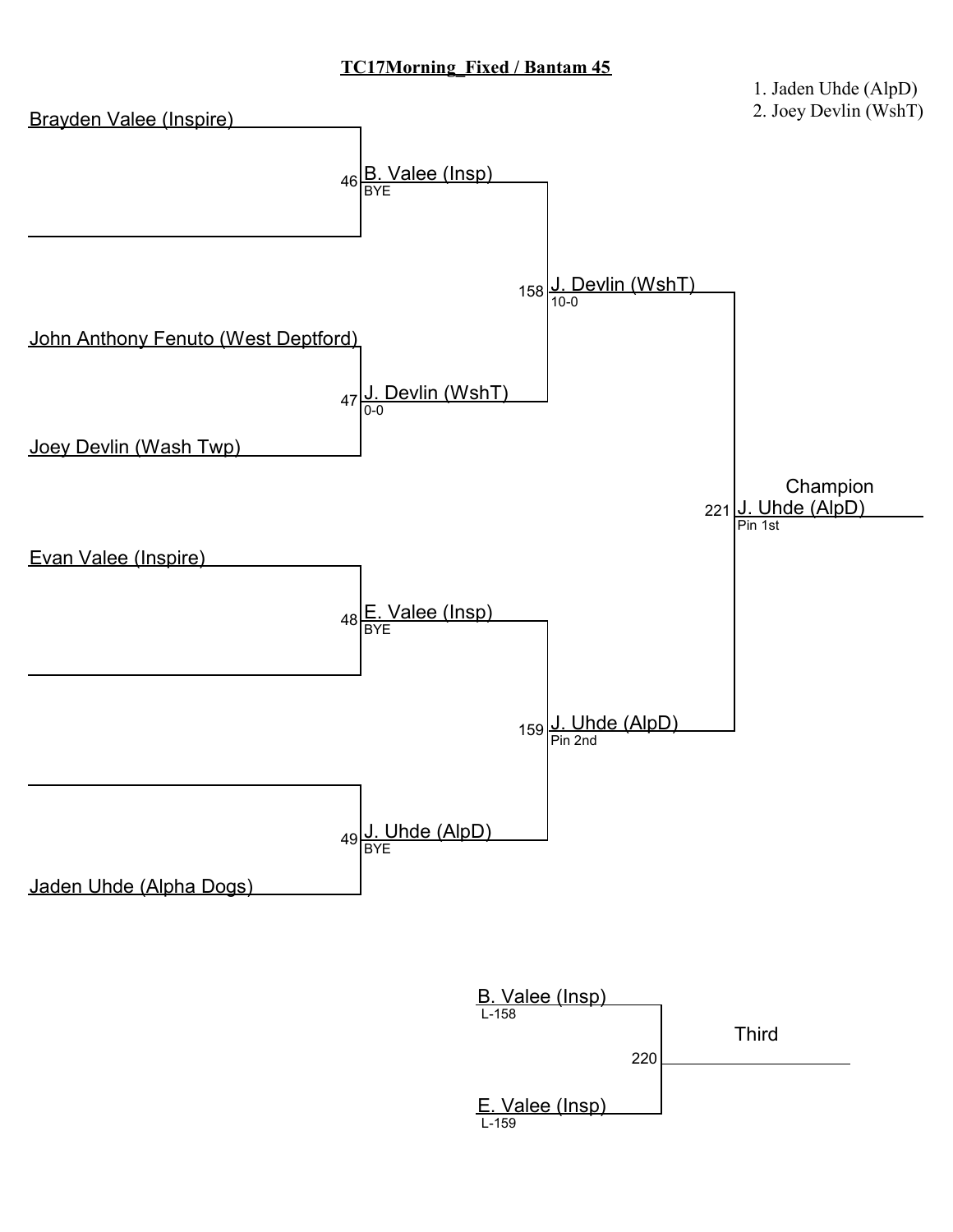# TC17Morning_Fixed / Bantam 45

1. Jaden Uhde (AlpD)
2. Joey Devlin (WshT)

**First Round**

| Bout | Wrestler 1 | Wrestler 2 | Winner | Result |
|---|---|---|---|---|
| 46 | Brayden Valee (Inspire) | | B. Valee (Insp) | BYE |
| 47 | John Anthony Fenuto (West Deptford) | Joey Devlin (Wash Twp) | J. Devlin (WshT) | 0-0 |
| 48 | Evan Valee (Inspire) | | E. Valee (Insp) | BYE |
| 49 | | Jaden Uhde (Alpha Dogs) | J. Uhde (AlpD) | BYE |

**Semifinals**

| Bout | Winner | Result |
|---|---|---|
| 158 | J. Devlin (WshT) | 10-0 |
| 159 | J. Uhde (AlpD) | Pin 2nd |

**Champion**

| Bout | Winner | Result |
|---|---|---|
| 221 | J. Uhde (AlpD) | Pin 1st |

**Third**

| Bout | Wrestler 1 | Wrestler 2 | Winner |
|---|---|---|---|
| 220 | B. Valee (Insp) L-158 | E. Valee (Insp) L-159 | |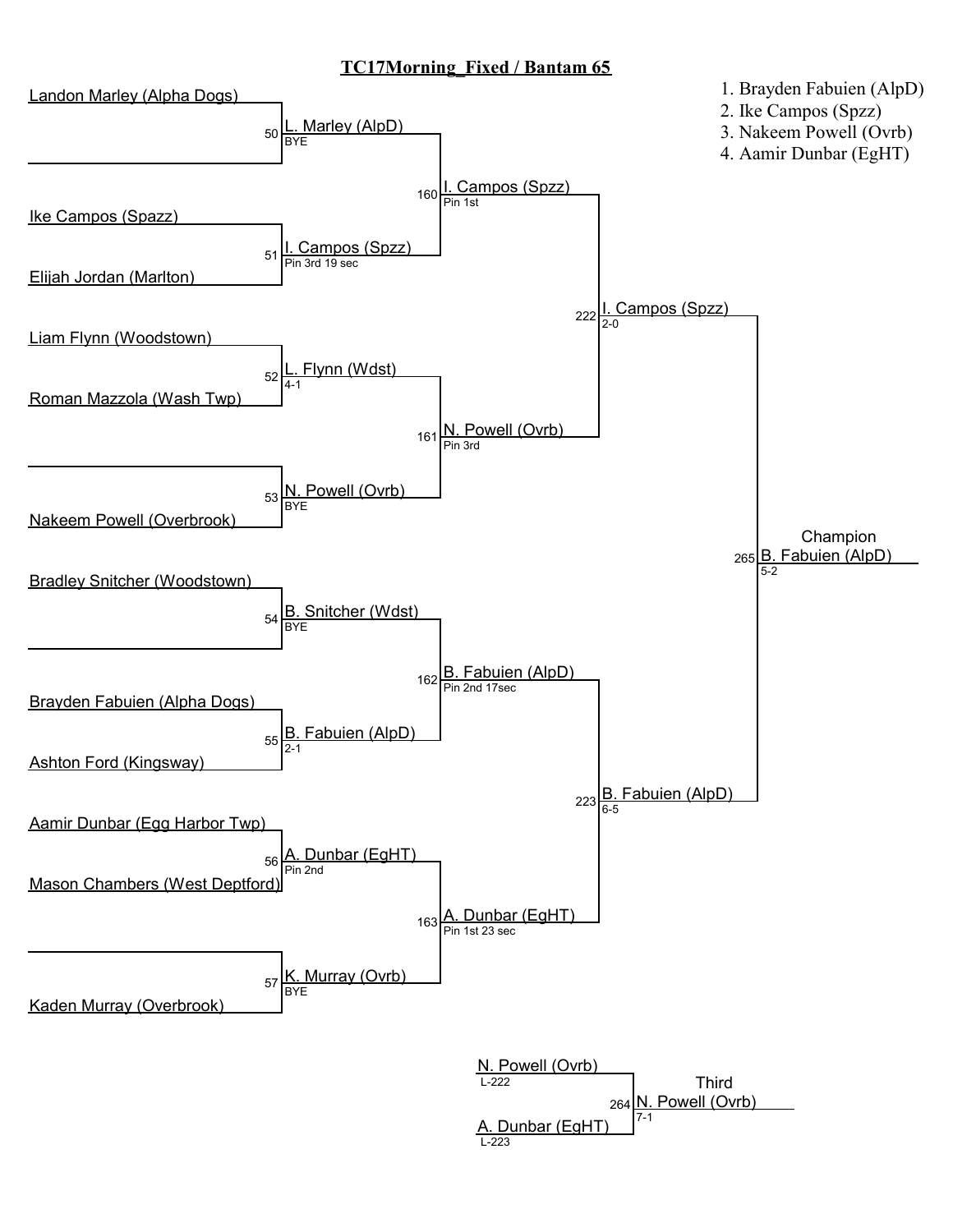# TC17Morning_Fixed / Bantam 65

1. Brayden Fabuien (AlpD)
2. Ike Campos (Spzz)
3. Nakeem Powell (Ovrb)
4. Aamir Dunbar (EgHT)

## First Round

| Bout | Wrestler 1 | Wrestler 2 | Winner | Result |
|---|---|---|---|---|
| 50 | Landon Marley (Alpha Dogs) | | L. Marley (AlpD) | BYE |
| 51 | Ike Campos (Spazz) | Elijah Jordan (Marlton) | I. Campos (Spzz) | Pin 3rd 19 sec |
| 52 | Liam Flynn (Woodstown) | Roman Mazzola (Wash Twp) | L. Flynn (Wdst) | 4-1 |
| 53 | | Nakeem Powell (Overbrook) | N. Powell (Ovrb) | BYE |
| 54 | Bradley Snitcher (Woodstown) | | B. Snitcher (Wdst) | BYE |
| 55 | Brayden Fabuien (Alpha Dogs) | Ashton Ford (Kingsway) | B. Fabuien (AlpD) | 2-1 |
| 56 | Aamir Dunbar (Egg Harbor Twp) | Mason Chambers (West Deptford) | A. Dunbar (EgHT) | Pin 2nd |
| 57 | | Kaden Murray (Overbrook) | K. Murray (Ovrb) | BYE |

## Quarterfinals

| Bout | Winner | Result |
|---|---|---|
| 160 | I. Campos (Spzz) | Pin 1st |
| 161 | N. Powell (Ovrb) | Pin 3rd |
| 162 | B. Fabuien (AlpD) | Pin 2nd 17sec |
| 163 | A. Dunbar (EgHT) | Pin 1st 23 sec |

## Semifinals

| Bout | Winner | Result |
|---|---|---|
| 222 | I. Campos (Spzz) | 2-0 |
| 223 | B. Fabuien (AlpD) | 6-5 |

## Champion

| Bout | Winner | Result |
|---|---|---|
| 265 | B. Fabuien (AlpD) | 5-2 |

## Third

| Bout | Wrestler 1 | Wrestler 2 | Winner | Result |
|---|---|---|---|---|
| 264 | N. Powell (Ovrb) L-222 | A. Dunbar (EgHT) L-223 | N. Powell (Ovrb) | 7-1 |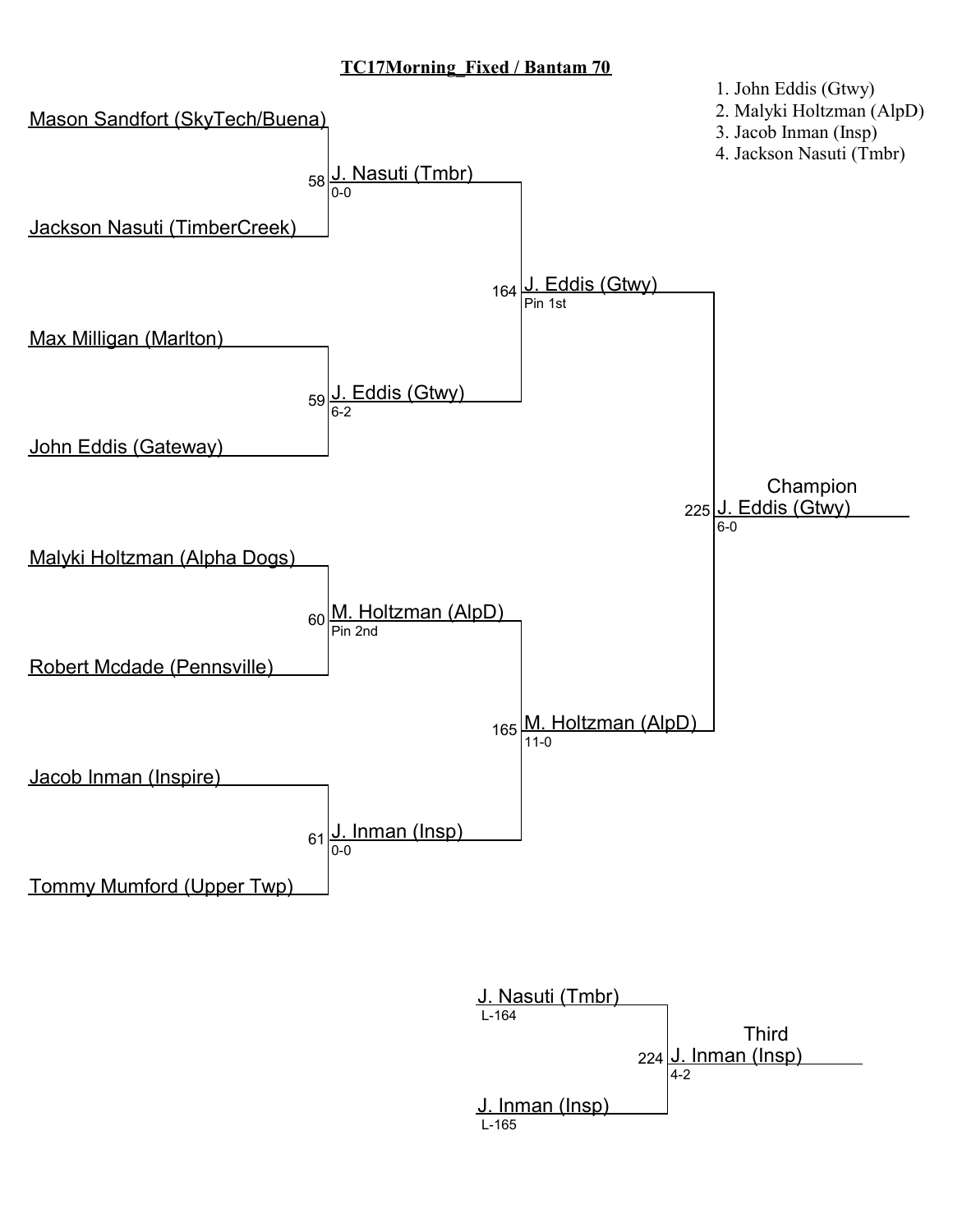# TC17Morning_Fixed / Bantam 70

1. John Eddis (Gtwy)
2. Malyki Holtzman (AlpD)
3. Jacob Inman (Insp)
4. Jackson Nasuti (Tmbr)

## Championship Bracket

### First Round

| Bout | Wrestler 1 | Wrestler 2 | Winner | Result |
|---|---|---|---|---|
| 58 | Mason Sandfort (SkyTech/Buena) | Jackson Nasuti (TimberCreek) | J. Nasuti (Tmbr) | 0-0 |
| 59 | Max Milligan (Marlton) | John Eddis (Gateway) | J. Eddis (Gtwy) | 6-2 |
| 60 | Malyki Holtzman (Alpha Dogs) | Robert Mcdade (Pennsville) | M. Holtzman (AlpD) | Pin 2nd |
| 61 | Jacob Inman (Inspire) | Tommy Mumford (Upper Twp) | J. Inman (Insp) | 0-0 |

### Semifinals

| Bout | Winner | Result |
|---|---|---|
| 164 | J. Eddis (Gtwy) | Pin 1st |
| 165 | M. Holtzman (AlpD) | 11-0 |

### Final

| Bout | Champion | Result |
|---|---|---|
| 225 | J. Eddis (Gtwy) | 6-0 |

## Third Place

| Bout | Wrestler 1 | Wrestler 2 | Third | Result |
|---|---|---|---|---|
| 224 | J. Nasuti (Tmbr) (L-164) | J. Inman (Insp) (L-165) | J. Inman (Insp) | 4-2 |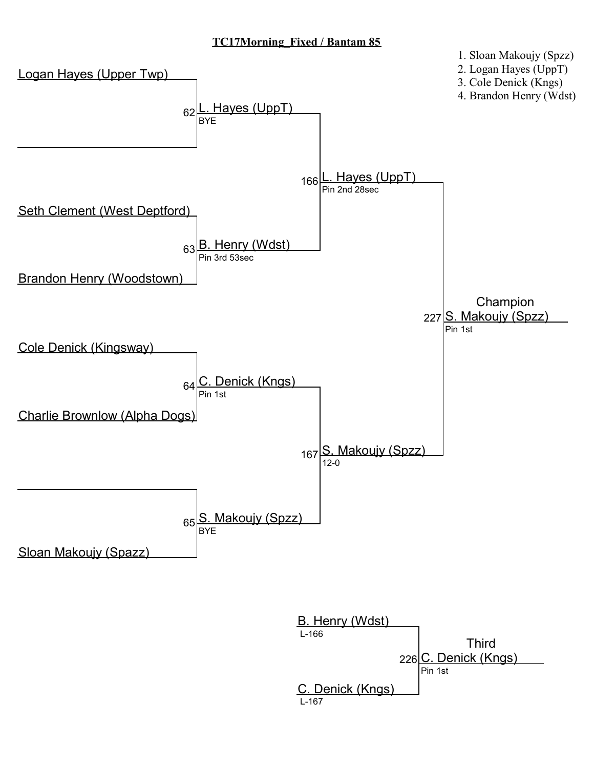# TC17Morning_Fixed / Bantam 85

1. Sloan Makoujy (Spzz)
2. Logan Hayes (UppT)
3. Cole Denick (Kngs)
4. Brandon Henry (Wdst)

## Championship Bracket

| Round 1 | Bout | Quarterfinal Result | Bout | Semifinal Result | Bout | Final |
| --- | --- | --- | --- | --- | --- | --- |
| Logan Hayes (Upper Twp) | 62 | L. Hayes (UppT) BYE | 166 | L. Hayes (UppT) Pin 2nd 28sec | 227 | Champion S. Makoujy (Spzz) Pin 1st |
| (bye) | | | | | | |
| Seth Clement (West Deptford) | 63 | B. Henry (Wdst) Pin 3rd 53sec | | | | |
| Brandon Henry (Woodstown) | | | | | | |
| Cole Denick (Kingsway) | 64 | C. Denick (Kngs) Pin 1st | 167 | S. Makoujy (Spzz) 12-0 | | |
| Charlie Brownlow (Alpha Dogs) | | | | | | |
| (bye) | 65 | S. Makoujy (Spzz) BYE | | | | |
| Sloan Makoujy (Spazz) | | | | | | |

## Third Place

| Wrestler | Bout | Result |
| --- | --- | --- |
| B. Henry (Wdst) L-166 | 226 | Third C. Denick (Kngs) Pin 1st |
| C. Denick (Kngs) L-167 | | |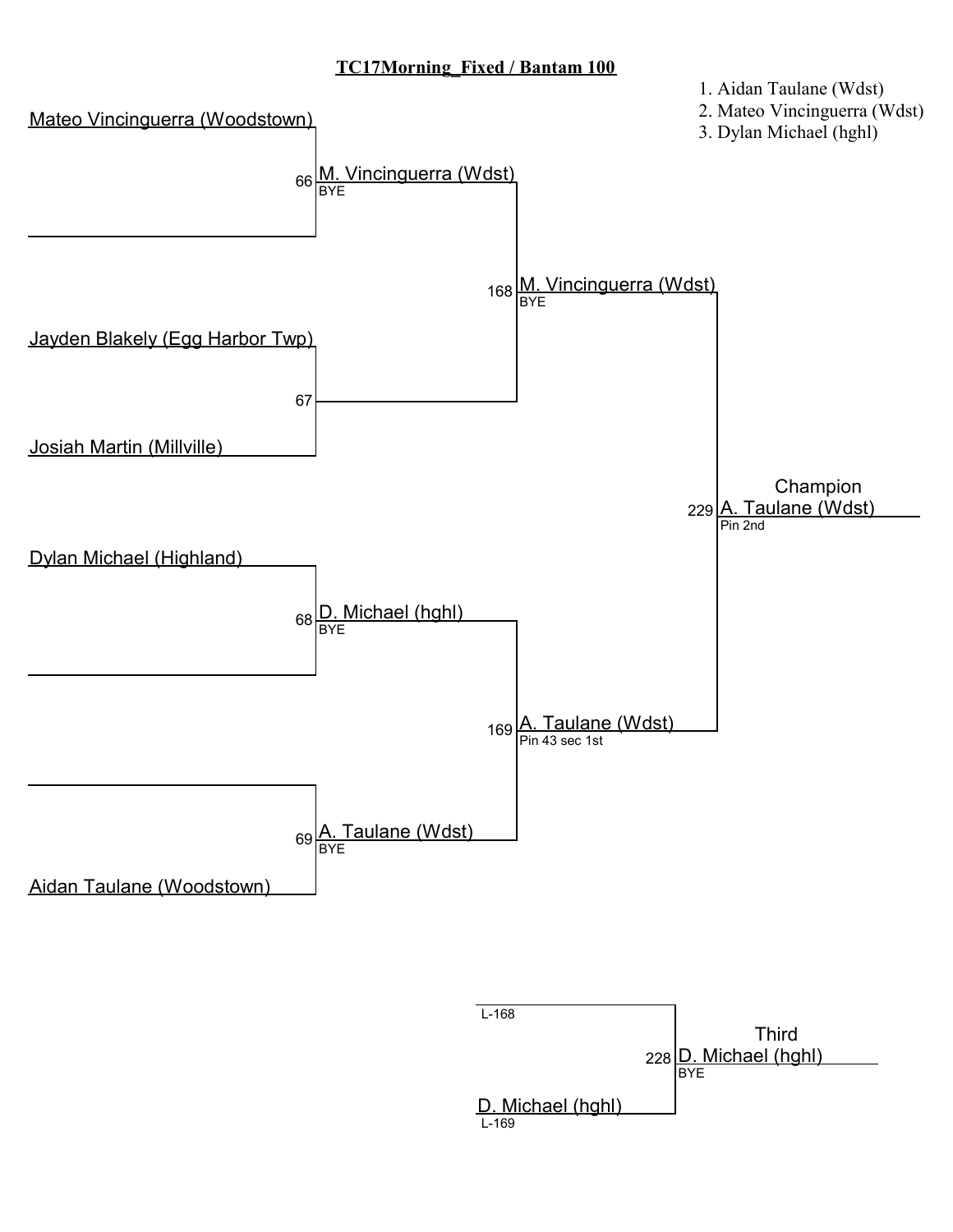# TC17Morning_Fixed / Bantam 100

1. Aidan Taulane (Wdst)
2. Mateo Vincinguerra (Wdst)
3. Dylan Michael (hghl)

**Round 1**

- Mateo Vincinguerra (Woodstown) — (bye) → 66: M. Vincinguerra (Wdst), BYE
- Jayden Blakely (Egg Harbor Twp) vs Josiah Martin (Millville) → 67
- Dylan Michael (Highland) — (bye) → 68: D. Michael (hghl), BYE
- (bye) — Aidan Taulane (Woodstown) → 69: A. Taulane (Wdst), BYE

**Semifinals**

- 168: M. Vincinguerra (Wdst), BYE
- 169: A. Taulane (Wdst), Pin 43 sec 1st

**Final**

- 229: Champion — A. Taulane (Wdst), Pin 2nd

**Third Place**

- L-168 vs D. Michael (hghl) (L-169)
- 228: Third — D. Michael (hghl), BYE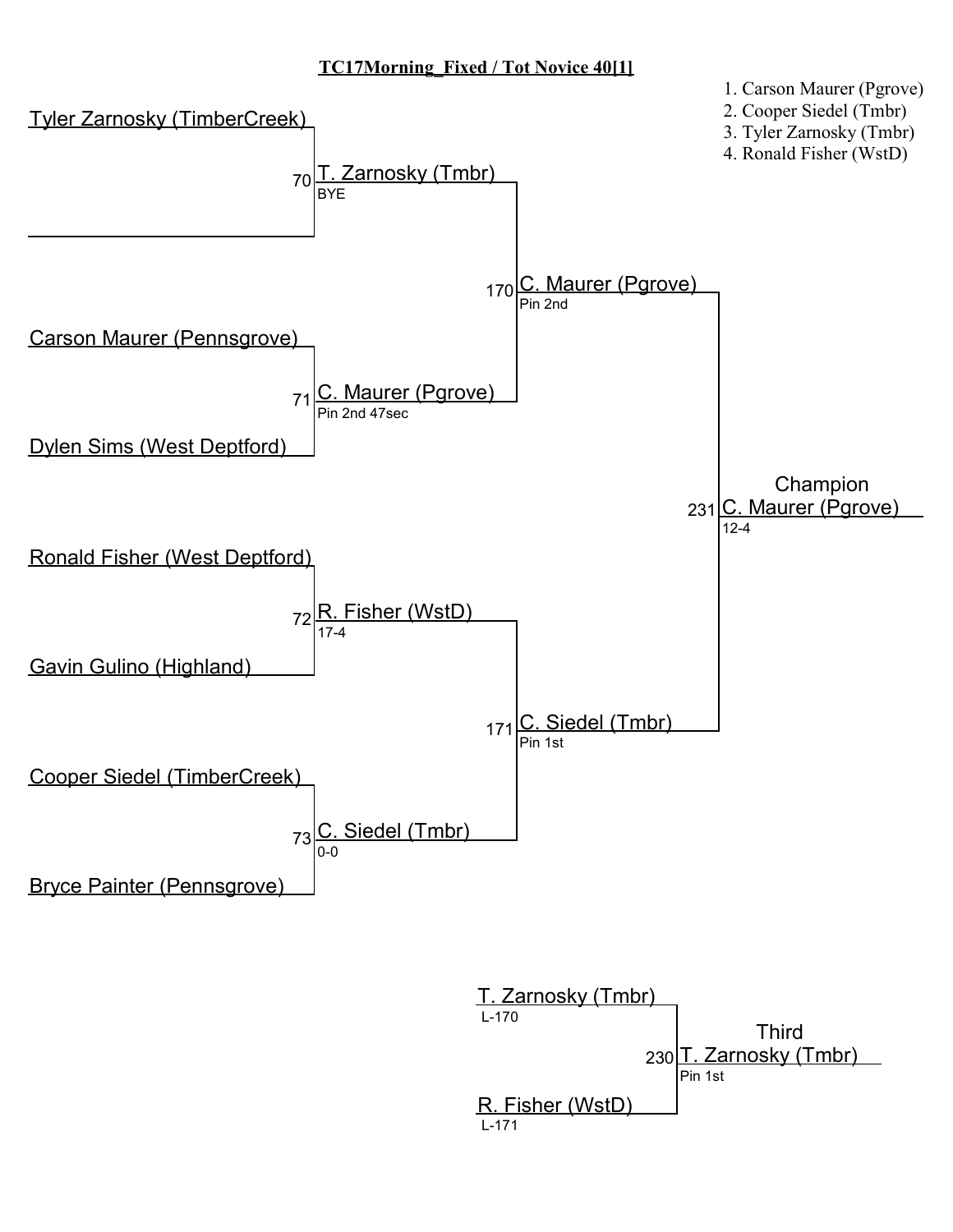# TC17Morning_Fixed / Tot Novice 40[1]

1. Carson Maurer (Pgrove)
2. Cooper Siedel (Tmbr)
3. Tyler Zarnosky (Tmbr)
4. Ronald Fisher (WstD)

## Round 1

| Bout | Wrestler 1 | Wrestler 2 | Winner | Result |
|---|---|---|---|---|
| 70 | Tyler Zarnosky (TimberCreek) | | T. Zarnosky (Tmbr) | BYE |
| 71 | Carson Maurer (Pennsgrove) | Dylen Sims (West Deptford) | C. Maurer (Pgrove) | Pin 2nd 47sec |
| 72 | Ronald Fisher (West Deptford) | Gavin Gulino (Highland) | R. Fisher (WstD) | 17-4 |
| 73 | Cooper Siedel (TimberCreek) | Bryce Painter (Pennsgrove) | C. Siedel (Tmbr) | 0-0 |

## Semifinals

| Bout | Winner | Result |
|---|---|---|
| 170 | C. Maurer (Pgrove) | Pin 2nd |
| 171 | C. Siedel (Tmbr) | Pin 1st |

## Final

| Bout | Champion | Result |
|---|---|---|
| 231 | C. Maurer (Pgrove) | 12-4 |

## Third Place

| Bout | Wrestler 1 | Wrestler 2 | Third | Result |
|---|---|---|---|---|
| 230 | T. Zarnosky (Tmbr) L-170 | R. Fisher (WstD) L-171 | T. Zarnosky (Tmbr) | Pin 1st |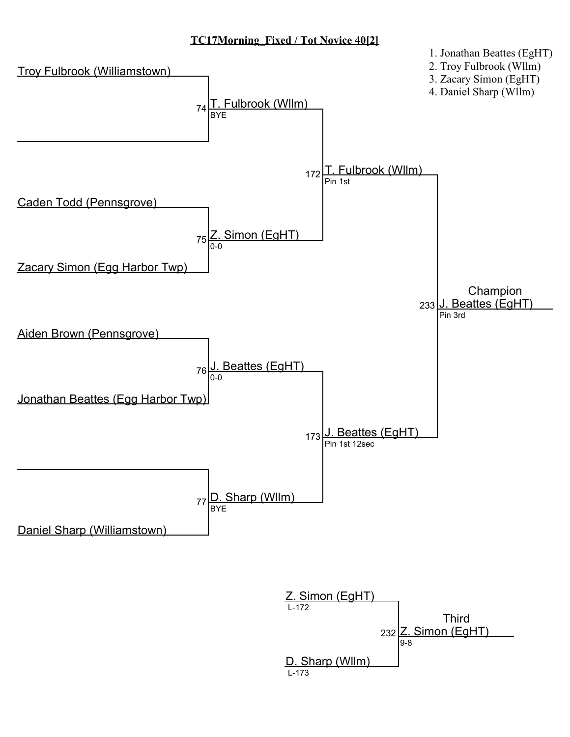# TC17Morning_Fixed / Tot Novice 40[2]

1. Jonathan Beattes (EgHT)
2. Troy Fulbrook (Wllm)
3. Zacary Simon (EgHT)
4. Daniel Sharp (Wllm)

## Championship Bracket

### First Round

| Bout | Wrestler 1 | Wrestler 2 | Winner | Result |
|---|---|---|---|---|
| 74 | Troy Fulbrook (Williamstown) | | T. Fulbrook (Wllm) | BYE |
| 75 | Caden Todd (Pennsgrove) | Zacary Simon (Egg Harbor Twp) | Z. Simon (EgHT) | 0-0 |
| 76 | Aiden Brown (Pennsgrove) | Jonathan Beattes (Egg Harbor Twp) | J. Beattes (EgHT) | 0-0 |
| 77 | | Daniel Sharp (Williamstown) | D. Sharp (Wllm) | BYE |

### Semifinals

| Bout | Winner | Result |
|---|---|---|
| 172 | T. Fulbrook (Wllm) | Pin 1st |
| 173 | J. Beattes (EgHT) | Pin 1st 12sec |

### Final

| Bout | Champion | Result |
|---|---|---|
| 233 | J. Beattes (EgHT) | Pin 3rd |

## Third Place

| Bout | Wrestler 1 | Wrestler 2 | Third | Result |
|---|---|---|---|---|
| 232 | Z. Simon (EgHT) L-172 | D. Sharp (Wllm) L-173 | Z. Simon (EgHT) | 9-8 |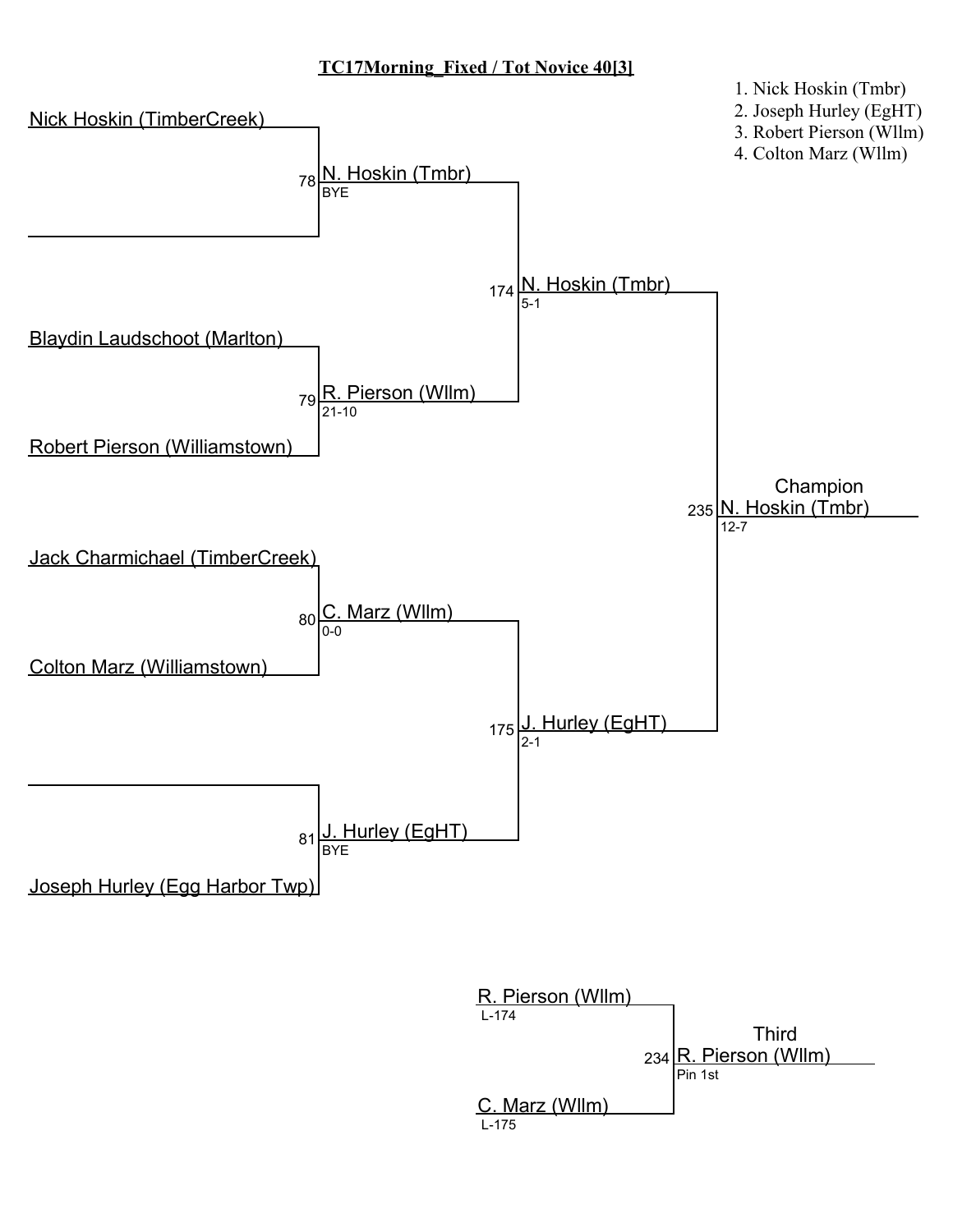# TC17Morning_Fixed / Tot Novice 40[3]

1. Nick Hoskin (Tmbr)
2. Joseph Hurley (EgHT)
3. Robert Pierson (Wllm)
4. Colton Marz (Wllm)

**Championship Bracket**

| Bout | Wrestlers | Winner | Result |
|---|---|---|---|
| 78 | Nick Hoskin (TimberCreek) vs. — | N. Hoskin (Tmbr) | BYE |
| 79 | Blaydin Laudschoot (Marlton) vs. Robert Pierson (Williamstown) | R. Pierson (Wllm) | 21-10 |
| 80 | Jack Charmichael (TimberCreek) vs. Colton Marz (Williamstown) | C. Marz (Wllm) | 0-0 |
| 81 | — vs. Joseph Hurley (Egg Harbor Twp) | J. Hurley (EgHT) | BYE |
| 174 | N. Hoskin (Tmbr) vs. R. Pierson (Wllm) | N. Hoskin (Tmbr) | 5-1 |
| 175 | C. Marz (Wllm) vs. J. Hurley (EgHT) | J. Hurley (EgHT) | 2-1 |
| 235 | N. Hoskin (Tmbr) vs. J. Hurley (EgHT) | Champion: N. Hoskin (Tmbr) | 12-7 |

**Third Place**

| Bout | Wrestlers | Winner | Result |
|---|---|---|---|
| 234 | R. Pierson (Wllm) (L-174) vs. C. Marz (Wllm) (L-175) | Third: R. Pierson (Wllm) | Pin 1st |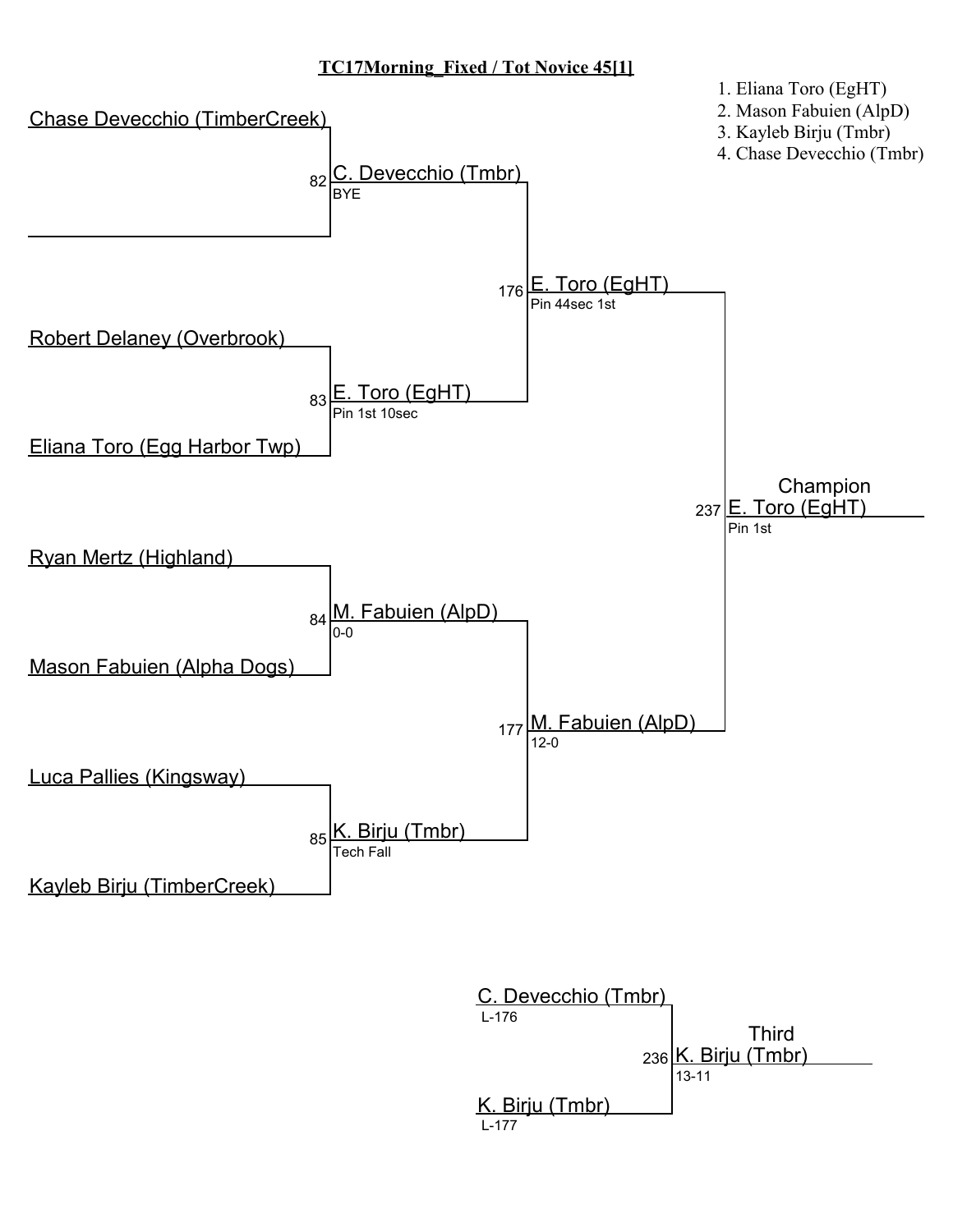**TC17Morning_Fixed / Tot Novice 45[1]**

1. Eliana Toro (EgHT)
2. Mason Fabuien (AlpD)
3. Kayleb Birju (Tmbr)
4. Chase Devecchio (Tmbr)

Chase Devecchio (TimberCreek)

82 C. Devecchio (Tmbr)
BYE

176 E. Toro (EgHT)
Pin 44sec 1st

Robert Delaney (Overbrook)

83 E. Toro (EgHT)
Pin 1st 10sec

Eliana Toro (Egg Harbor Twp)

Champion
237 E. Toro (EgHT)
Pin 1st

Ryan Mertz (Highland)

84 M. Fabuien (AlpD)
0-0

Mason Fabuien (Alpha Dogs)

177 M. Fabuien (AlpD)
12-0

Luca Pallies (Kingsway)

85 K. Birju (Tmbr)
Tech Fall

Kayleb Birju (TimberCreek)

C. Devecchio (Tmbr)
L-176

Third
236 K. Birju (Tmbr)
13-11

K. Birju (Tmbr)
L-177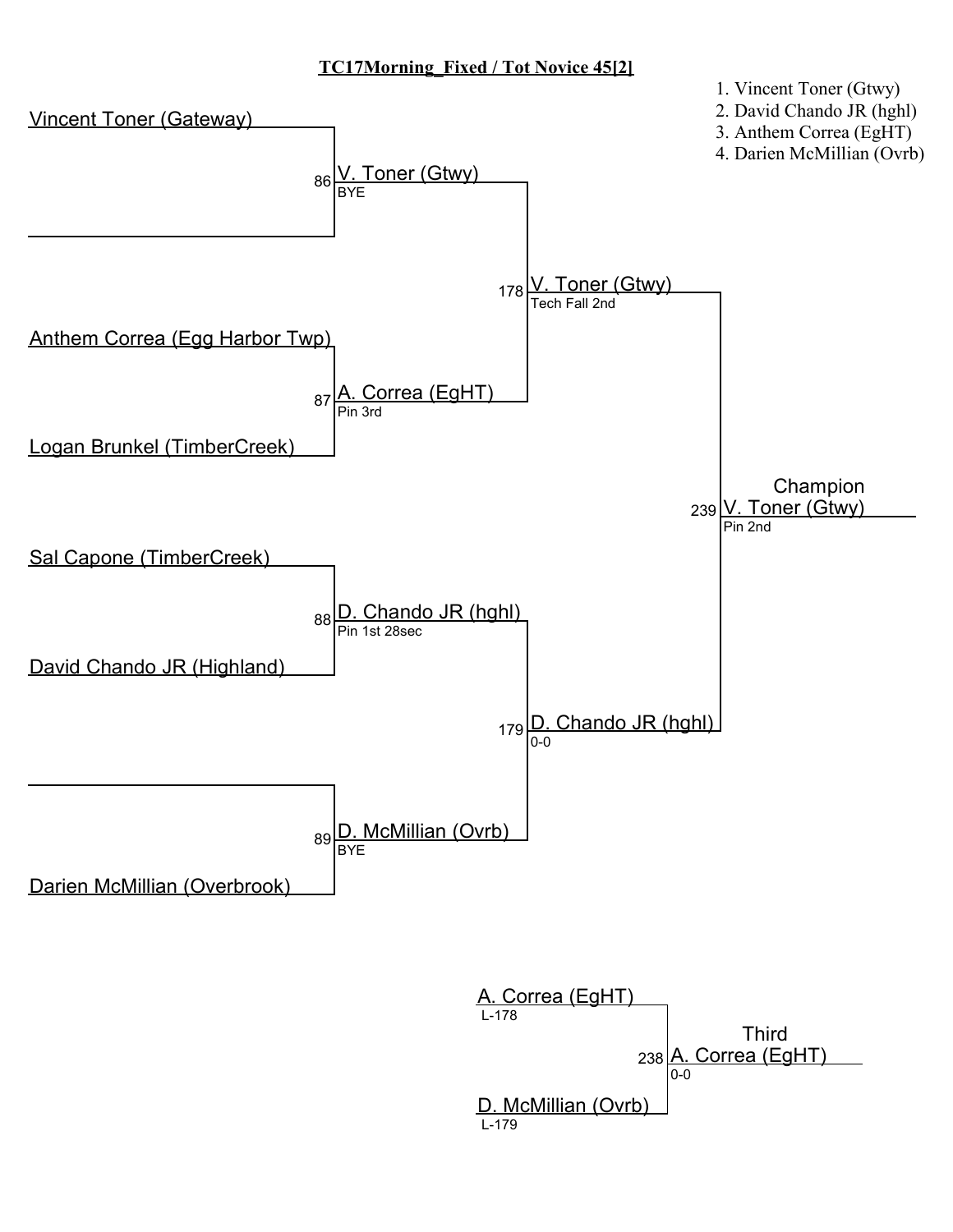# TC17Morning_Fixed / Tot Novice 45[2]

1. Vincent Toner (Gtwy)
2. David Chando JR (hghl)
3. Anthem Correa (EgHT)
4. Darien McMillian (Ovrb)

Vincent Toner (Gateway)

86 V. Toner (Gtwy)
BYE

178 V. Toner (Gtwy)
Tech Fall 2nd

Anthem Correa (Egg Harbor Twp)

87 A. Correa (EgHT)
Pin 3rd

Logan Brunkel (TimberCreek)

Champion

239 V. Toner (Gtwy)
Pin 2nd

Sal Capone (TimberCreek)

88 D. Chando JR (hghl)
Pin 1st 28sec

David Chando JR (Highland)

179 D. Chando JR (hghl)
0-0

89 D. McMillian (Ovrb)
BYE

Darien McMillian (Overbrook)

A. Correa (EgHT)
L-178

Third

238 A. Correa (EgHT)
0-0

D. McMillian (Ovrb)
L-179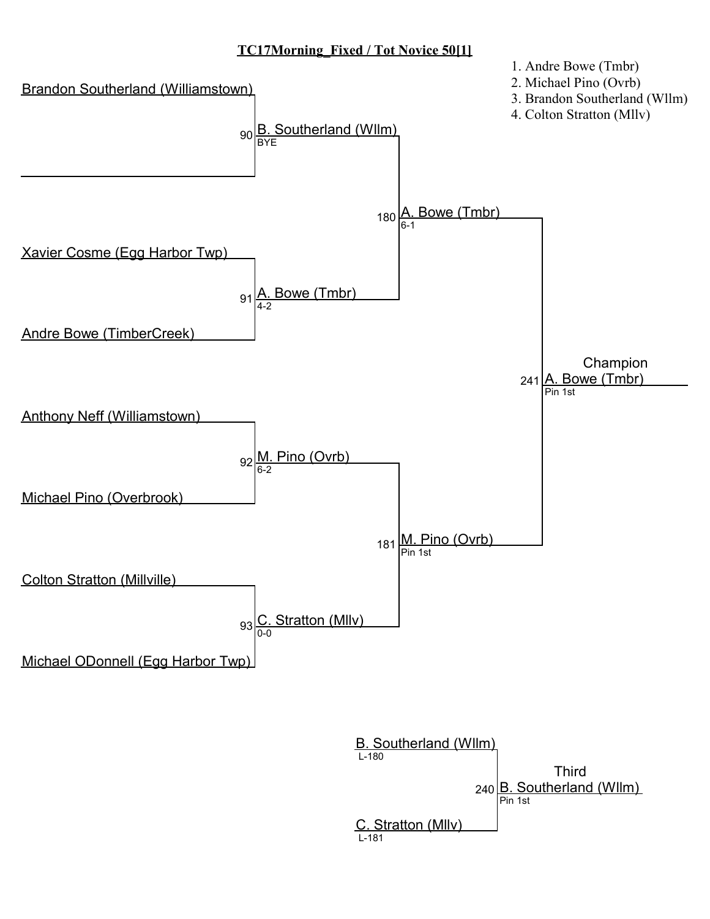# TC17Morning_Fixed / Tot Novice 50[1]

1. Andre Bowe (Tmbr)
2. Michael Pino (Ovrb)
3. Brandon Southerland (Wllm)
4. Colton Stratton (Mllv)

Brandon Southerland (Williamstown)

90 B. Southerland (Wllm)
BYE

180 A. Bowe (Tmbr)
6-1

Xavier Cosme (Egg Harbor Twp)

91 A. Bowe (Tmbr)
4-2

Andre Bowe (TimberCreek)

Champion
241 A. Bowe (Tmbr)
Pin 1st

Anthony Neff (Williamstown)

92 M. Pino (Ovrb)
6-2

Michael Pino (Overbrook)

181 M. Pino (Ovrb)
Pin 1st

Colton Stratton (Millville)

93 C. Stratton (Mllv)
0-0

Michael ODonnell (Egg Harbor Twp)

B. Southerland (Wllm)
L-180

Third
240 B. Southerland (Wllm)
Pin 1st

C. Stratton (Mllv)
L-181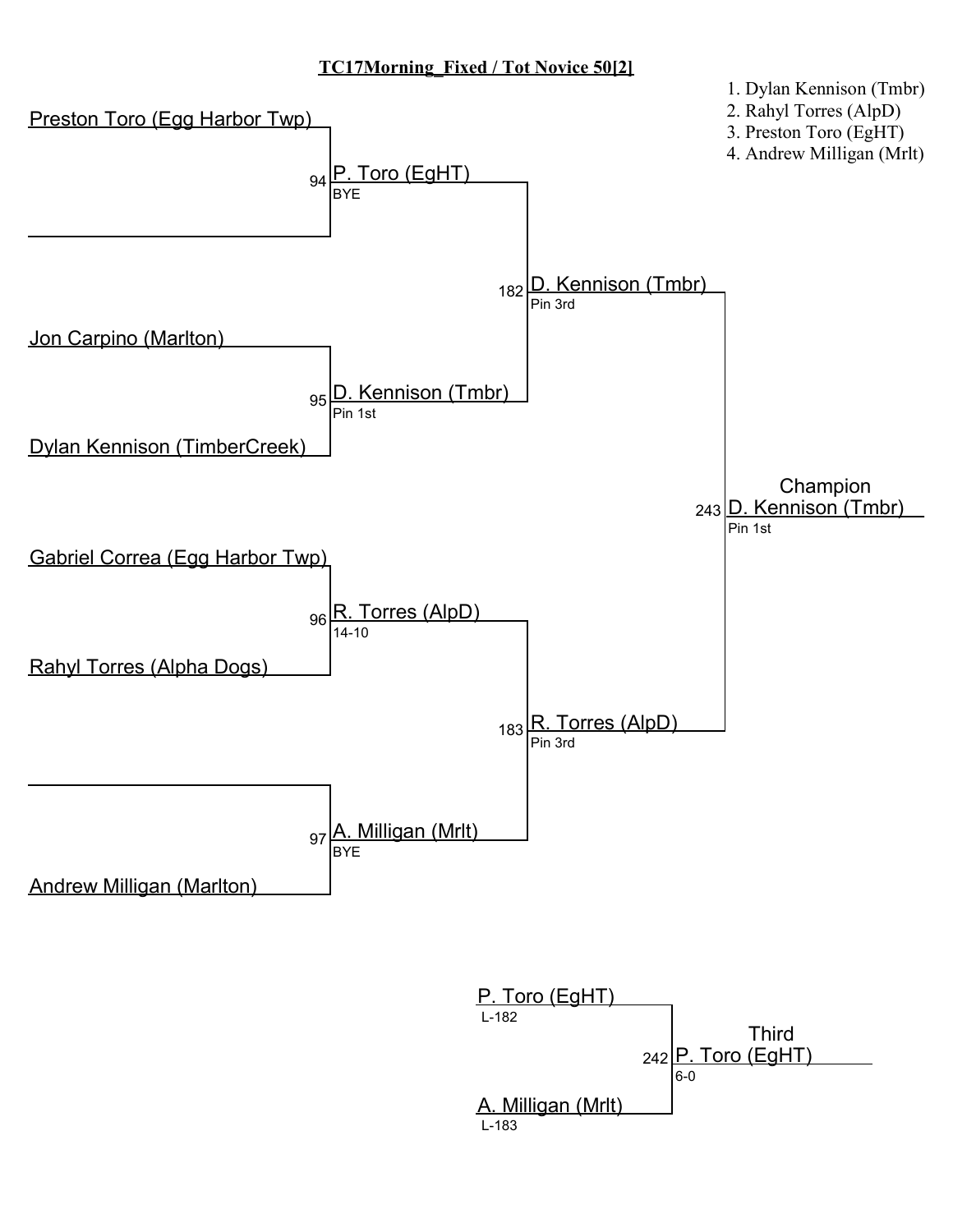# TC17Morning_Fixed / Tot Novice 50[2]

1. Dylan Kennison (Tmbr)
2. Rahyl Torres (AlpD)
3. Preston Toro (EgHT)
4. Andrew Milligan (Mrlt)

## First Round

- Bout 94: Preston Toro (Egg Harbor Twp) vs. (empty) — Winner: P. Toro (EgHT), BYE
- Bout 95: Jon Carpino (Marlton) vs. Dylan Kennison (TimberCreek) — Winner: D. Kennison (Tmbr), Pin 1st
- Bout 96: Gabriel Correa (Egg Harbor Twp) vs. Rahyl Torres (Alpha Dogs) — Winner: R. Torres (AlpD), 14-10
- Bout 97: (empty) vs. Andrew Milligan (Marlton) — Winner: A. Milligan (Mrlt), BYE

## Semifinals

- Bout 182: P. Toro (EgHT) vs. D. Kennison (Tmbr) — Winner: D. Kennison (Tmbr), Pin 3rd
- Bout 183: R. Torres (AlpD) vs. A. Milligan (Mrlt) — Winner: R. Torres (AlpD), Pin 3rd

## Final

- Bout 243: D. Kennison (Tmbr) vs. R. Torres (AlpD) — Champion: D. Kennison (Tmbr), Pin 1st

## Third Place

- Bout 242: P. Toro (EgHT) (L-182) vs. A. Milligan (Mrlt) (L-183) — Third: P. Toro (EgHT), 6-0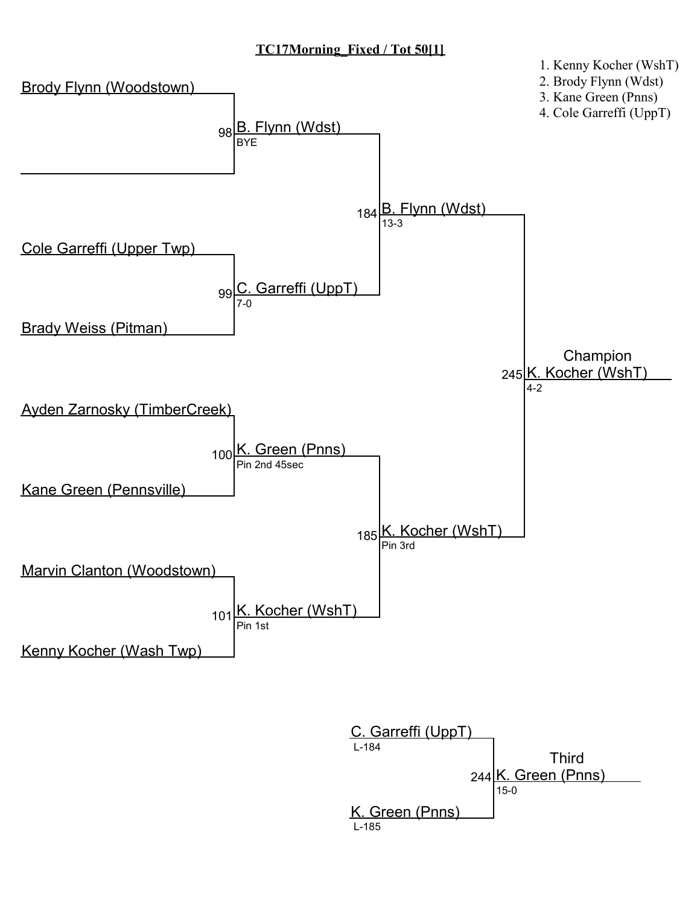**TC17Morning_Fixed / Tot 50[1]**

1. Kenny Kocher (WshT)
2. Brody Flynn (Wdst)
3. Kane Green (Pnns)
4. Cole Garreffi (UppT)

### Championship Bracket

**First Round**

- Match 98: Brody Flynn (Woodstown) vs. (bye) — B. Flynn (Wdst), BYE
- Match 99: Cole Garreffi (Upper Twp) vs. Brady Weiss (Pitman) — C. Garreffi (UppT), 7-0
- Match 100: Ayden Zarnosky (TimberCreek) vs. Kane Green (Pennsville) — K. Green (Pnns), Pin 2nd 45sec
- Match 101: Marvin Clanton (Woodstown) vs. Kenny Kocher (Wash Twp) — K. Kocher (WshT), Pin 1st

**Semifinals**

- Match 184: B. Flynn (Wdst), 13-3
- Match 185: K. Kocher (WshT), Pin 3rd

**Final**

- Match 245: Champion — K. Kocher (WshT), 4-2

### Third Place

- Match 244: C. Garreffi (UppT) (L-184) vs. K. Green (Pnns) (L-185) — Third: K. Green (Pnns), 15-0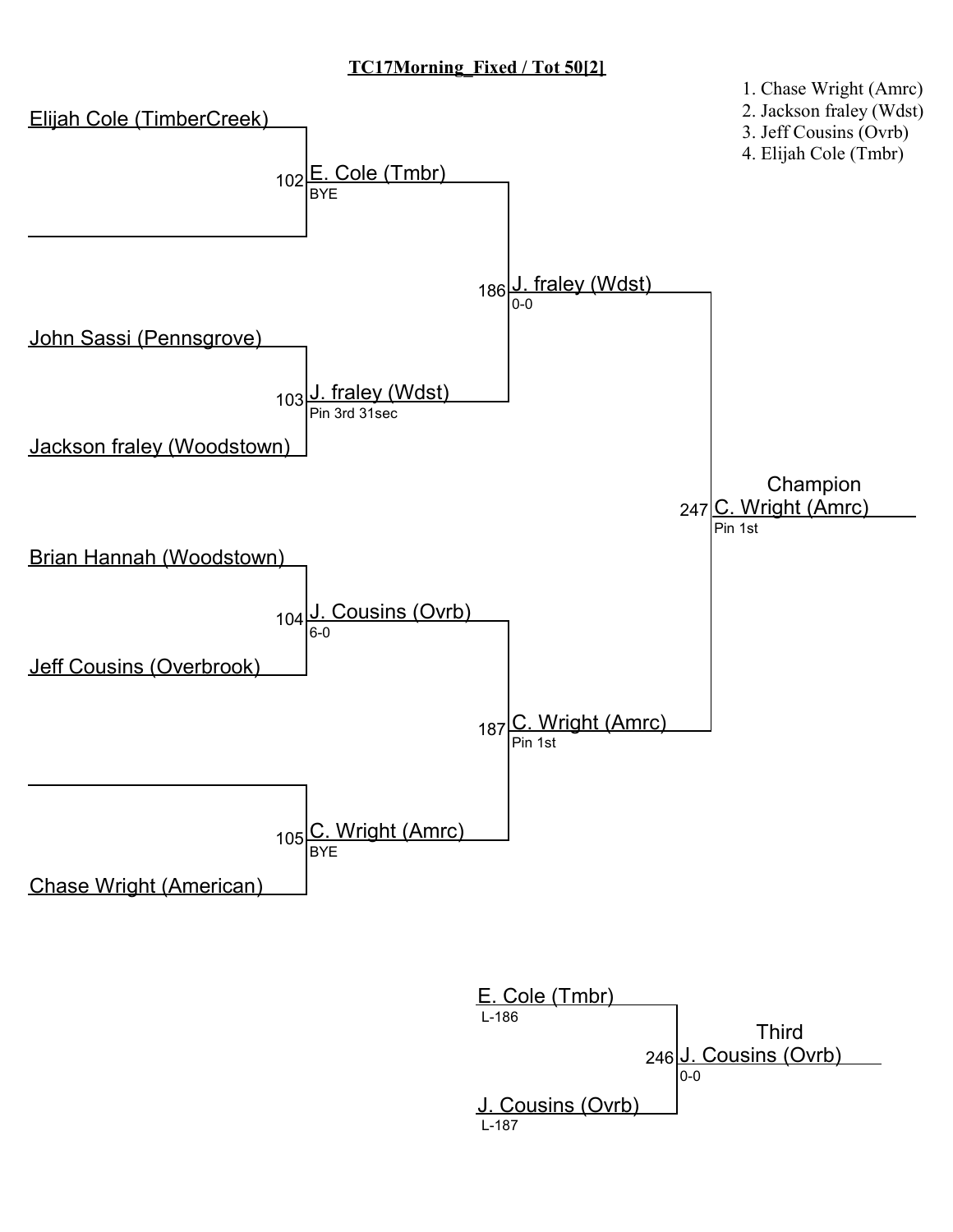**TC17Morning_Fixed / Tot 50[2]**

1. Chase Wright (Amrc)
2. Jackson fraley (Wdst)
3. Jeff Cousins (Ovrb)
4. Elijah Cole (Tmbr)

Elijah Cole (TimberCreek)

102 E. Cole (Tmbr)
BYE

186 J. fraley (Wdst)
0-0

John Sassi (Pennsgrove)

103 J. fraley (Wdst)
Pin 3rd 31sec

Jackson fraley (Woodstown)

Champion
247 C. Wright (Amrc)
Pin 1st

Brian Hannah (Woodstown)

104 J. Cousins (Ovrb)
6-0

Jeff Cousins (Overbrook)

187 C. Wright (Amrc)
Pin 1st

105 C. Wright (Amrc)
BYE

Chase Wright (American)

E. Cole (Tmbr)
L-186

Third
246 J. Cousins (Ovrb)
0-0

J. Cousins (Ovrb)
L-187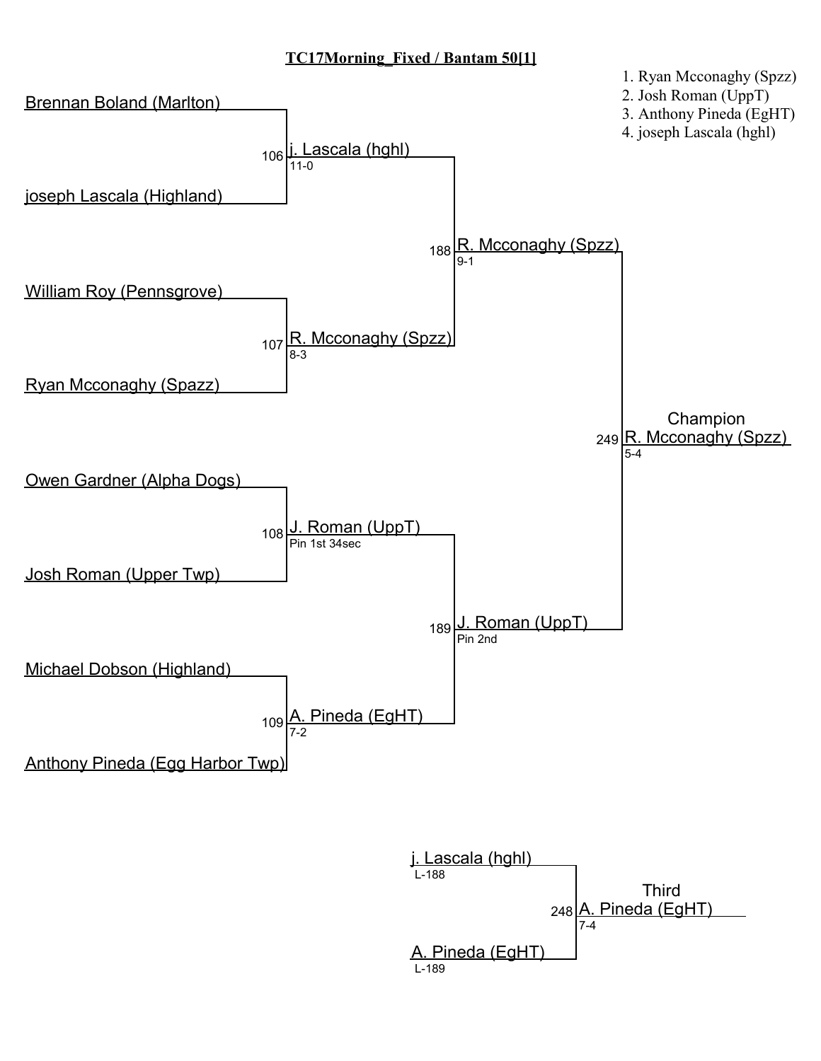# TC17Morning_Fixed / Bantam 50[1]

1. Ryan Mcconaghy (Spzz)
2. Josh Roman (UppT)
3. Anthony Pineda (EgHT)
4. joseph Lascala (hghl)

## Championship Bracket

### First Round

| Match | Wrestler 1 | Wrestler 2 | Winner | Result |
| --- | --- | --- | --- | --- |
| 106 | Brennan Boland (Marlton) | joseph Lascala (Highland) | j. Lascala (hghl) | 11-0 |
| 107 | William Roy (Pennsgrove) | Ryan Mcconaghy (Spazz) | R. Mcconaghy (Spzz) | 8-3 |
| 108 | Owen Gardner (Alpha Dogs) | Josh Roman (Upper Twp) | J. Roman (UppT) | Pin 1st 34sec |
| 109 | Michael Dobson (Highland) | Anthony Pineda (Egg Harbor Twp) | A. Pineda (EgHT) | 7-2 |

### Semifinals

| Match | Winner | Result |
| --- | --- | --- |
| 188 | R. Mcconaghy (Spzz) | 9-1 |
| 189 | J. Roman (UppT) | Pin 2nd |

### Final

| Match | Winner | Result |
| --- | --- | --- |
| 249 | Champion: R. Mcconaghy (Spzz) | 5-4 |

## Third Place

| Match | Wrestler 1 | Wrestler 2 | Winner | Result |
| --- | --- | --- | --- | --- |
| 248 | j. Lascala (hghl) (L-188) | A. Pineda (EgHT) (L-189) | Third: A. Pineda (EgHT) | 7-4 |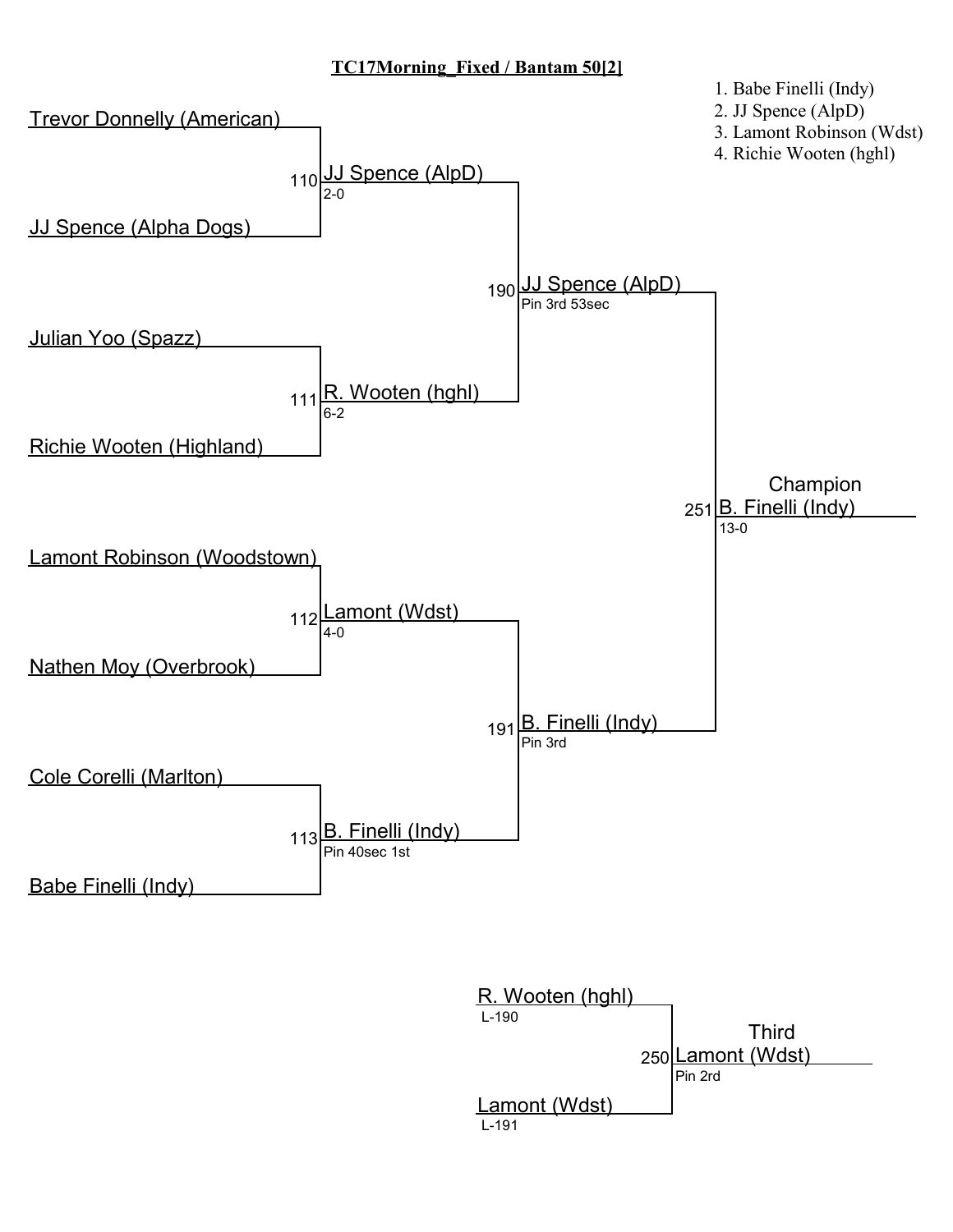# TC17Morning_Fixed / Bantam 50[2]

1. Babe Finelli (Indy)
2. JJ Spence (AlpD)
3. Lamont Robinson (Wdst)
4. Richie Wooten (hghl)

**First Round**

- Trevor Donnelly (American) vs. JJ Spence (Alpha Dogs) — Bout 110: JJ Spence (AlpD), 2-0
- Julian Yoo (Spazz) vs. Richie Wooten (Highland) — Bout 111: R. Wooten (hghl), 6-2
- Lamont Robinson (Woodstown) vs. Nathen Moy (Overbrook) — Bout 112: Lamont (Wdst), 4-0
- Cole Corelli (Marlton) vs. Babe Finelli (Indy) — Bout 113: B. Finelli (Indy), Pin 40sec 1st

**Semifinals**

- Bout 190: JJ Spence (AlpD), Pin 3rd 53sec
- Bout 191: B. Finelli (Indy), Pin 3rd

**Champion**

- Bout 251: B. Finelli (Indy), 13-0

**Third**

- R. Wooten (hghl) (L-190) vs. Lamont (Wdst) (L-191)
- Bout 250: Lamont (Wdst), Pin 2rd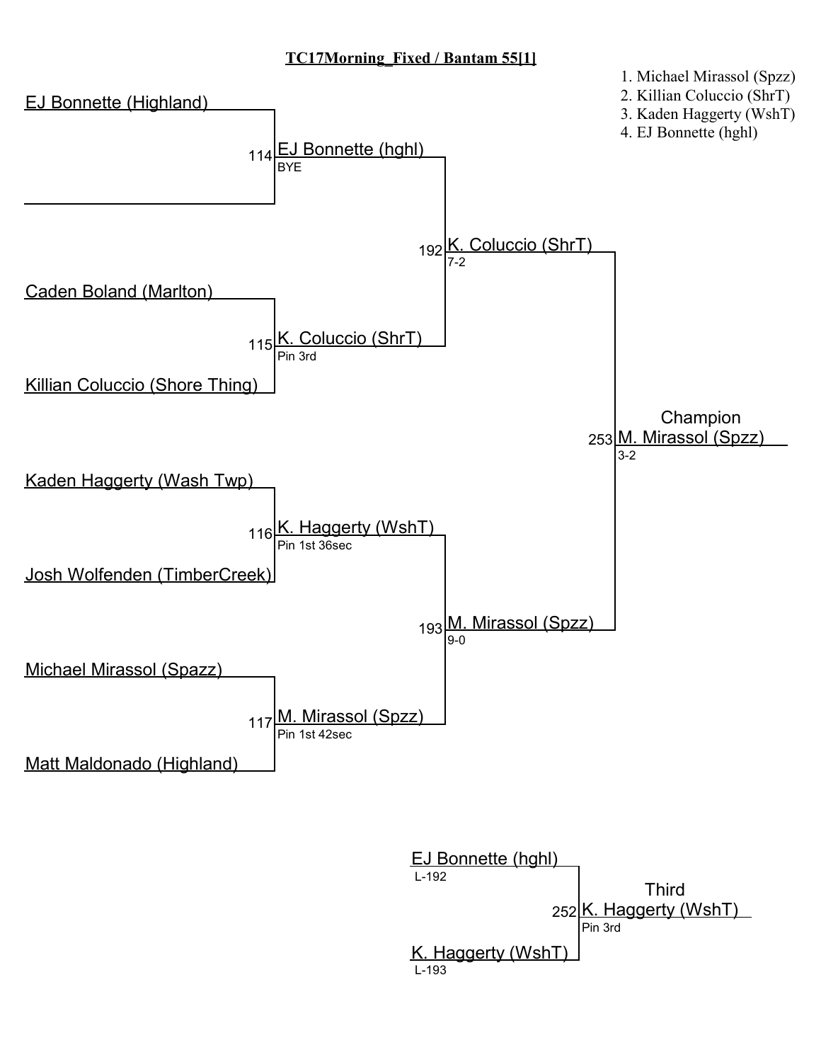# TC17Morning_Fixed / Bantam 55[1]

1. Michael Mirassol (Spzz)
2. Killian Coluccio (ShrT)
3. Kaden Haggerty (WshT)
4. EJ Bonnette (hghl)

## Championship Bracket

### Round 1

| Bout | Wrestler 1 | Wrestler 2 | Winner | Result |
|---|---|---|---|---|
| 114 | EJ Bonnette (Highland) | | EJ Bonnette (hghl) | BYE |
| 115 | Caden Boland (Marlton) | Killian Coluccio (Shore Thing) | K. Coluccio (ShrT) | Pin 3rd |
| 116 | Kaden Haggerty (Wash Twp) | Josh Wolfenden (TimberCreek) | K. Haggerty (WshT) | Pin 1st 36sec |
| 117 | Michael Mirassol (Spazz) | Matt Maldonado (Highland) | M. Mirassol (Spzz) | Pin 1st 42sec |

### Semifinals

| Bout | Winner | Result |
|---|---|---|
| 192 | K. Coluccio (ShrT) | 7-2 |
| 193 | M. Mirassol (Spzz) | 9-0 |

### Final

| Bout | Champion | Result |
|---|---|---|
| 253 | M. Mirassol (Spzz) | 3-2 |

## Third Place

| Bout | Wrestler 1 | Wrestler 2 | Third | Result |
|---|---|---|---|---|
| 252 | EJ Bonnette (hghl) L-192 | K. Haggerty (WshT) L-193 | K. Haggerty (WshT) | Pin 3rd |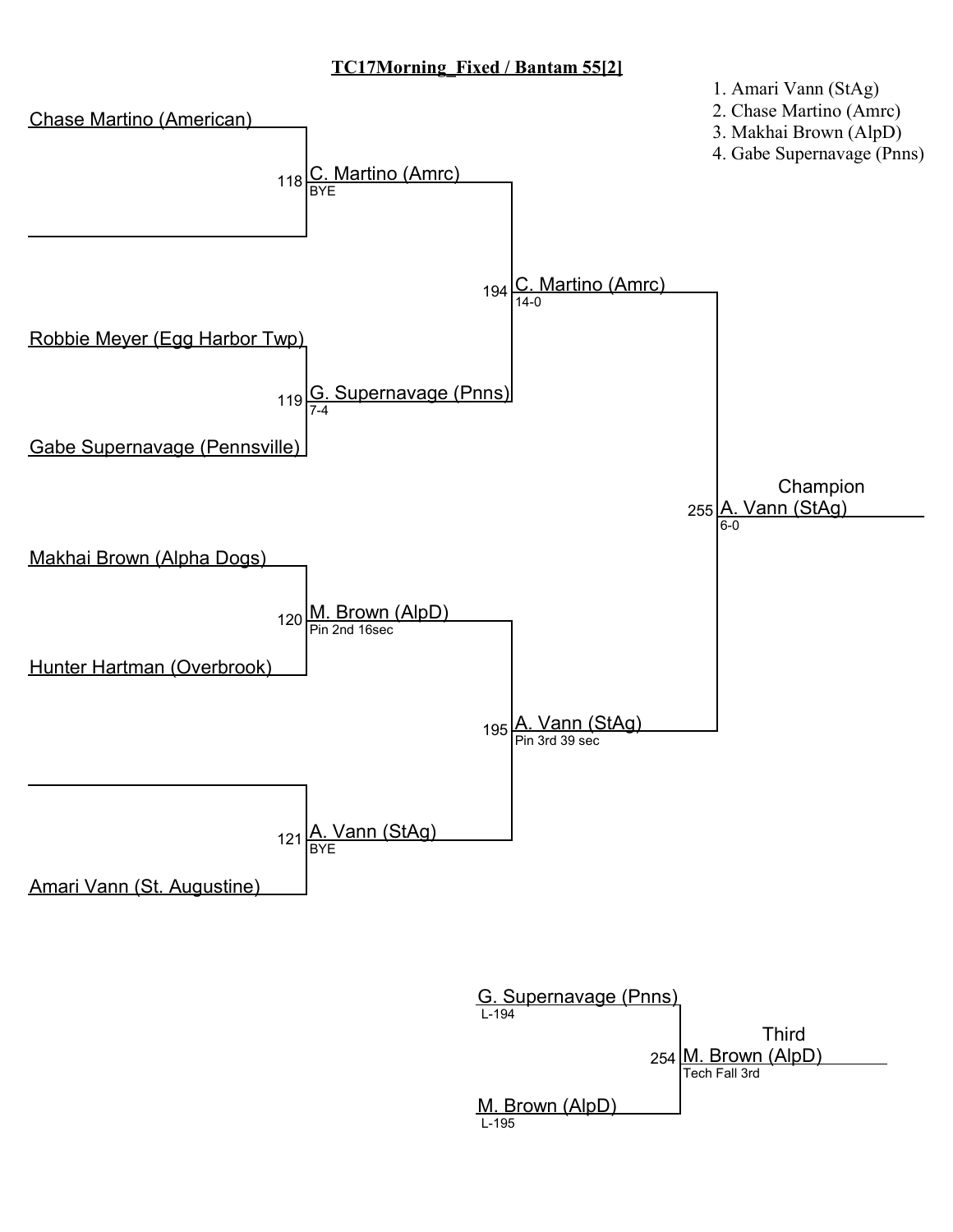# TC17Morning_Fixed / Bantam 55[2]

1. Amari Vann (StAg)
2. Chase Martino (Amrc)
3. Makhai Brown (AlpD)
4. Gabe Supernavage (Pnns)

**First Round**

- Chase Martino (American) vs. (empty) — Bout 118: C. Martino (Amrc), BYE
- Robbie Meyer (Egg Harbor Twp) vs. Gabe Supernavage (Pennsville) — Bout 119: G. Supernavage (Pnns), 7-4
- Makhai Brown (Alpha Dogs) vs. Hunter Hartman (Overbrook) — Bout 120: M. Brown (AlpD), Pin 2nd 16sec
- (empty) vs. Amari Vann (St. Augustine) — Bout 121: A. Vann (StAg), BYE

**Semifinals**

- Bout 194: C. Martino (Amrc), 14-0
- Bout 195: A. Vann (StAg), Pin 3rd 39 sec

**Final**

- Bout 255: A. Vann (StAg), 6-0 — Champion

**Third Place**

- G. Supernavage (Pnns) (L-194) vs. M. Brown (AlpD) (L-195)
- Bout 254: M. Brown (AlpD), Tech Fall 3rd — Third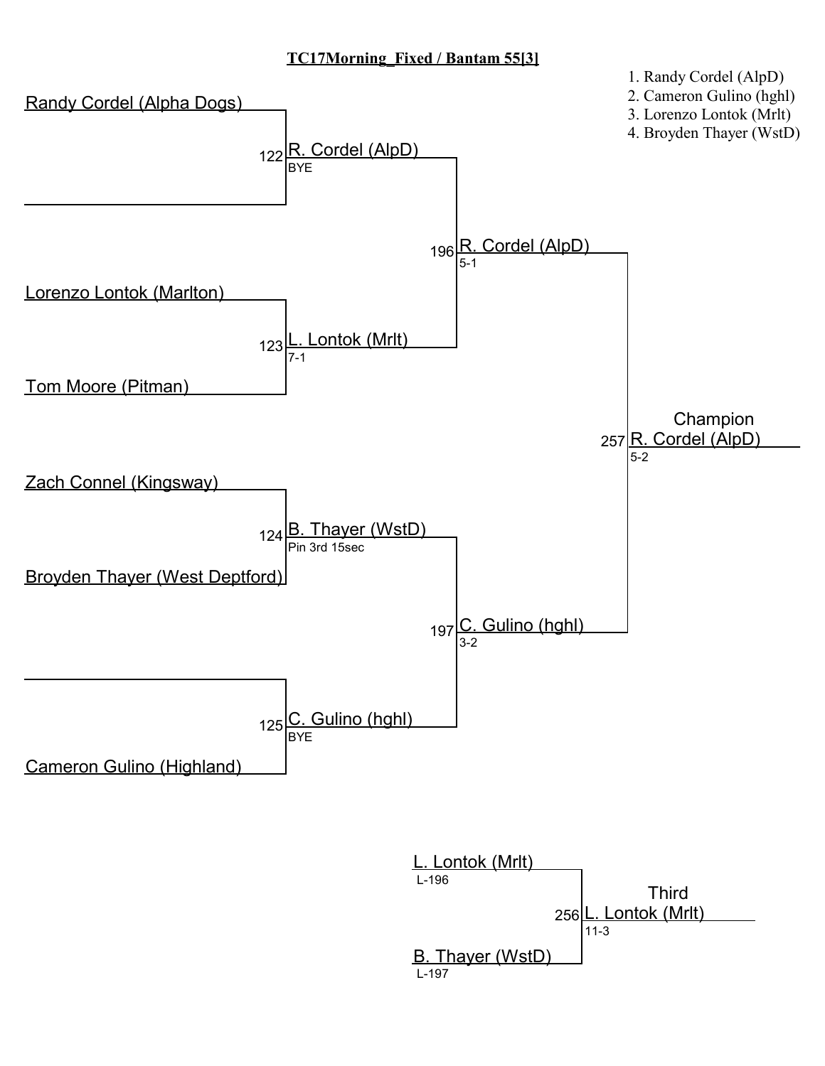# TC17Morning_Fixed / Bantam 55[3]

1. Randy Cordel (AlpD)
2. Cameron Gulino (hghl)
3. Lorenzo Lontok (Mrlt)
4. Broyden Thayer (WstD)

## Championship Bracket

| Match | Wrestlers | Winner | Result |
|---|---|---|---|
| 122 | Randy Cordel (Alpha Dogs) vs. (bye) | R. Cordel (AlpD) | BYE |
| 123 | Lorenzo Lontok (Marlton) vs. Tom Moore (Pitman) | L. Lontok (Mrlt) | 7-1 |
| 124 | Zach Connel (Kingsway) vs. Broyden Thayer (West Deptford) | B. Thayer (WstD) | Pin 3rd 15sec |
| 125 | (bye) vs. Cameron Gulino (Highland) | C. Gulino (hghl) | BYE |
| 196 | R. Cordel (AlpD) vs. L. Lontok (Mrlt) | R. Cordel (AlpD) | 5-1 |
| 197 | B. Thayer (WstD) vs. C. Gulino (hghl) | C. Gulino (hghl) | 3-2 |
| 257 | R. Cordel (AlpD) vs. C. Gulino (hghl) | Champion: R. Cordel (AlpD) | 5-2 |

## Third Place

| Match | Wrestlers | Winner | Result |
|---|---|---|---|
| 256 | L. Lontok (Mrlt) (L-196) vs. B. Thayer (WstD) (L-197) | Third: L. Lontok (Mrlt) | 11-3 |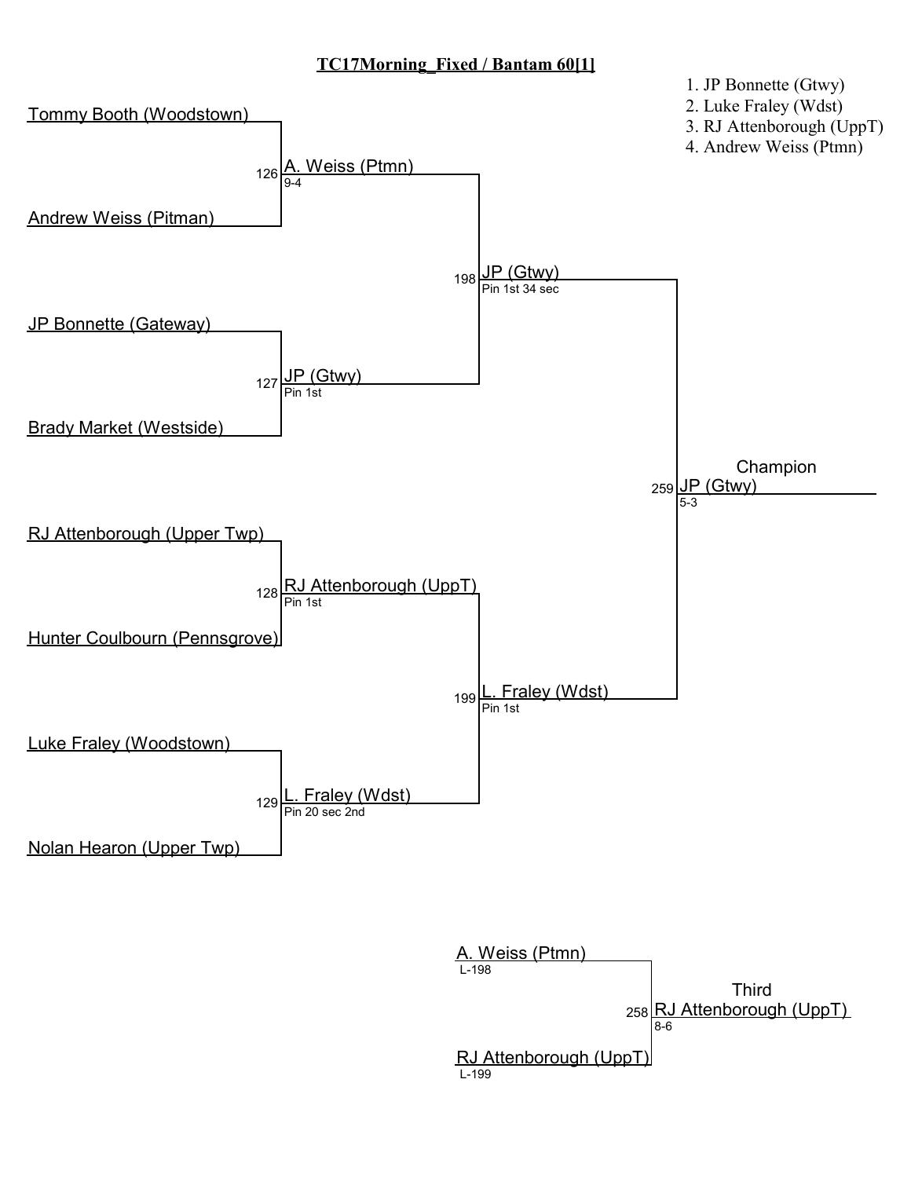# TC17Morning_Fixed / Bantam 60[1]

1. JP Bonnette (Gtwy)
2. Luke Fraley (Wdst)
3. RJ Attenborough (UppT)
4. Andrew Weiss (Ptmn)

## Championship Bracket

**Match 126**
- Tommy Booth (Woodstown)
- Andrew Weiss (Pitman)
- Winner: A. Weiss (Ptmn) — 9-4

**Match 127**
- JP Bonnette (Gateway)
- Brady Market (Westside)
- Winner: JP (Gtwy) — Pin 1st

**Match 128**
- RJ Attenborough (Upper Twp)
- Hunter Coulbourn (Pennsgrove)
- Winner: RJ Attenborough (UppT) — Pin 1st

**Match 129**
- Luke Fraley (Woodstown)
- Nolan Hearon (Upper Twp)
- Winner: L. Fraley (Wdst) — Pin 20 sec 2nd

**Match 198**
- A. Weiss (Ptmn) vs. JP (Gtwy)
- Winner: JP (Gtwy) — Pin 1st 34 sec

**Match 199**
- RJ Attenborough (UppT) vs. L. Fraley (Wdst)
- Winner: L. Fraley (Wdst) — Pin 1st

**Match 259 — Champion**
- JP (Gtwy) vs. L. Fraley (Wdst)
- Champion: JP (Gtwy) — 5-3

## Third Place

**Match 258**
- A. Weiss (Ptmn) — L-198
- RJ Attenborough (UppT) — L-199
- Third: RJ Attenborough (UppT) — 8-6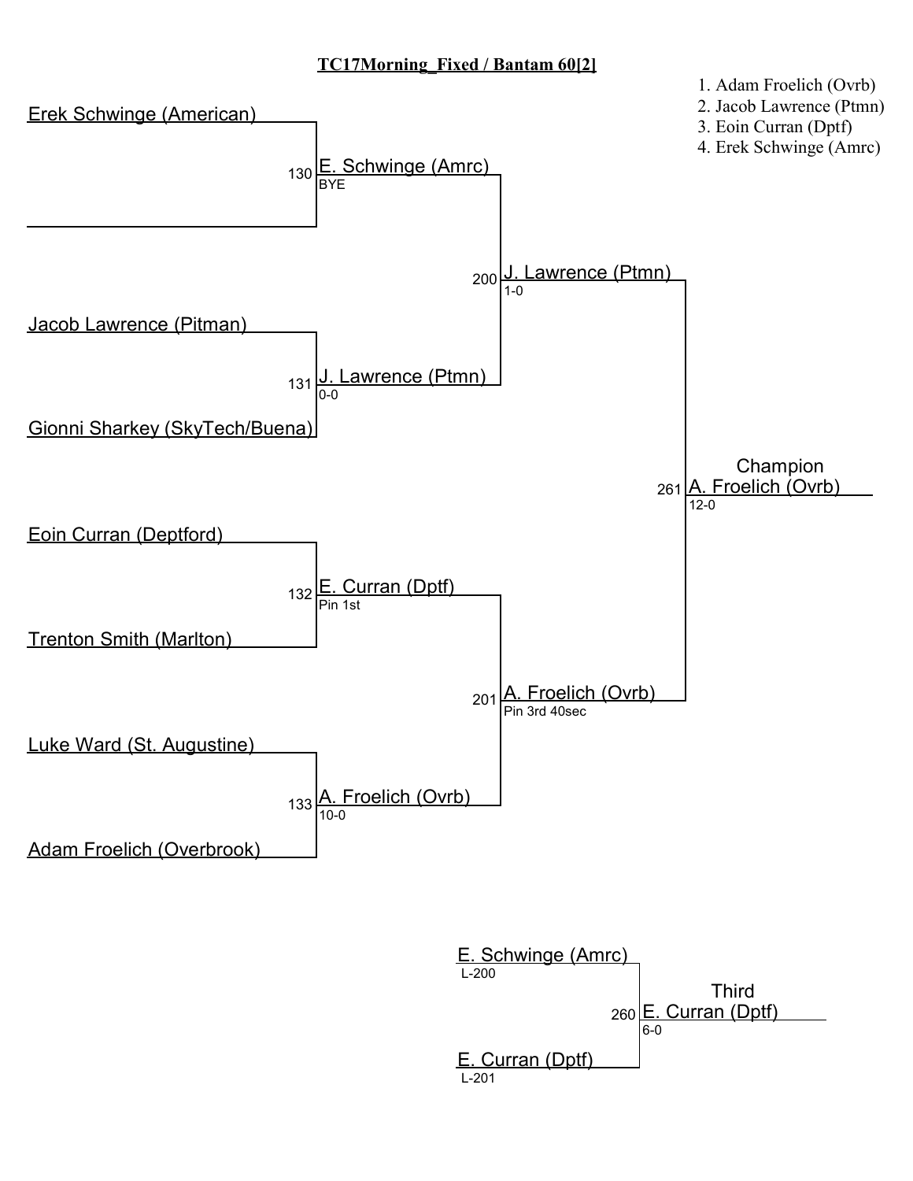# TC17Morning_Fixed / Bantam 60[2]

1. Adam Froelich (Ovrb)
2. Jacob Lawrence (Ptmn)
3. Eoin Curran (Dptf)
4. Erek Schwinge (Amrc)

## Championship Bracket

**First Round**

- Bout 130: Erek Schwinge (American) vs. (empty) — Winner: E. Schwinge (Amrc), BYE
- Bout 131: Jacob Lawrence (Pitman) vs. Gionni Sharkey (SkyTech/Buena) — Winner: J. Lawrence (Ptmn), 0-0
- Bout 132: Eoin Curran (Deptford) vs. Trenton Smith (Marlton) — Winner: E. Curran (Dptf), Pin 1st
- Bout 133: Luke Ward (St. Augustine) vs. Adam Froelich (Overbrook) — Winner: A. Froelich (Ovrb), 10-0

**Semifinals**

- Bout 200: E. Schwinge (Amrc) vs. J. Lawrence (Ptmn) — Winner: J. Lawrence (Ptmn), 1-0
- Bout 201: E. Curran (Dptf) vs. A. Froelich (Ovrb) — Winner: A. Froelich (Ovrb), Pin 3rd 40sec

**Final**

- Bout 261: J. Lawrence (Ptmn) vs. A. Froelich (Ovrb) — Champion: A. Froelich (Ovrb), 12-0

## Third Place

- Bout 260: E. Schwinge (Amrc) (L-200) vs. E. Curran (Dptf) (L-201) — Third: E. Curran (Dptf), 6-0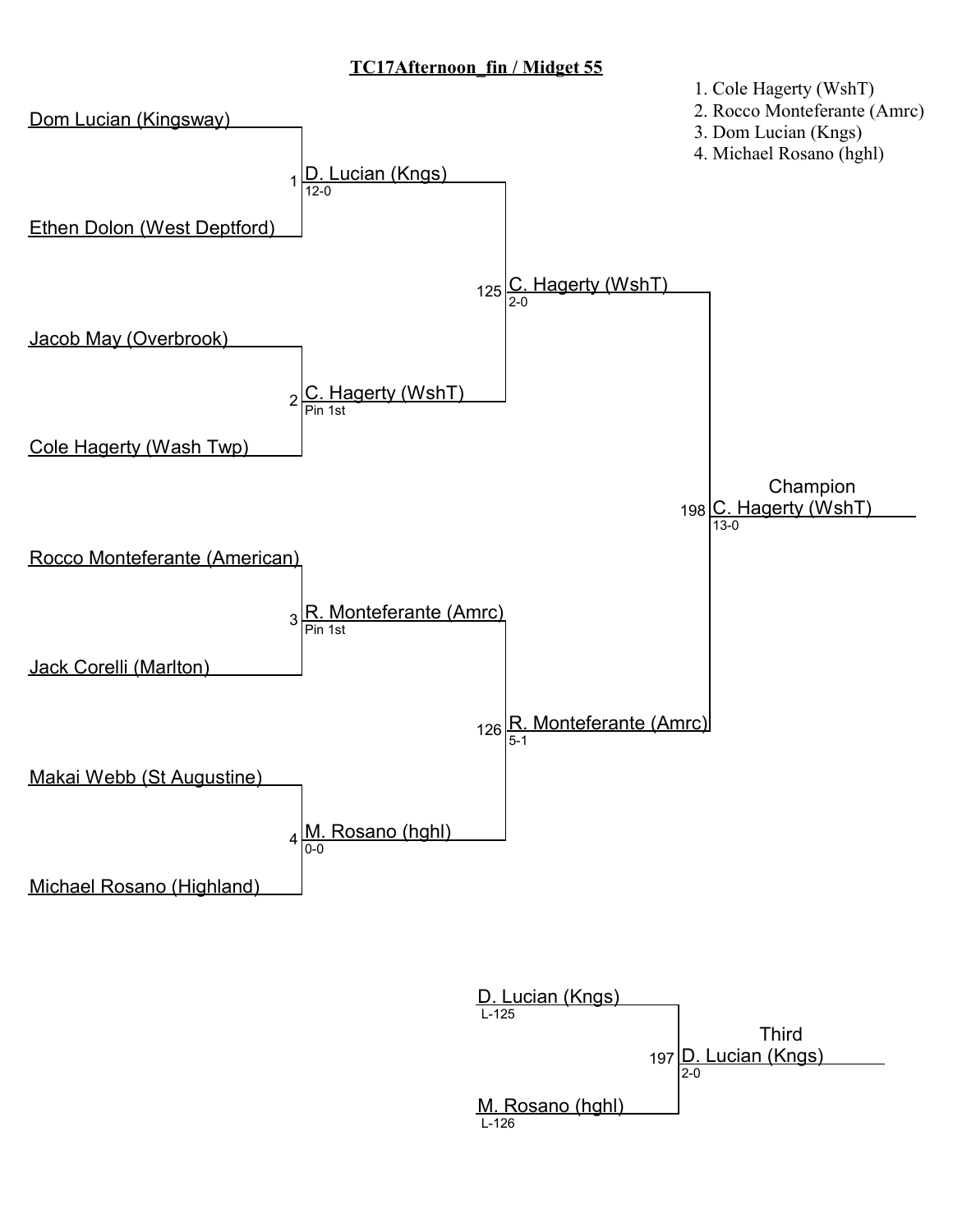## TC17Afternoon_fin / Midget 55

1. Cole Hagerty (WshT)
2. Rocco Monteferante (Amrc)
3. Dom Lucian (Kngs)
4. Michael Rosano (hghl)

### Round 1

| Bout | Wrestler 1 | Wrestler 2 | Winner | Result |
|---|---|---|---|---|
| 1 | Dom Lucian (Kingsway) | Ethen Dolon (West Deptford) | D. Lucian (Kngs) | 12-0 |
| 2 | Jacob May (Overbrook) | Cole Hagerty (Wash Twp) | C. Hagerty (WshT) | Pin 1st |
| 3 | Rocco Monteferante (American) | Jack Corelli (Marlton) | R. Monteferante (Amrc) | Pin 1st |
| 4 | Makai Webb (St Augustine) | Michael Rosano (Highland) | M. Rosano (hghl) | 0-0 |

### Semifinals

| Bout | Wrestler 1 | Wrestler 2 | Winner | Result |
|---|---|---|---|---|
| 125 | D. Lucian (Kngs) | C. Hagerty (WshT) | C. Hagerty (WshT) | 2-0 |
| 126 | R. Monteferante (Amrc) | M. Rosano (hghl) | R. Monteferante (Amrc) | 5-1 |

### Champion

| Bout | Wrestler 1 | Wrestler 2 | Winner | Result |
|---|---|---|---|---|
| 198 | C. Hagerty (WshT) | R. Monteferante (Amrc) | C. Hagerty (WshT) | 13-0 |

### Third

| Bout | Wrestler 1 | Wrestler 2 | Winner | Result |
|---|---|---|---|---|
| 197 | D. Lucian (Kngs) (L-125) | M. Rosano (hghl) (L-126) | D. Lucian (Kngs) | 2-0 |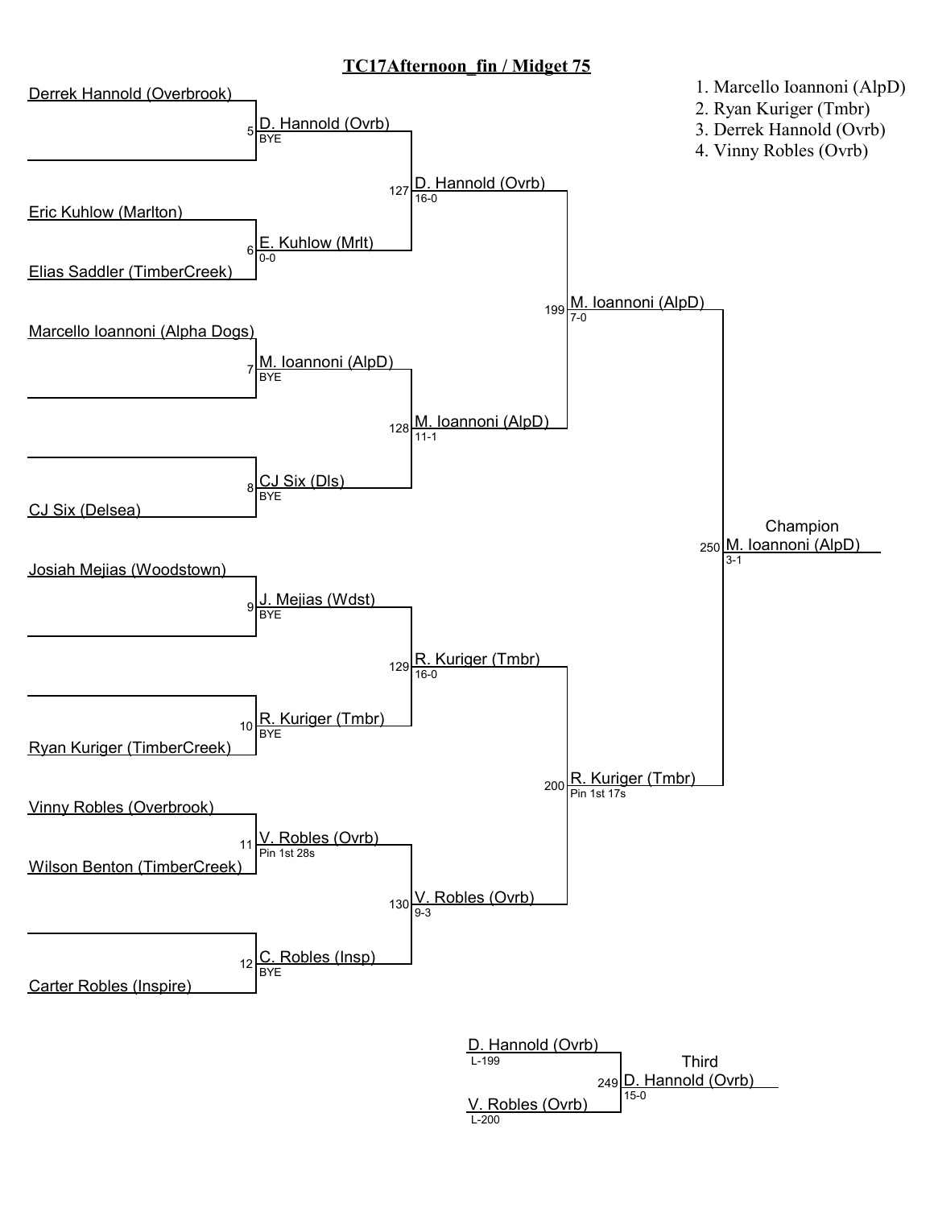# TC17Afternoon_fin / Midget 75

1. Marcello Ioannoni (AlpD)
2. Ryan Kuriger (Tmbr)
3. Derrek Hannold (Ovrb)
4. Vinny Robles (Ovrb)

## First Round

| Bout | Wrestlers | Winner | Result |
| --- | --- | --- | --- |
| 5 | Derrek Hannold (Overbrook) | D. Hannold (Ovrb) | BYE |
| 6 | Eric Kuhlow (Marlton) vs. Elias Saddler (TimberCreek) | E. Kuhlow (Mrlt) | 0-0 |
| 7 | Marcello Ioannoni (Alpha Dogs) | M. Ioannoni (AlpD) | BYE |
| 8 | CJ Six (Delsea) | CJ Six (Dls) | BYE |
| 9 | Josiah Mejias (Woodstown) | J. Mejias (Wdst) | BYE |
| 10 | Ryan Kuriger (TimberCreek) | R. Kuriger (Tmbr) | BYE |
| 11 | Vinny Robles (Overbrook) vs. Wilson Benton (TimberCreek) | V. Robles (Ovrb) | Pin 1st 28s |
| 12 | Carter Robles (Inspire) | C. Robles (Insp) | BYE |

## Quarterfinals

| Bout | Winner | Result |
| --- | --- | --- |
| 127 | D. Hannold (Ovrb) | 16-0 |
| 128 | M. Ioannoni (AlpD) | 11-1 |
| 129 | R. Kuriger (Tmbr) | 16-0 |
| 130 | V. Robles (Ovrb) | 9-3 |

## Semifinals

| Bout | Winner | Result |
| --- | --- | --- |
| 199 | M. Ioannoni (AlpD) | 7-0 |
| 200 | R. Kuriger (Tmbr) | Pin 1st 17s |

## Final

| Bout | Champion | Result |
| --- | --- | --- |
| 250 | M. Ioannoni (AlpD) | 3-1 |

## Third Place

| Bout | Wrestlers | Third | Result |
| --- | --- | --- | --- |
| 249 | D. Hannold (Ovrb) (L-199) vs. V. Robles (Ovrb) (L-200) | D. Hannold (Ovrb) | 15-0 |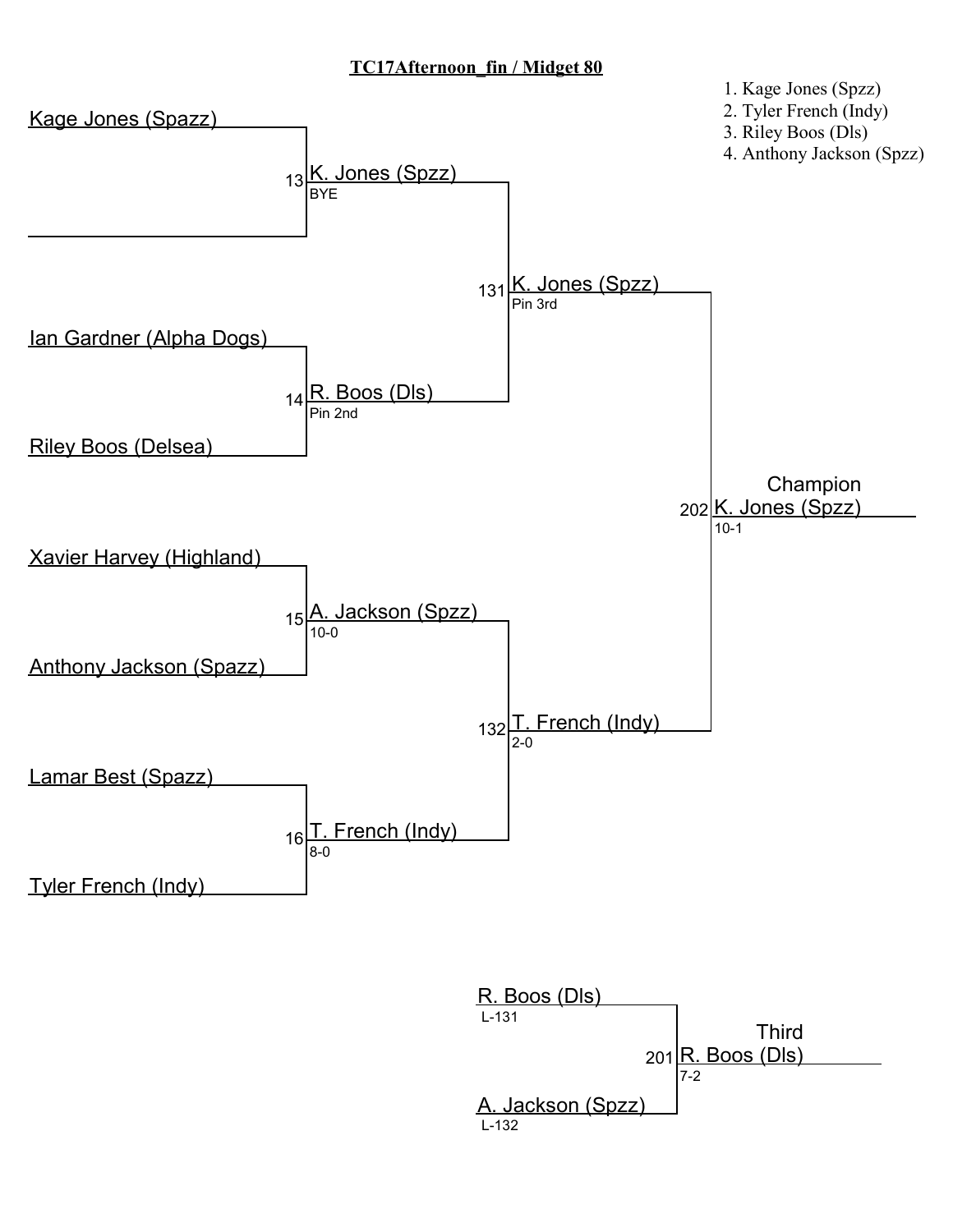**TC17Afternoon_fin / Midget 80**

1. Kage Jones (Spzz)
2. Tyler French (Indy)
3. Riley Boos (Dls)
4. Anthony Jackson (Spzz)

Kage Jones (Spazz)

13 K. Jones (Spzz)
BYE

131 K. Jones (Spzz)
Pin 3rd

Ian Gardner (Alpha Dogs)

14 R. Boos (Dls)
Pin 2nd

Riley Boos (Delsea)

Champion
202 K. Jones (Spzz)
10-1

Xavier Harvey (Highland)

15 A. Jackson (Spzz)
10-0

Anthony Jackson (Spazz)

132 T. French (Indy)
2-0

Lamar Best (Spazz)

16 T. French (Indy)
8-0

Tyler French (Indy)

R. Boos (Dls)
L-131

Third
201 R. Boos (Dls)
7-2

A. Jackson (Spzz)
L-132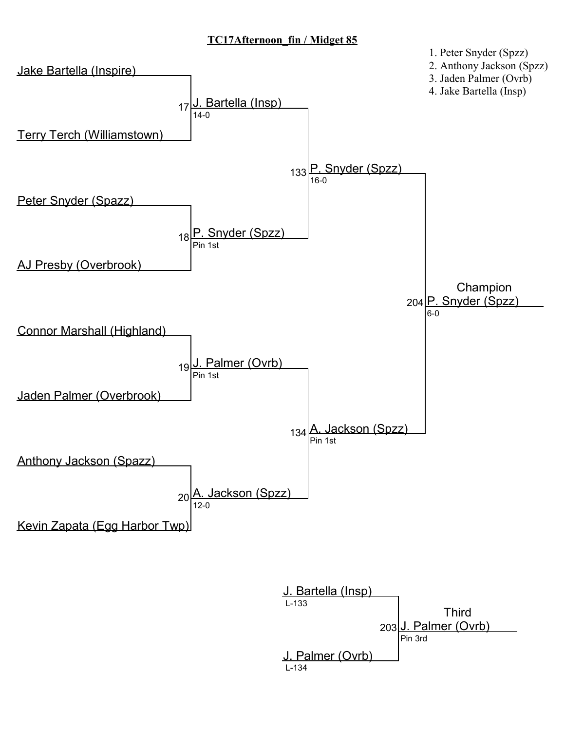# TC17Afternoon_fin / Midget 85

1. Peter Snyder (Spzz)
2. Anthony Jackson (Spzz)
3. Jaden Palmer (Ovrb)
4. Jake Bartella (Insp)

## Championship Bracket

**Bout 17**
- Jake Bartella (Inspire)
- Terry Terch (Williamstown)
- Winner: J. Bartella (Insp) — 14-0

**Bout 18**
- Peter Snyder (Spazz)
- AJ Presby (Overbrook)
- Winner: P. Snyder (Spzz) — Pin 1st

**Bout 19**
- Connor Marshall (Highland)
- Jaden Palmer (Overbrook)
- Winner: J. Palmer (Ovrb) — Pin 1st

**Bout 20**
- Anthony Jackson (Spazz)
- Kevin Zapata (Egg Harbor Twp)
- Winner: A. Jackson (Spzz) — 12-0

**Bout 133**
- J. Bartella (Insp) vs. P. Snyder (Spzz)
- Winner: P. Snyder (Spzz) — 16-0

**Bout 134**
- J. Palmer (Ovrb) vs. A. Jackson (Spzz)
- Winner: A. Jackson (Spzz) — Pin 1st

**Bout 204**
- P. Snyder (Spzz) vs. A. Jackson (Spzz)
- Champion: P. Snyder (Spzz) — 6-0

## Third Place

**Bout 203**
- J. Bartella (Insp) — L-133
- J. Palmer (Ovrb) — L-134
- Third: J. Palmer (Ovrb) — Pin 3rd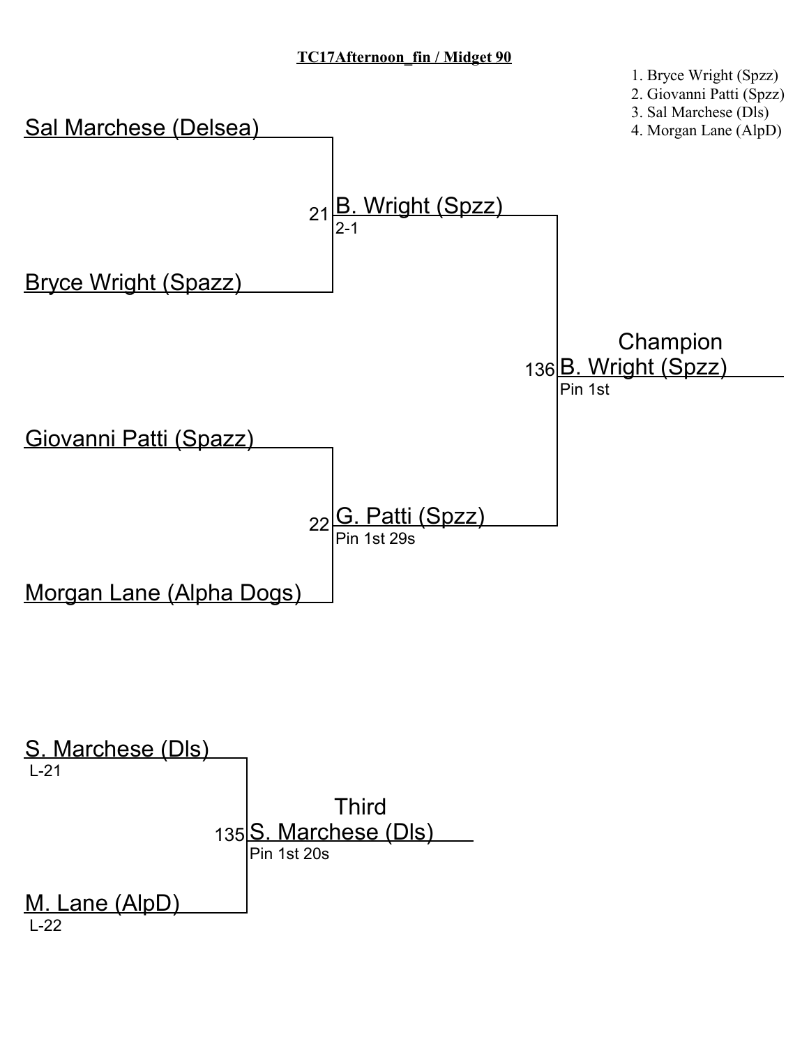**TC17Afternoon_fin / Midget 90**

1. Bryce Wright (Spzz)
2. Giovanni Patti (Spzz)
3. Sal Marchese (Dls)
4. Morgan Lane (AlpD)

Sal Marchese (Delsea)

Bryce Wright (Spazz)

21 B. Wright (Spzz)
2-1

Giovanni Patti (Spazz)

Morgan Lane (Alpha Dogs)

22 G. Patti (Spzz)
Pin 1st 29s

Champion
136 B. Wright (Spzz)
Pin 1st

S. Marchese (Dls)
L-21

M. Lane (AlpD)
L-22

Third
135 S. Marchese (Dls)
Pin 1st 20s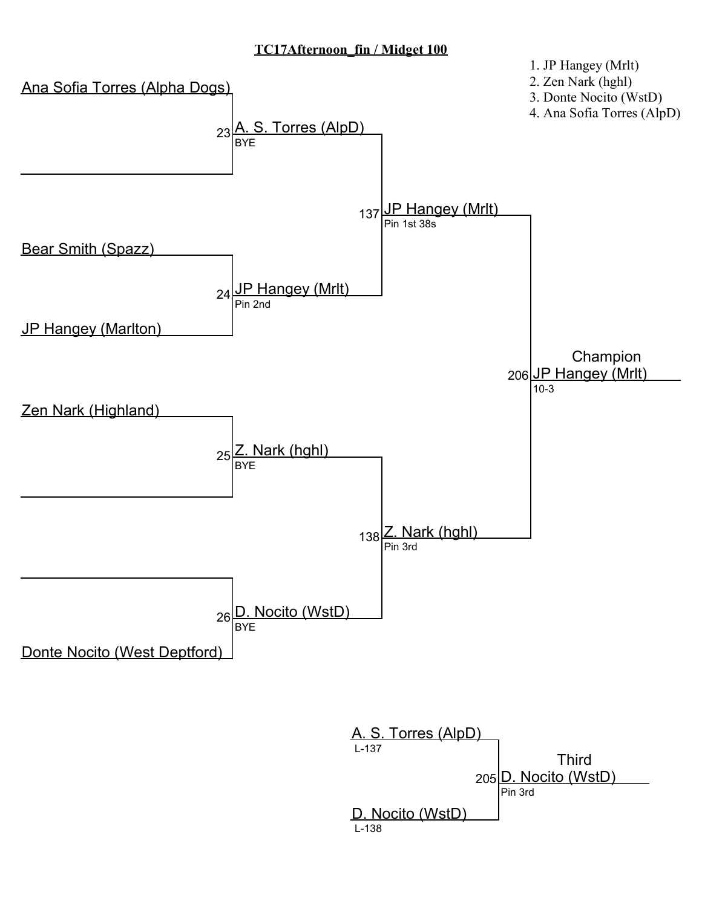**TC17Afternoon_fin / Midget 100**

1. JP Hangey (Mrlt)
2. Zen Nark (hghl)
3. Donte Nocito (WstD)
4. Ana Sofia Torres (AlpD)

Ana Sofia Torres (Alpha Dogs)

23 A. S. Torres (AlpD)
BYE

137 JP Hangey (Mrlt)
Pin 1st 38s

Bear Smith (Spazz)

24 JP Hangey (Mrlt)
Pin 2nd

JP Hangey (Marlton)

Champion
206 JP Hangey (Mrlt)
10-3

Zen Nark (Highland)

25 Z. Nark (hghl)
BYE

138 Z. Nark (hghl)
Pin 3rd

26 D. Nocito (WstD)
BYE

Donte Nocito (West Deptford)

A. S. Torres (AlpD)
L-137

Third
205 D. Nocito (WstD)
Pin 3rd

D. Nocito (WstD)
L-138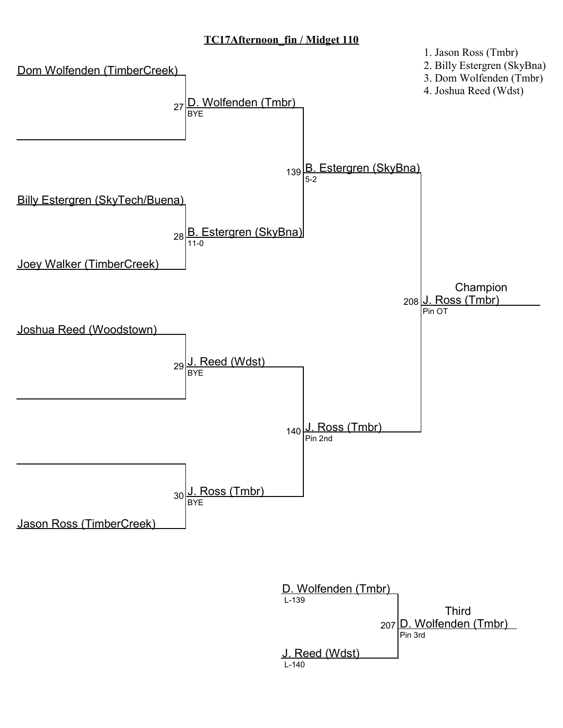# TC17Afternoon_fin / Midget 110

1. Jason Ross (Tmbr)
2. Billy Estergren (SkyBna)
3. Dom Wolfenden (Tmbr)
4. Joshua Reed (Wdst)

## First Round

- **Match 27:** Dom Wolfenden (TimberCreek) vs. (empty) — D. Wolfenden (Tmbr), BYE
- **Match 28:** Billy Estergren (SkyTech/Buena) vs. Joey Walker (TimberCreek) — B. Estergren (SkyBna), 11-0
- **Match 29:** Joshua Reed (Woodstown) vs. (empty) — J. Reed (Wdst), BYE
- **Match 30:** (empty) vs. Jason Ross (TimberCreek) — J. Ross (Tmbr), BYE

## Semifinals

- **Match 139:** D. Wolfenden (Tmbr) vs. B. Estergren (SkyBna) — B. Estergren (SkyBna), 5-2
- **Match 140:** J. Reed (Wdst) vs. J. Ross (Tmbr) — J. Ross (Tmbr), Pin 2nd

## Championship

- **Match 208:** B. Estergren (SkyBna) vs. J. Ross (Tmbr) — Champion: J. Ross (Tmbr), Pin OT

## Third Place

- **Match 207:** D. Wolfenden (Tmbr) (L-139) vs. J. Reed (Wdst) (L-140) — Third: D. Wolfenden (Tmbr), Pin 3rd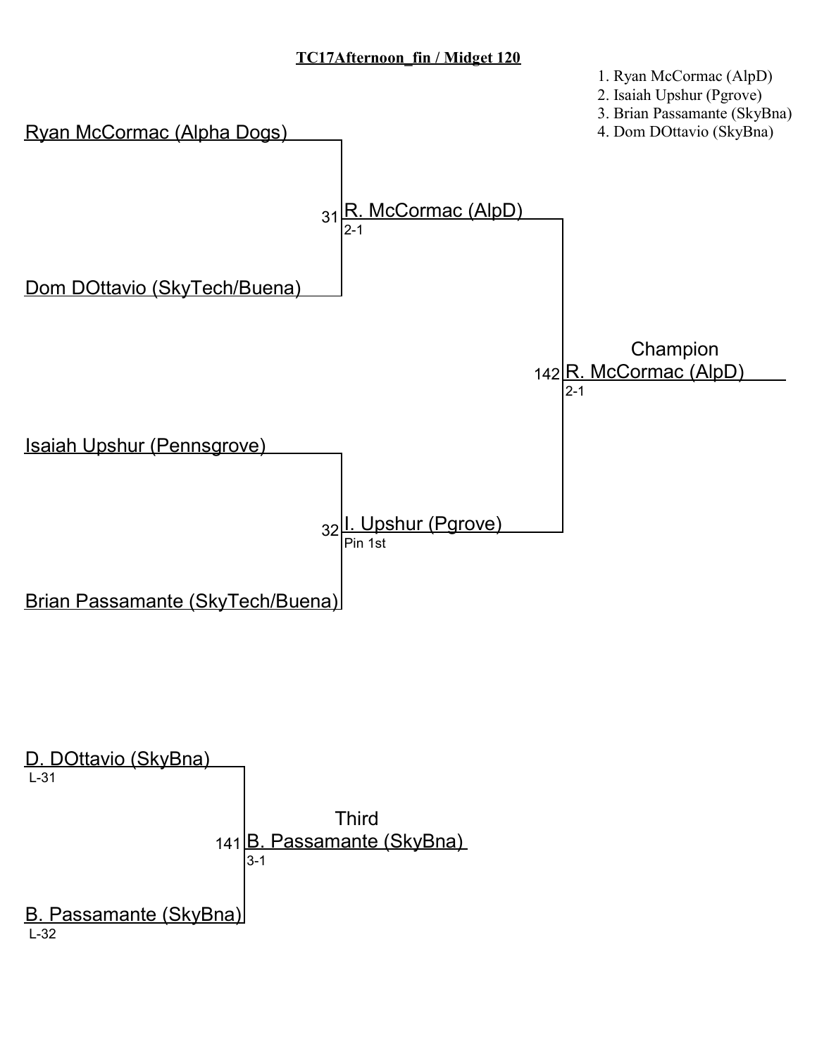**TC17Afternoon_fin / Midget 120**

1. Ryan McCormac (AlpD)
2. Isaiah Upshur (Pgrove)
3. Brian Passamante (SkyBna)
4. Dom DOttavio (SkyBna)

Ryan McCormac (Alpha Dogs)

Dom DOttavio (SkyTech/Buena)

31 R. McCormac (AlpD)
2-1

Isaiah Upshur (Pennsgrove)

Brian Passamante (SkyTech/Buena)

32 I. Upshur (Pgrove)
Pin 1st

Champion
142 R. McCormac (AlpD)
2-1

D. DOttavio (SkyBna)
L-31

B. Passamante (SkyBna)
L-32

Third
141 B. Passamante (SkyBna)
3-1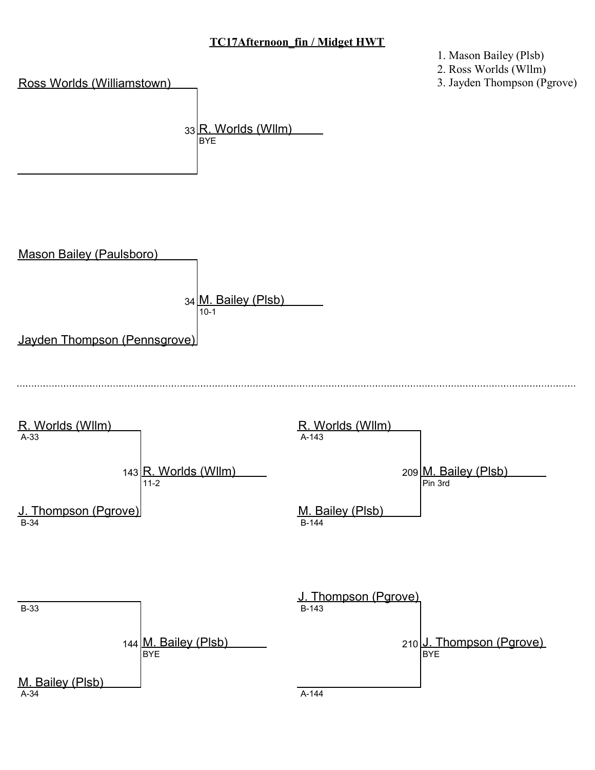# TC17Afternoon_fin / Midget HWT

1. Mason Bailey (Plsb)
2. Ross Worlds (Wllm)
3. Jayden Thompson (Pgrove)

## Championship Bracket

**Match 33**
- Ross Worlds (Williamstown)
- (empty)
- Winner: R. Worlds (Wllm) — BYE

**Match 34**
- Mason Bailey (Paulsboro)
- Jayden Thompson (Pennsgrove)
- Winner: M. Bailey (Plsb) — 10-1

---

## Consolation / Finals Bracket

**Match 143**
- R. Worlds (Wllm) (A-33)
- J. Thompson (Pgrove) (B-34)
- Winner: R. Worlds (Wllm) — 11-2

**Match 209**
- R. Worlds (Wllm) (A-143)
- M. Bailey (Plsb) (B-144)
- Winner: M. Bailey (Plsb) — Pin 3rd

**Match 144**
- (B-33)
- M. Bailey (Plsb) (A-34)
- Winner: M. Bailey (Plsb) — BYE

**Match 210**
- J. Thompson (Pgrove) (B-143)
- (A-144)
- Winner: J. Thompson (Pgrove) — BYE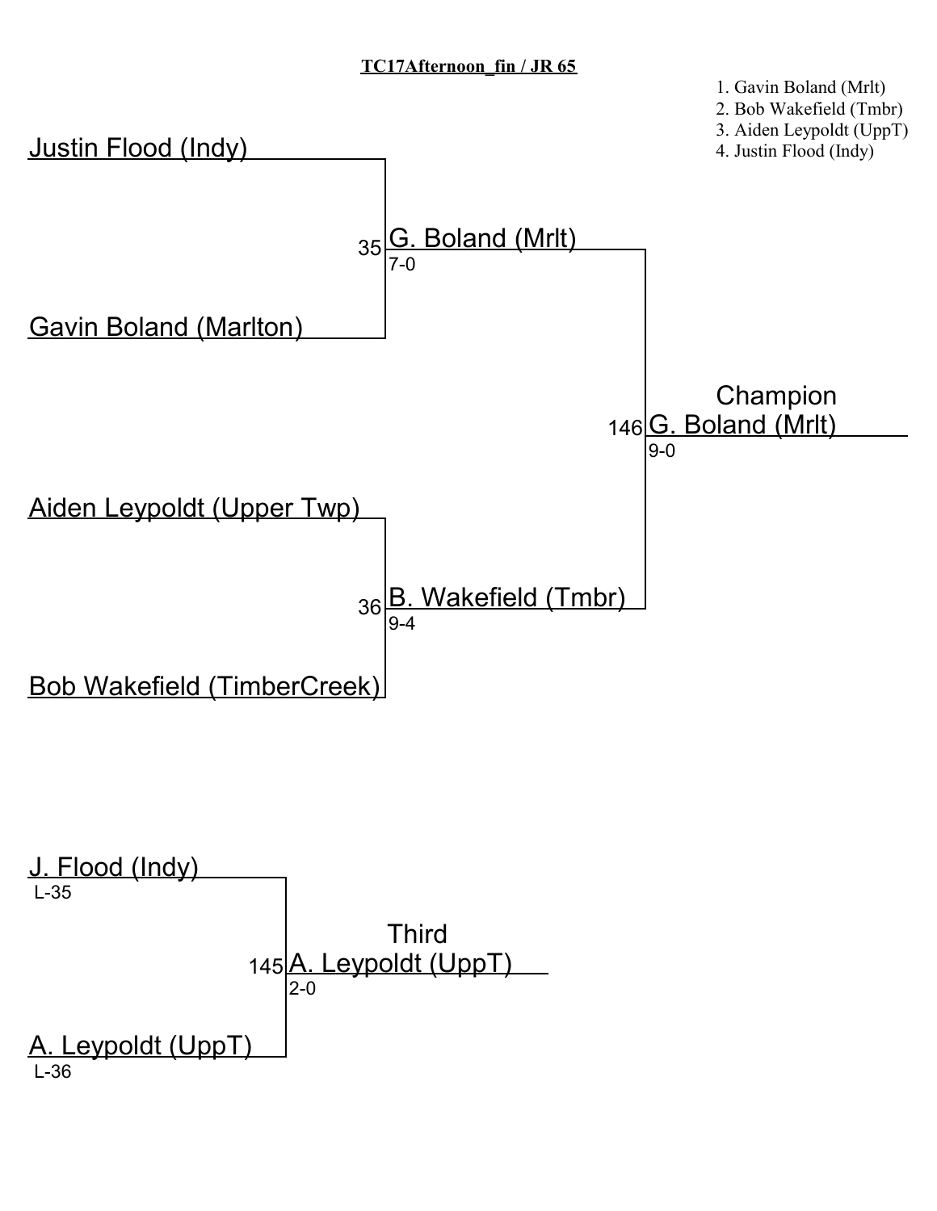**TC17Afternoon_fin / JR 65**

1. Gavin Boland (Mrlt)
2. Bob Wakefield (Tmbr)
3. Aiden Leypoldt (UppT)
4. Justin Flood (Indy)

Justin Flood (Indy)

35 G. Boland (Mrlt)
7-0

Gavin Boland (Marlton)

Champion
146 G. Boland (Mrlt)
9-0

Aiden Leypoldt (Upper Twp)

36 B. Wakefield (Tmbr)
9-4

Bob Wakefield (TimberCreek)

J. Flood (Indy)
L-35

Third
145 A. Leypoldt (UppT)
2-0

A. Leypoldt (UppT)
L-36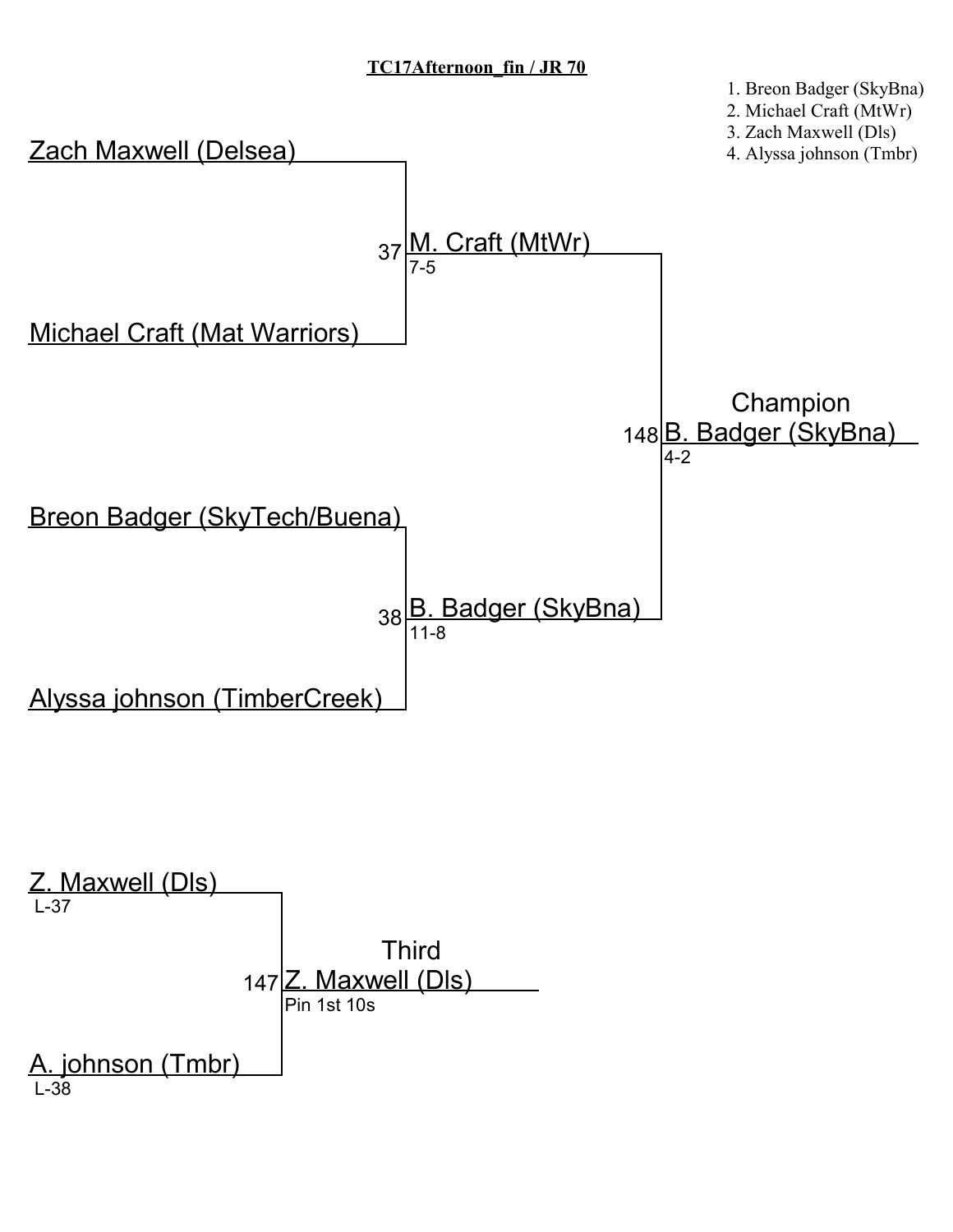**TC17Afternoon_fin / JR 70**

1. Breon Badger (SkyBna)
2. Michael Craft (MtWr)
3. Zach Maxwell (Dls)
4. Alyssa johnson (Tmbr)

Zach Maxwell (Delsea)

37 M. Craft (MtWr)
7-5

Michael Craft (Mat Warriors)

Champion
148 B. Badger (SkyBna)
4-2

Breon Badger (SkyTech/Buena)

38 B. Badger (SkyBna)
11-8

Alyssa johnson (TimberCreek)

Z. Maxwell (Dls)
L-37

Third
147 Z. Maxwell (Dls)
Pin 1st 10s

A. johnson (Tmbr)
L-38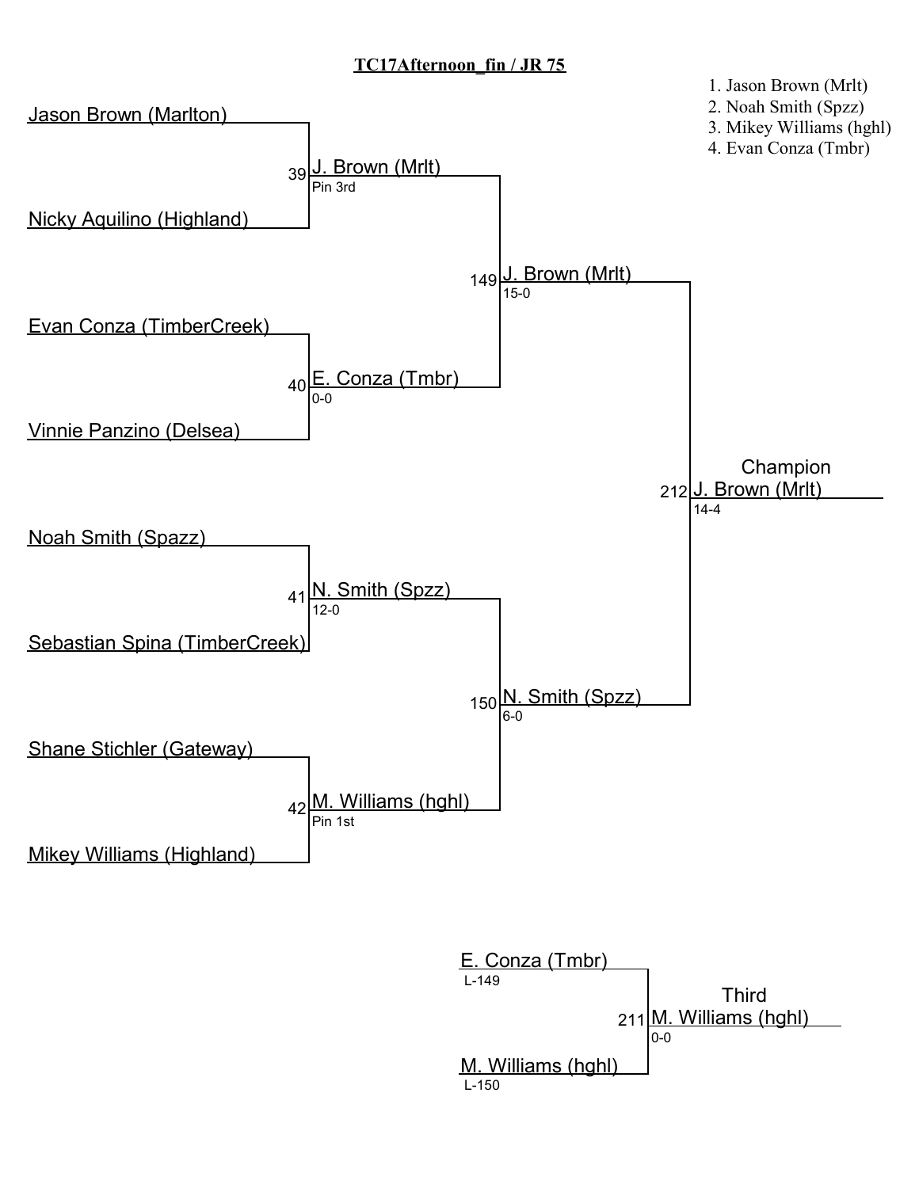# TC17Afternoon_fin / JR 75

1. Jason Brown (Mrlt)
2. Noah Smith (Spzz)
3. Mikey Williams (hghl)
4. Evan Conza (Tmbr)

## Championship Bracket

| Wrestlers | Bout | Winner | Result |
| --- | --- | --- | --- |
| Jason Brown (Marlton) vs. Nicky Aquilino (Highland) | 39 | J. Brown (Mrlt) | Pin 3rd |
| Evan Conza (TimberCreek) vs. Vinnie Panzino (Delsea) | 40 | E. Conza (Tmbr) | 0-0 |
| Noah Smith (Spazz) vs. Sebastian Spina (TimberCreek) | 41 | N. Smith (Spzz) | 12-0 |
| Shane Stichler (Gateway) vs. Mikey Williams (Highland) | 42 | M. Williams (hghl) | Pin 1st |
| J. Brown (Mrlt) vs. E. Conza (Tmbr) | 149 | J. Brown (Mrlt) | 15-0 |
| N. Smith (Spzz) vs. M. Williams (hghl) | 150 | N. Smith (Spzz) | 6-0 |
| J. Brown (Mrlt) vs. N. Smith (Spzz) | 212 | Champion: J. Brown (Mrlt) | 14-4 |

## Third Place

| Wrestlers | Bout | Winner | Result |
| --- | --- | --- | --- |
| E. Conza (Tmbr) (L-149) vs. M. Williams (hghl) (L-150) | 211 | Third: M. Williams (hghl) | 0-0 |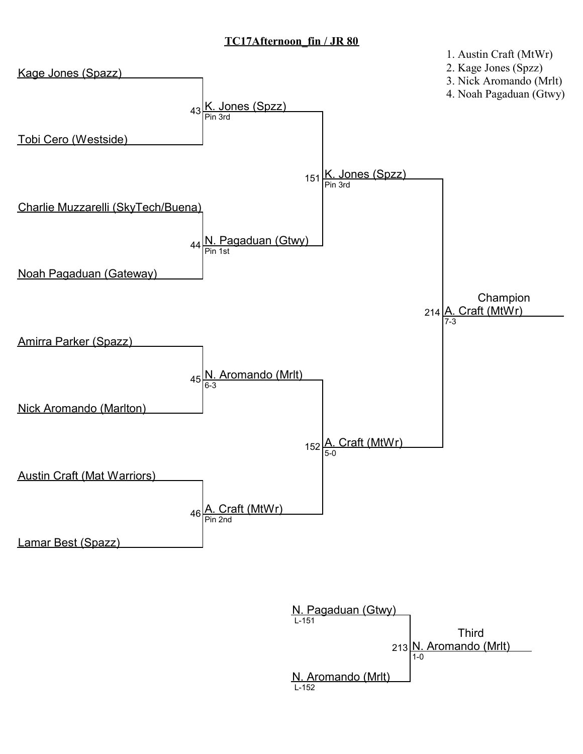## TC17Afternoon_fin / JR 80

1. Austin Craft (MtWr)
2. Kage Jones (Spzz)
3. Nick Aromando (Mrlt)
4. Noah Pagaduan (Gtwy)

### Championship Bracket

**Round 1**

- Match 43: Kage Jones (Spazz) vs. Tobi Cero (Westside) — K. Jones (Spzz), Pin 3rd
- Match 44: Charlie Muzzarelli (SkyTech/Buena) vs. Noah Pagaduan (Gateway) — N. Pagaduan (Gtwy), Pin 1st
- Match 45: Amirra Parker (Spazz) vs. Nick Aromando (Marlton) — N. Aromando (Mrlt), 6-3
- Match 46: Austin Craft (Mat Warriors) vs. Lamar Best (Spazz) — A. Craft (MtWr), Pin 2nd

**Semifinals**

- Match 151: K. Jones (Spzz) vs. N. Pagaduan (Gtwy) — K. Jones (Spzz), Pin 3rd
- Match 152: N. Aromando (Mrlt) vs. A. Craft (MtWr) — A. Craft (MtWr), 5-0

**Final**

- Match 214: K. Jones (Spzz) vs. A. Craft (MtWr) — Champion: A. Craft (MtWr), 7-3

### Third Place

- Match 213: N. Pagaduan (Gtwy) (L-151) vs. N. Aromando (Mrlt) (L-152) — Third: N. Aromando (Mrlt), 1-0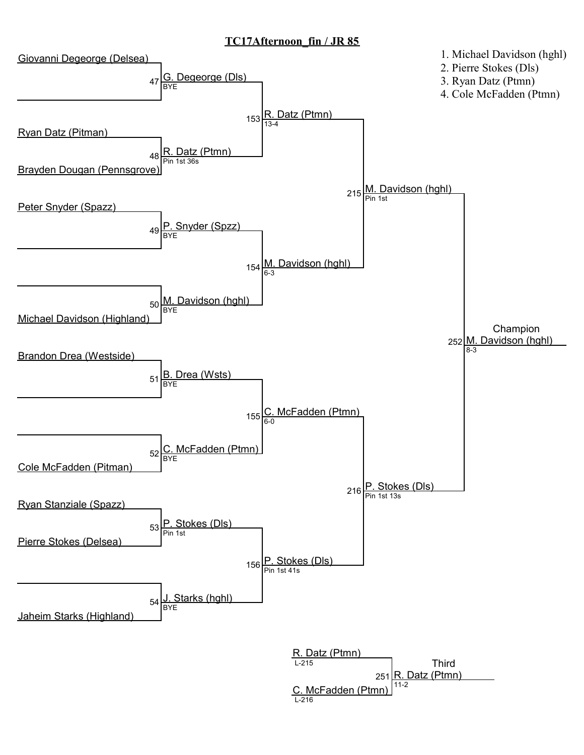# TC17Afternoon_fin / JR 85

1. Michael Davidson (hghl)
2. Pierre Stokes (Dls)
3. Ryan Datz (Ptmn)
4. Cole McFadden (Ptmn)

## First Round

| Bout | Wrestler 1 | Wrestler 2 | Winner | Result |
|---|---|---|---|---|
| 47 | Giovanni Degeorge (Delsea) | | G. Degeorge (Dls) | BYE |
| 48 | Ryan Datz (Pitman) | Brayden Dougan (Pennsgrove) | R. Datz (Ptmn) | Pin 1st 36s |
| 49 | Peter Snyder (Spazz) | | P. Snyder (Spzz) | BYE |
| 50 | | Michael Davidson (Highland) | M. Davidson (hghl) | BYE |
| 51 | Brandon Drea (Westside) | | B. Drea (Wsts) | BYE |
| 52 | | Cole McFadden (Pitman) | C. McFadden (Ptmn) | BYE |
| 53 | Ryan Stanziale (Spazz) | Pierre Stokes (Delsea) | P. Stokes (Dls) | Pin 1st |
| 54 | | Jaheim Starks (Highland) | J. Starks (hghl) | BYE |

## Quarterfinals

| Bout | Winner | Result |
|---|---|---|
| 153 | R. Datz (Ptmn) | 13-4 |
| 154 | M. Davidson (hghl) | 6-3 |
| 155 | C. McFadden (Ptmn) | 6-0 |
| 156 | P. Stokes (Dls) | Pin 1st 41s |

## Semifinals

| Bout | Winner | Result |
|---|---|---|
| 215 | M. Davidson (hghl) | Pin 1st |
| 216 | P. Stokes (Dls) | Pin 1st 13s |

## Champion

| Bout | Winner | Result |
|---|---|---|
| 252 | M. Davidson (hghl) | 8-3 |

## Third

| Bout | Wrestler 1 | Wrestler 2 | Winner | Result |
|---|---|---|---|---|
| 251 | R. Datz (Ptmn) (L-215) | C. McFadden (Ptmn) (L-216) | R. Datz (Ptmn) | 11-2 |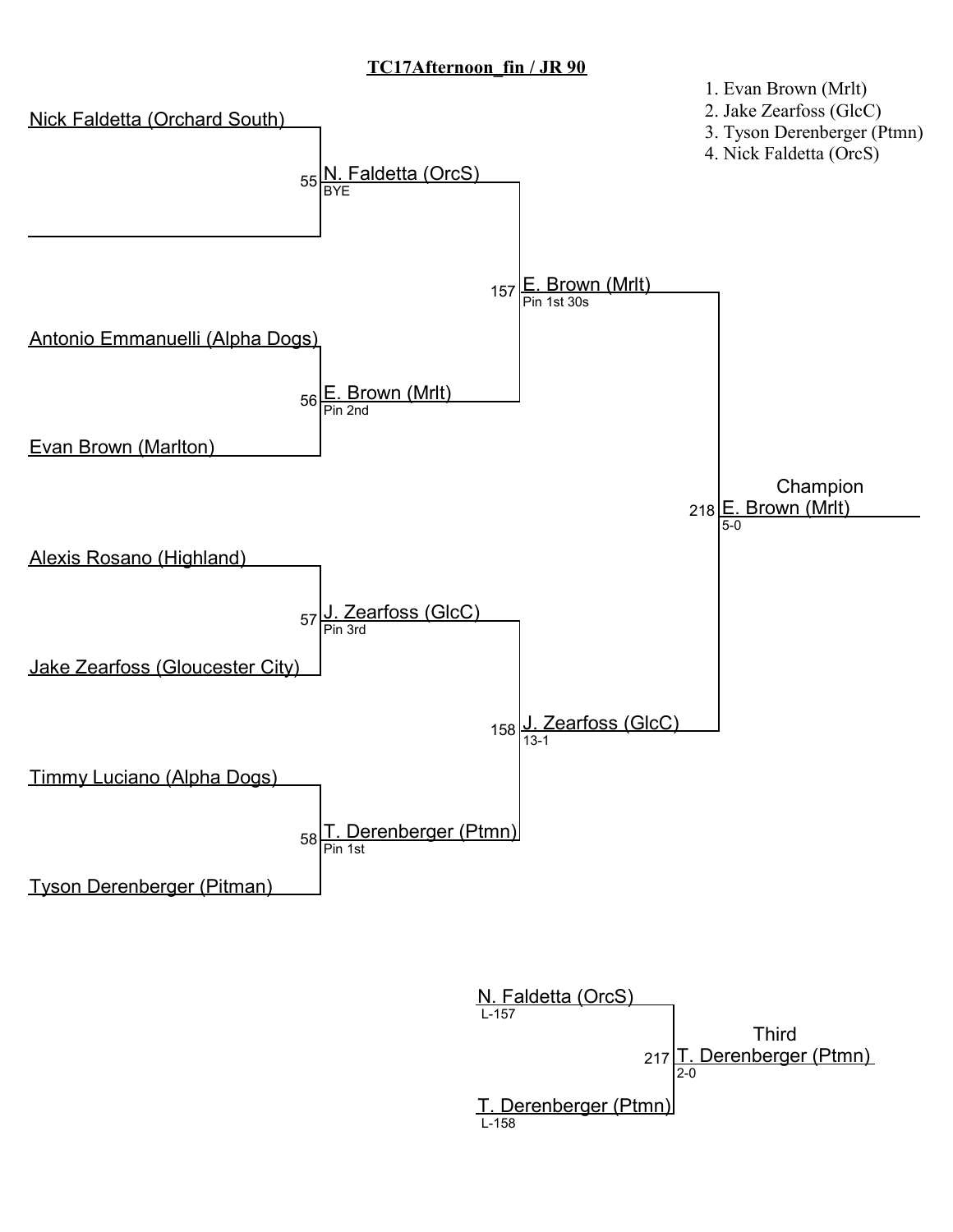# TC17Afternoon_fin / JR 90

1. Evan Brown (Mrlt)
2. Jake Zearfoss (GlcC)
3. Tyson Derenberger (Ptmn)
4. Nick Faldetta (OrcS)

## Championship Bracket

### First Round

| Match | Wrestler 1 | Wrestler 2 | Winner | Result |
|---|---|---|---|---|
| 55 | Nick Faldetta (Orchard South) | | N. Faldetta (OrcS) | BYE |
| 56 | Antonio Emmanuelli (Alpha Dogs) | Evan Brown (Marlton) | E. Brown (Mrlt) | Pin 2nd |
| 57 | Alexis Rosano (Highland) | Jake Zearfoss (Gloucester City) | J. Zearfoss (GlcC) | Pin 3rd |
| 58 | Timmy Luciano (Alpha Dogs) | Tyson Derenberger (Pitman) | T. Derenberger (Ptmn) | Pin 1st |

### Semifinals

| Match | Winner | Result |
|---|---|---|
| 157 | E. Brown (Mrlt) | Pin 1st 30s |
| 158 | J. Zearfoss (GlcC) | 13-1 |

### Final

| Match | Champion | Result |
|---|---|---|
| 218 | E. Brown (Mrlt) | 5-0 |

## Third Place

| Match | Wrestler 1 | Wrestler 2 | Third | Result |
|---|---|---|---|---|
| 217 | N. Faldetta (OrcS) (L-157) | T. Derenberger (Ptmn) (L-158) | T. Derenberger (Ptmn) | 2-0 |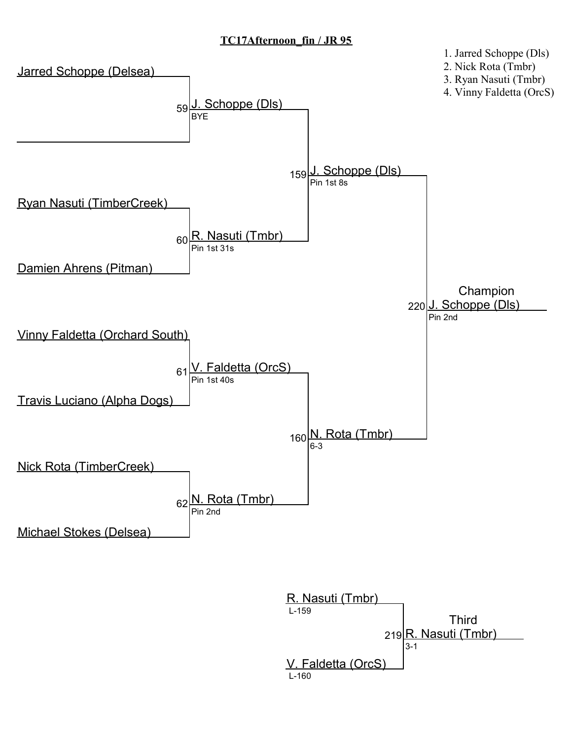# TC17Afternoon_fin / JR 95

1. Jarred Schoppe (Dls)
2. Nick Rota (Tmbr)
3. Ryan Nasuti (Tmbr)
4. Vinny Faldetta (OrcS)

## Championship Bracket

**First Round**

- Match 59: Jarred Schoppe (Delsea) vs. (empty) — Winner: J. Schoppe (Dls), BYE
- Match 60: Ryan Nasuti (TimberCreek) vs. Damien Ahrens (Pitman) — Winner: R. Nasuti (Tmbr), Pin 1st 31s
- Match 61: Vinny Faldetta (Orchard South) vs. Travis Luciano (Alpha Dogs) — Winner: V. Faldetta (OrcS), Pin 1st 40s
- Match 62: Nick Rota (TimberCreek) vs. Michael Stokes (Delsea) — Winner: N. Rota (Tmbr), Pin 2nd

**Semifinals**

- Match 159: J. Schoppe (Dls) vs. R. Nasuti (Tmbr) — Winner: J. Schoppe (Dls), Pin 1st 8s
- Match 160: V. Faldetta (OrcS) vs. N. Rota (Tmbr) — Winner: N. Rota (Tmbr), 6-3

**Final**

- Match 220: J. Schoppe (Dls) vs. N. Rota (Tmbr) — Champion: J. Schoppe (Dls), Pin 2nd

## Third Place

- Match 219: R. Nasuti (Tmbr) (L-159) vs. V. Faldetta (OrcS) (L-160) — Third: R. Nasuti (Tmbr), 3-1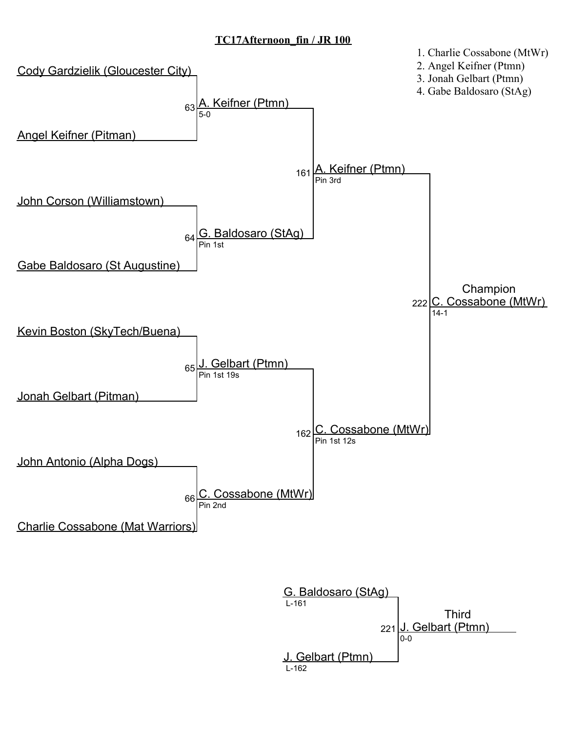**TC17Afternoon_fin / JR 100**

1. Charlie Cossabone (MtWr)
2. Angel Keifner (Ptmn)
3. Jonah Gelbart (Ptmn)
4. Gabe Baldosaro (StAg)

**Round 1**

- Bout 63: Cody Gardzielik (Gloucester City) vs. Angel Keifner (Pitman) — Winner: A. Keifner (Ptmn), 5-0
- Bout 64: John Corson (Williamstown) vs. Gabe Baldosaro (St Augustine) — Winner: G. Baldosaro (StAg), Pin 1st
- Bout 65: Kevin Boston (SkyTech/Buena) vs. Jonah Gelbart (Pitman) — Winner: J. Gelbart (Ptmn), Pin 1st 19s
- Bout 66: John Antonio (Alpha Dogs) vs. Charlie Cossabone (Mat Warriors) — Winner: C. Cossabone (MtWr), Pin 2nd

**Semifinals**

- Bout 161: A. Keifner (Ptmn) vs. G. Baldosaro (StAg) — Winner: A. Keifner (Ptmn), Pin 3rd
- Bout 162: J. Gelbart (Ptmn) vs. C. Cossabone (MtWr) — Winner: C. Cossabone (MtWr), Pin 1st 12s

**Final**

- Bout 222: A. Keifner (Ptmn) vs. C. Cossabone (MtWr) — Champion: C. Cossabone (MtWr), 14-1

**Third Place**

- Bout 221: G. Baldosaro (StAg) (L-161) vs. J. Gelbart (Ptmn) (L-162) — Third: J. Gelbart (Ptmn), 0-0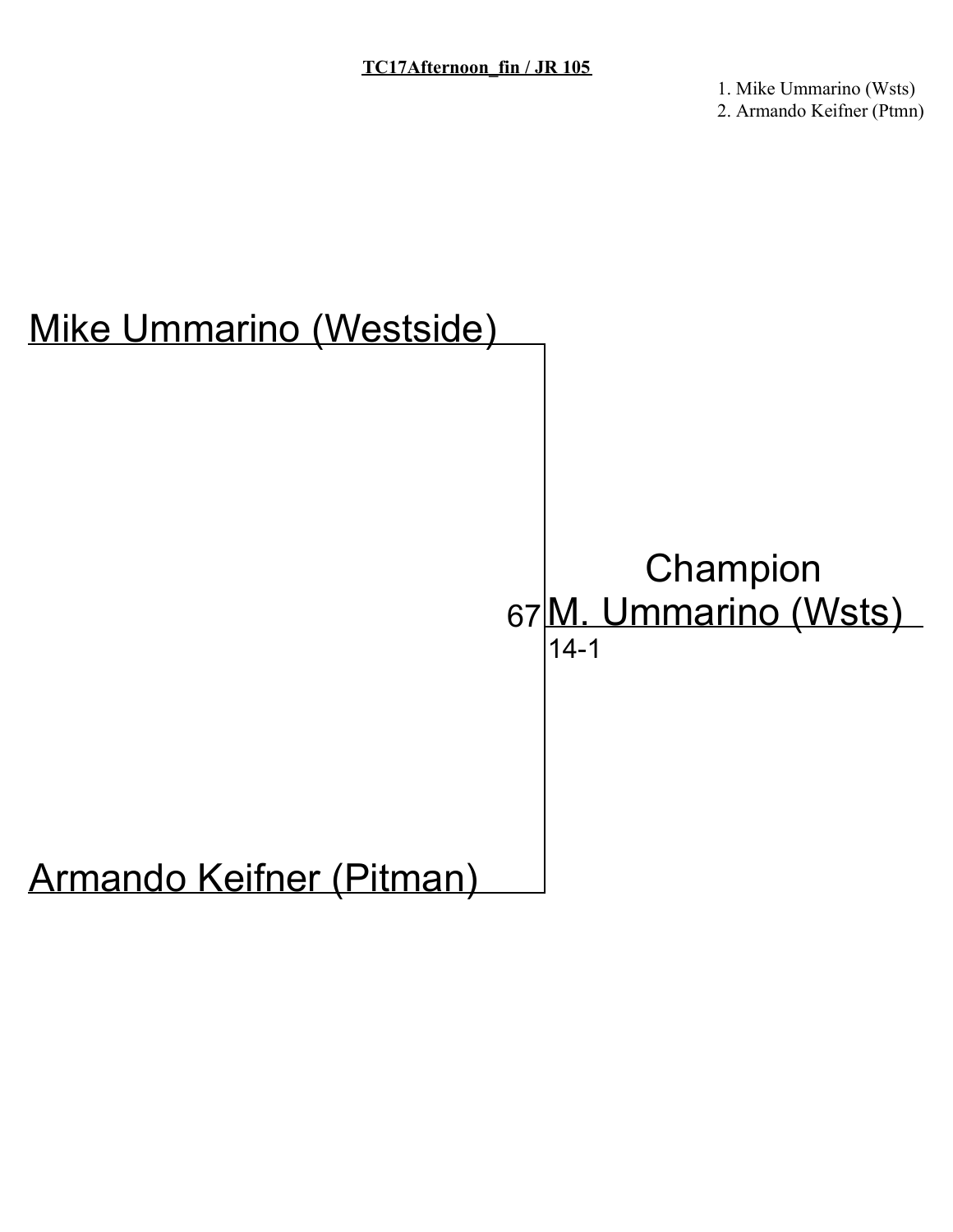**TC17Afternoon_fin / JR 105**

1. Mike Ummarino (Wsts)
2. Armando Keifner (Ptmn)

Mike Ummarino (Westside)

Champion

67 M. Ummarino (Wsts)

14-1

Armando Keifner (Pitman)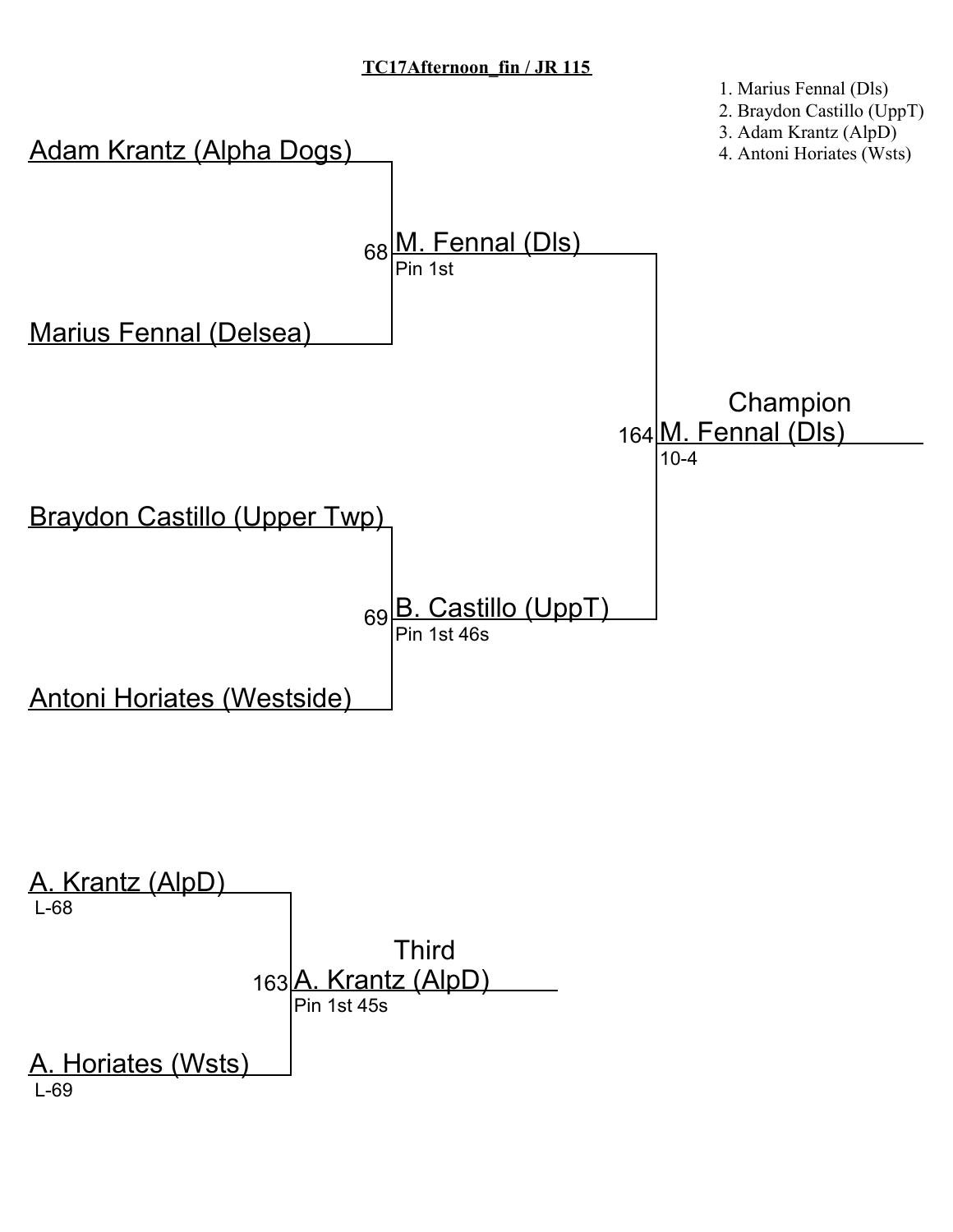**TC17Afternoon_fin / JR 115**

1. Marius Fennal (Dls)
2. Braydon Castillo (UppT)
3. Adam Krantz (AlpD)
4. Antoni Horiates (Wsts)

Adam Krantz (Alpha Dogs)

Marius Fennal (Delsea)

68 M. Fennal (Dls)
Pin 1st

Braydon Castillo (Upper Twp)

Antoni Horiates (Westside)

69 B. Castillo (UppT)
Pin 1st 46s

Champion
164 M. Fennal (Dls)
10-4

A. Krantz (AlpD)
L-68

A. Horiates (Wsts)
L-69

Third
163 A. Krantz (AlpD)
Pin 1st 45s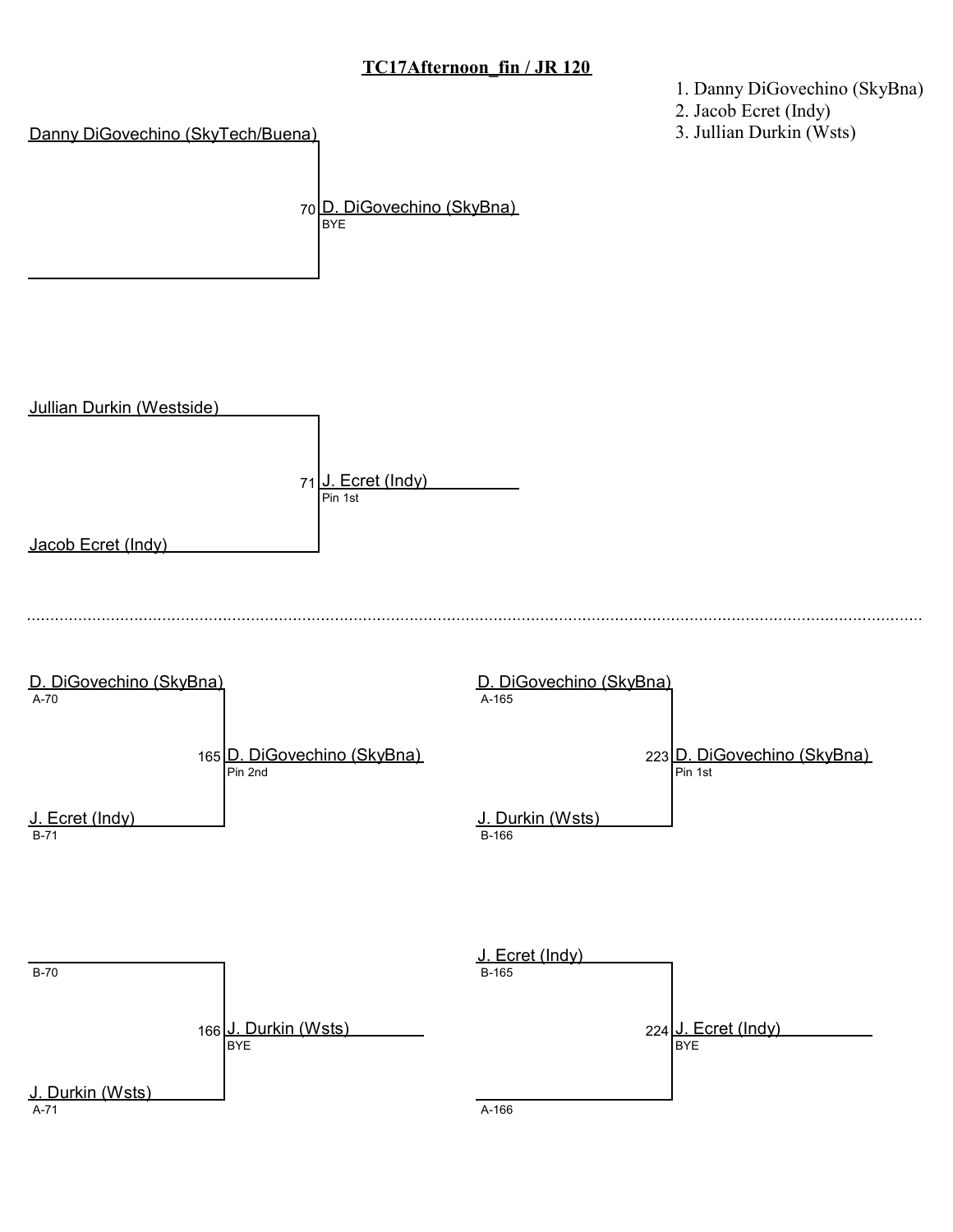# TC17Afternoon_fin / JR 120

1. Danny DiGovechino (SkyBna)
2. Jacob Ecret (Indy)
3. Jullian Durkin (Wsts)

**Championship bracket**

- Match 70: Danny DiGovechino (SkyTech/Buena) vs. (empty) — Winner: D. DiGovechino (SkyBna), BYE
- Match 71: Jullian Durkin (Westside) vs. Jacob Ecret (Indy) — Winner: J. Ecret (Indy), Pin 1st

**Second round**

- Match 165: D. DiGovechino (SkyBna) (A-70) vs. J. Ecret (Indy) (B-71) — Winner: D. DiGovechino (SkyBna), Pin 2nd
- Match 166: (empty) (B-70) vs. J. Durkin (Wsts) (A-71) — Winner: J. Durkin (Wsts), BYE

**Third round**

- Match 223: D. DiGovechino (SkyBna) (A-165) vs. J. Durkin (Wsts) (B-166) — Winner: D. DiGovechino (SkyBna), Pin 1st
- Match 224: J. Ecret (Indy) (B-165) vs. (empty) (A-166) — Winner: J. Ecret (Indy), BYE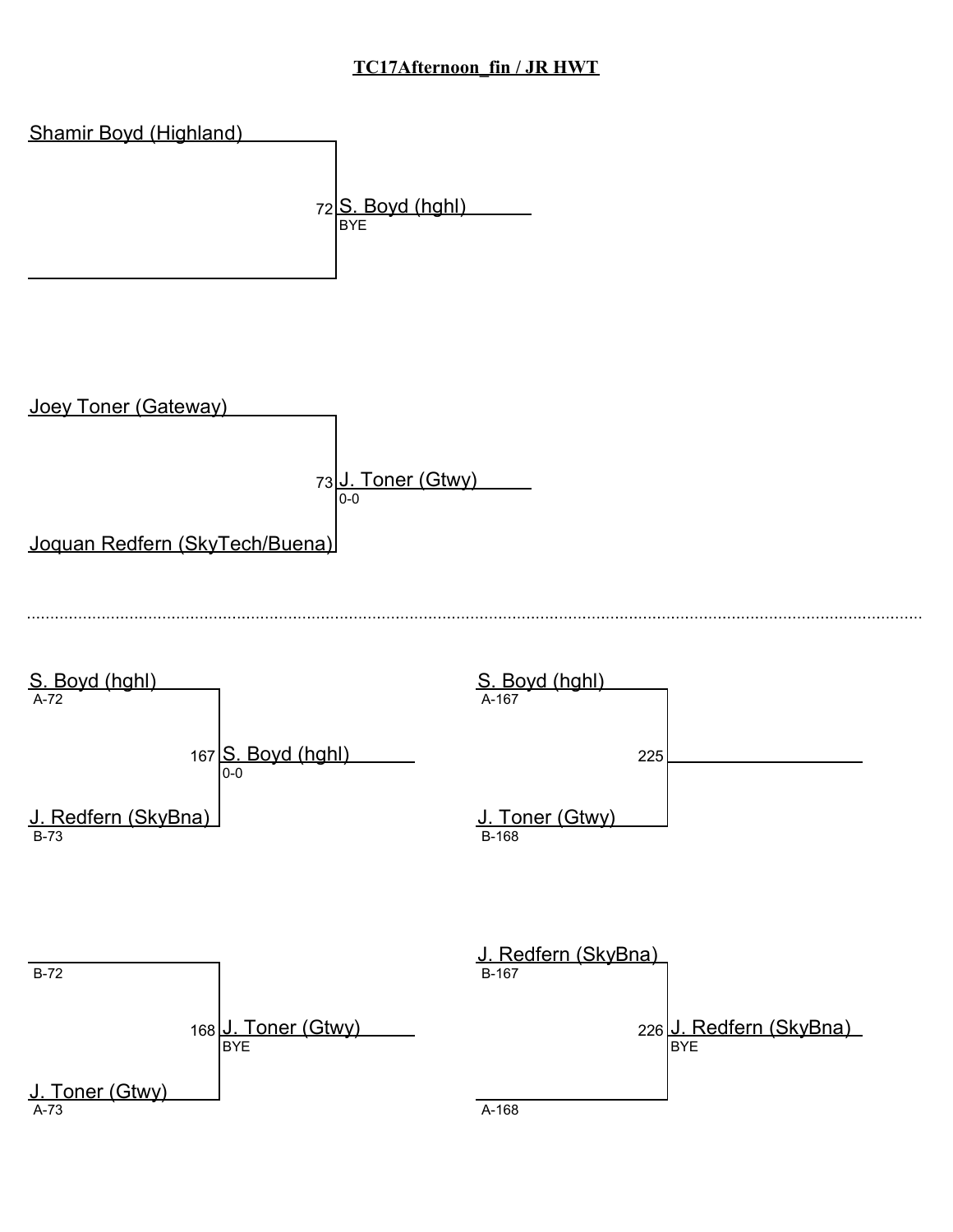# TC17Afternoon_fin / JR HWT

## Championship Bracket

**Bout 72**
- Shamir Boyd (Highland)
- (empty)
- Winner: S. Boyd (hghl) — BYE

**Bout 73**
- Joey Toner (Gateway)
- Joquan Redfern (SkyTech/Buena)
- Winner: J. Toner (Gtwy) — 0-0

---

**Bout 167**
- S. Boyd (hghl) — A-72
- J. Redfern (SkyBna) — B-73
- Winner: S. Boyd (hghl) — 0-0

**Bout 225**
- S. Boyd (hghl) — A-167
- J. Toner (Gtwy) — B-168
- Winner: (blank)

**Bout 168**
- B-72
- J. Toner (Gtwy) — A-73
- Winner: J. Toner (Gtwy) — BYE

**Bout 226**
- J. Redfern (SkyBna) — B-167
- A-168
- Winner: J. Redfern (SkyBna) — BYE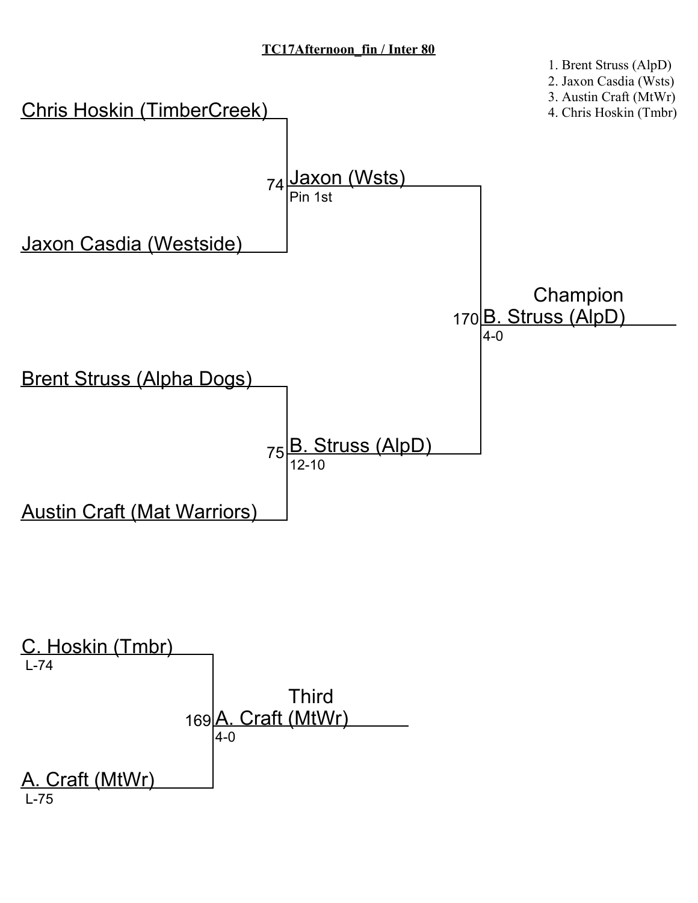**TC17Afternoon_fin / Inter 80**

1. Brent Struss (AlpD)
2. Jaxon Casdia (Wsts)
3. Austin Craft (MtWr)
4. Chris Hoskin (Tmbr)

Chris Hoskin (TimberCreek)

74 Jaxon (Wsts)
Pin 1st

Jaxon Casdia (Westside)

Champion
170 B. Struss (AlpD)
4-0

Brent Struss (Alpha Dogs)

75 B. Struss (AlpD)
12-10

Austin Craft (Mat Warriors)

C. Hoskin (Tmbr)
L-74

Third
169 A. Craft (MtWr)
4-0

A. Craft (MtWr)
L-75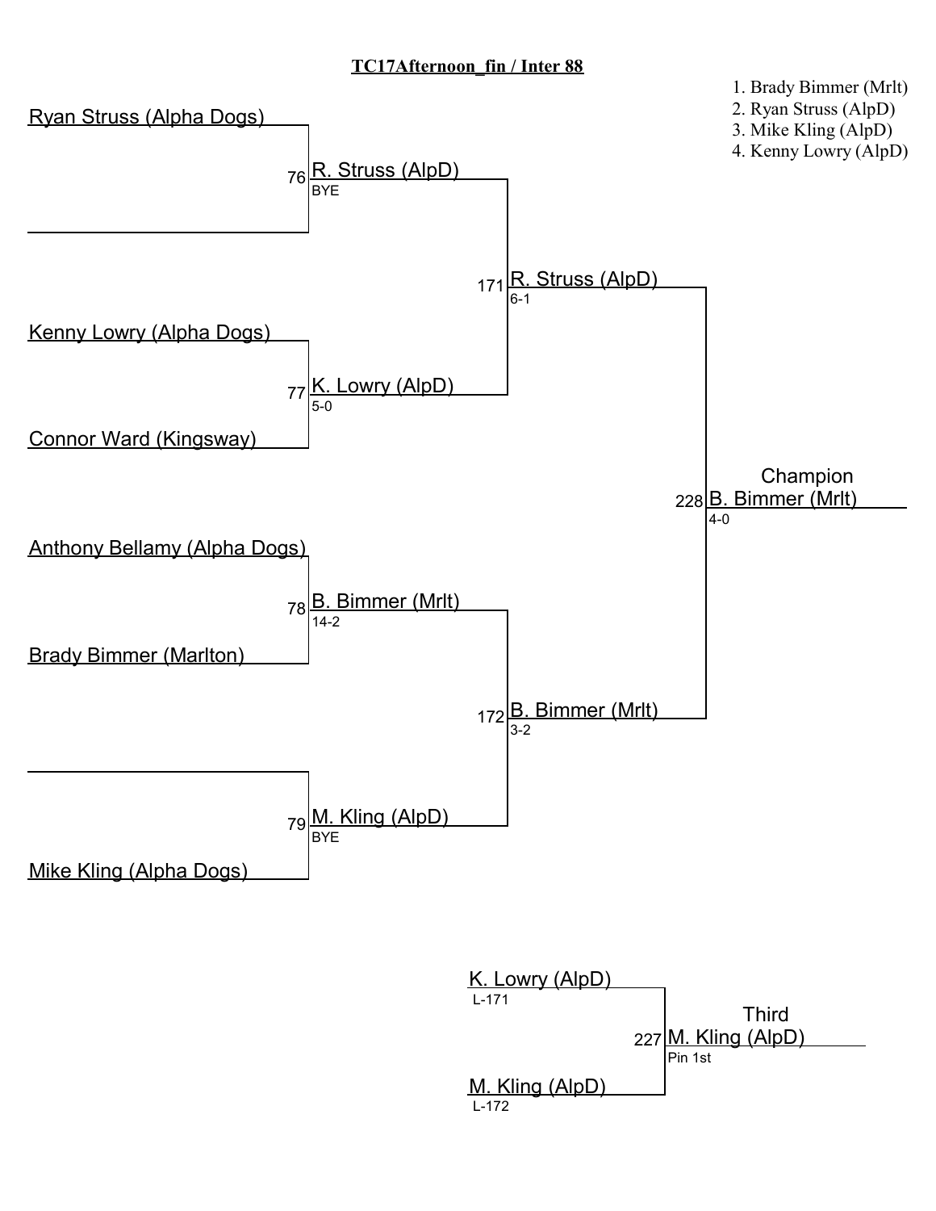# TC17Afternoon_fin / Inter 88

1. Brady Bimmer (Mrlt)
2. Ryan Struss (AlpD)
3. Mike Kling (AlpD)
4. Kenny Lowry (AlpD)

## Championship Bracket

**First Round**

- Ryan Struss (Alpha Dogs) vs. (bye) — Match 76: R. Struss (AlpD), BYE
- Kenny Lowry (Alpha Dogs) vs. Connor Ward (Kingsway) — Match 77: K. Lowry (AlpD), 5-0
- Anthony Bellamy (Alpha Dogs) vs. Brady Bimmer (Marlton) — Match 78: B. Bimmer (Mrlt), 14-2
- (bye) vs. Mike Kling (Alpha Dogs) — Match 79: M. Kling (AlpD), BYE

**Semifinals**

- Match 171: R. Struss (AlpD), 6-1
- Match 172: B. Bimmer (Mrlt), 3-2

**Final**

- Match 228: Champion B. Bimmer (Mrlt), 4-0

## Third Place

- K. Lowry (AlpD) (L-171) vs. M. Kling (AlpD) (L-172)
- Match 227: Third M. Kling (AlpD), Pin 1st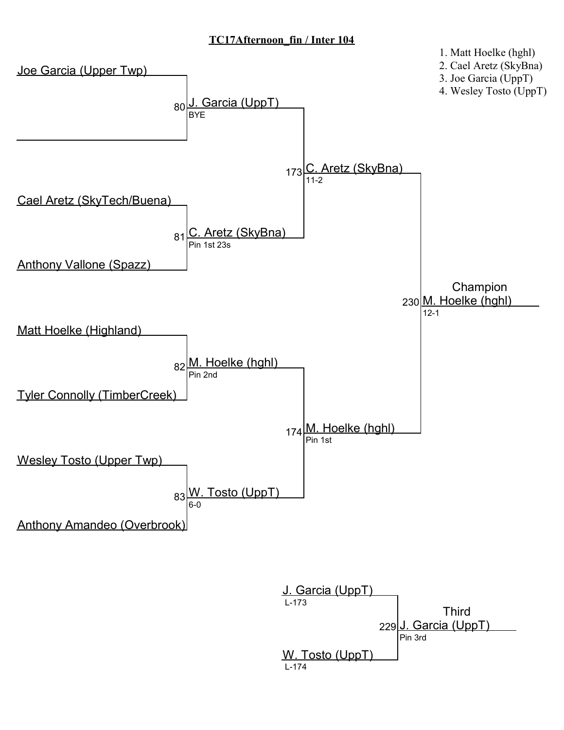# TC17Afternoon_fin / Inter 104

1. Matt Hoelke (hghl)
2. Cael Aretz (SkyBna)
3. Joe Garcia (UppT)
4. Wesley Tosto (UppT)

## First Round

- Bout 80: Joe Garcia (Upper Twp) vs. (bye) — **J. Garcia (UppT)** — BYE
- Bout 81: Cael Aretz (SkyTech/Buena) vs. Anthony Vallone (Spazz) — **C. Aretz (SkyBna)** — Pin 1st 23s
- Bout 82: Matt Hoelke (Highland) vs. Tyler Connolly (TimberCreek) — **M. Hoelke (hghl)** — Pin 2nd
- Bout 83: Wesley Tosto (Upper Twp) vs. Anthony Amandeo (Overbrook) — **W. Tosto (UppT)** — 6-0

## Semifinals

- Bout 173: J. Garcia (UppT) vs. C. Aretz (SkyBna) — **C. Aretz (SkyBna)** — 11-2
- Bout 174: M. Hoelke (hghl) vs. W. Tosto (UppT) — **M. Hoelke (hghl)** — Pin 1st

## Final

- Bout 230: C. Aretz (SkyBna) vs. M. Hoelke (hghl) — Champion **M. Hoelke (hghl)** — 12-1

## Third Place

- Bout 229: J. Garcia (UppT) (L-173) vs. W. Tosto (UppT) (L-174) — Third **J. Garcia (UppT)** — Pin 3rd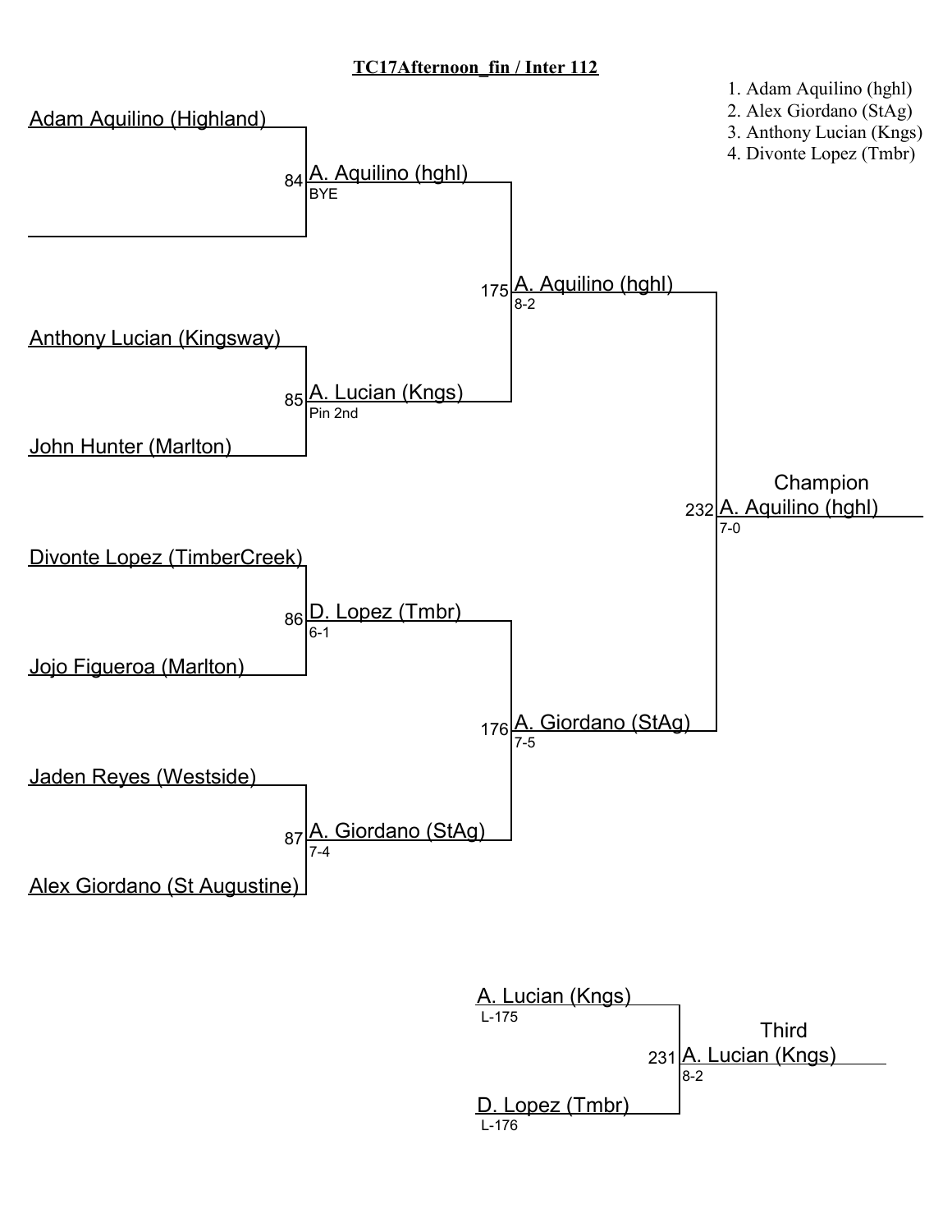# TC17Afternoon_fin / Inter 112

1. Adam Aquilino (hghl)
2. Alex Giordano (StAg)
3. Anthony Lucian (Kngs)
4. Divonte Lopez (Tmbr)

## Round 1

| Bout | Wrestler 1 | Wrestler 2 | Winner | Result |
|---|---|---|---|---|
| 84 | Adam Aquilino (Highland) | | A. Aquilino (hghl) | BYE |
| 85 | Anthony Lucian (Kingsway) | John Hunter (Marlton) | A. Lucian (Kngs) | Pin 2nd |
| 86 | Divonte Lopez (TimberCreek) | Jojo Figueroa (Marlton) | D. Lopez (Tmbr) | 6-1 |
| 87 | Jaden Reyes (Westside) | Alex Giordano (St Augustine) | A. Giordano (StAg) | 7-4 |

## Semifinals

| Bout | Winner | Result |
|---|---|---|
| 175 | A. Aquilino (hghl) | 8-2 |
| 176 | A. Giordano (StAg) | 7-5 |

## Champion

| Bout | Winner | Result |
|---|---|---|
| 232 | A. Aquilino (hghl) | 7-0 |

## Third

| Bout | Wrestler 1 | Wrestler 2 | Winner | Result |
|---|---|---|---|---|
| 231 | A. Lucian (Kngs) L-175 | D. Lopez (Tmbr) L-176 | A. Lucian (Kngs) | 8-2 |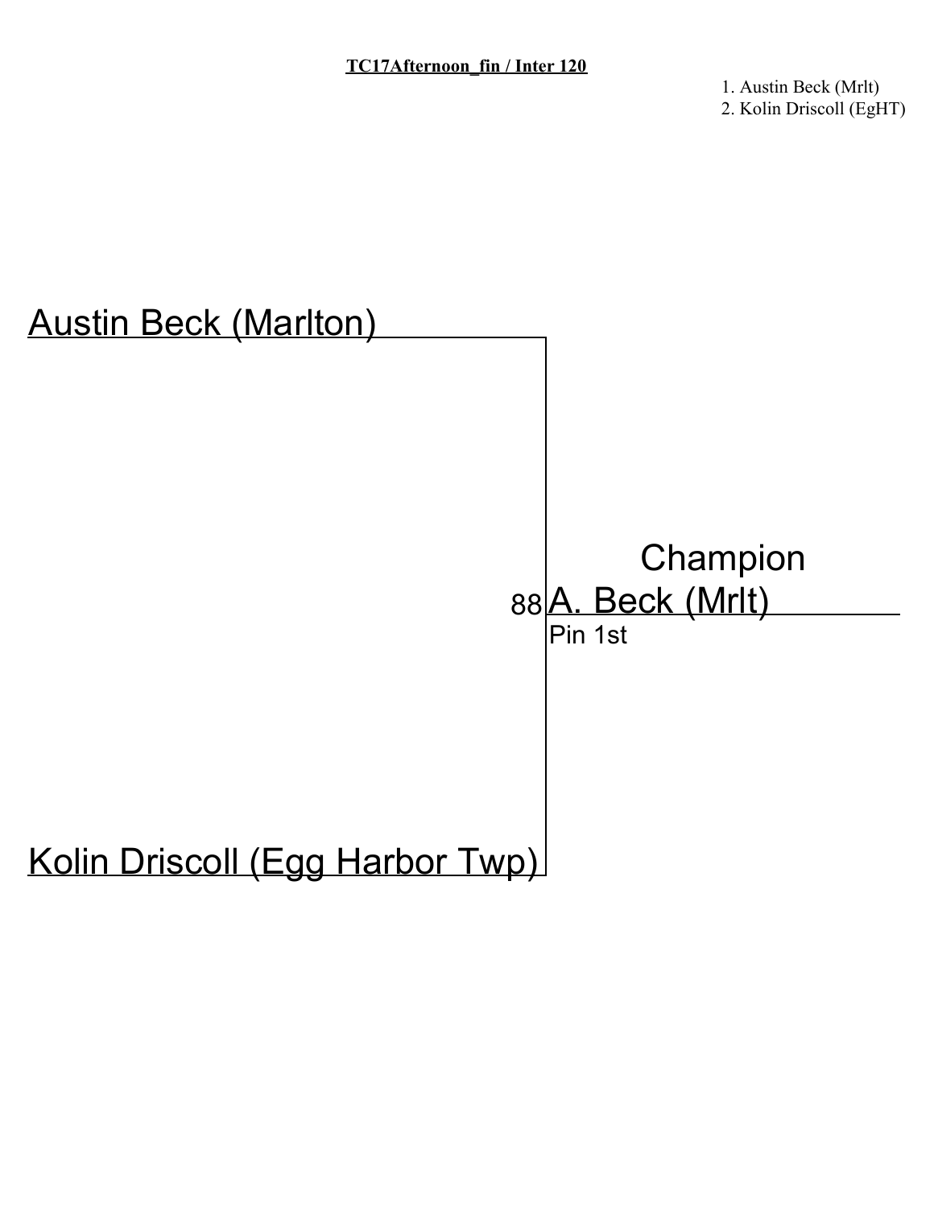**TC17Afternoon_fin / Inter 120**

1. Austin Beck (Mrlt)
2. Kolin Driscoll (EgHT)

Austin Beck (Marlton)

Champion

88 A. Beck (Mrlt)

Pin 1st

Kolin Driscoll (Egg Harbor Twp)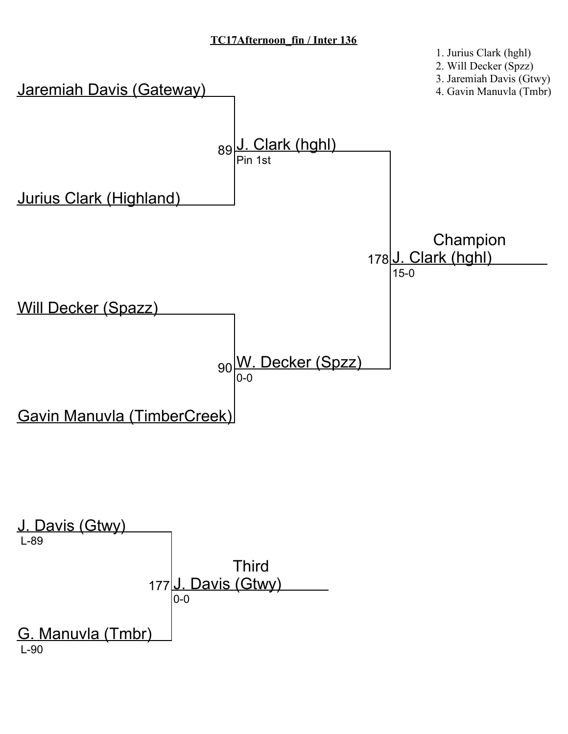**TC17Afternoon_fin / Inter 136**

1. Jurius Clark (hghl)
2. Will Decker (Spzz)
3. Jaremiah Davis (Gtwy)
4. Gavin Manuvla (Tmbr)

Jaremiah Davis (Gateway)

89 J. Clark (hghl)
Pin 1st

Jurius Clark (Highland)

Champion
178 J. Clark (hghl)
15-0

Will Decker (Spazz)

90 W. Decker (Spzz)
0-0

Gavin Manuvla (TimberCreek)

J. Davis (Gtwy)
L-89

Third
177 J. Davis (Gtwy)
0-0

G. Manuvla (Tmbr)
L-90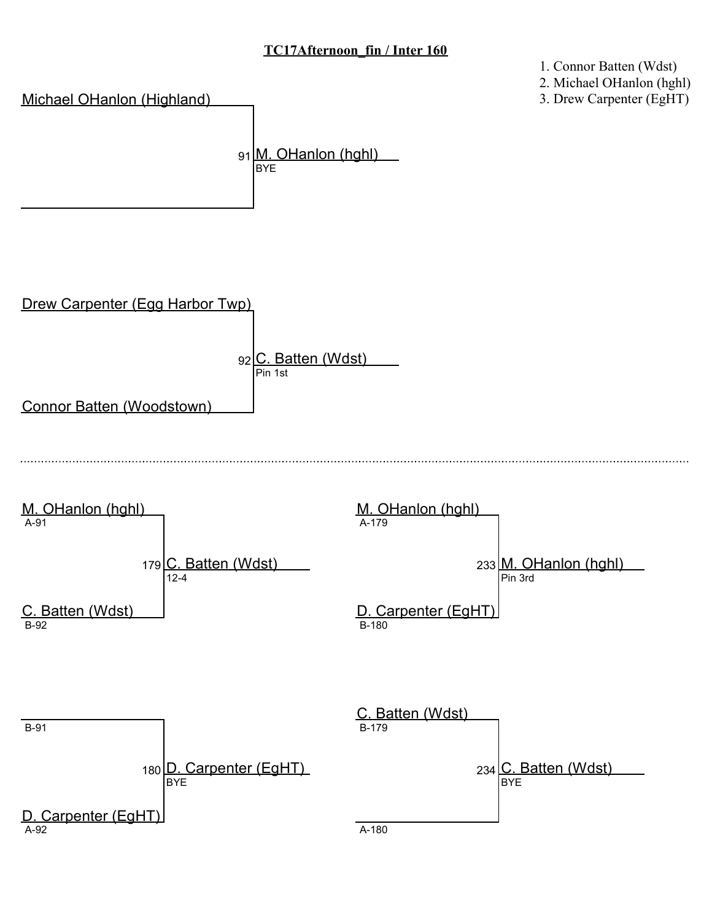# TC17Afternoon_fin / Inter 160

1. Connor Batten (Wdst)
2. Michael OHanlon (hghl)
3. Drew Carpenter (EgHT)

Michael OHanlon (Highland)

91 M. OHanlon (hghl)
BYE

Drew Carpenter (Egg Harbor Twp)

92 C. Batten (Wdst)
Pin 1st

Connor Batten (Woodstown)

---

M. OHanlon (hghl)
A-91

179 C. Batten (Wdst)
12-4

C. Batten (Wdst)
B-92

M. OHanlon (hghl)
A-179

233 M. OHanlon (hghl)
Pin 3rd

D. Carpenter (EgHT)
B-180

B-91

180 D. Carpenter (EgHT)
BYE

D. Carpenter (EgHT)
A-92

C. Batten (Wdst)
B-179

234 C. Batten (Wdst)
BYE

A-180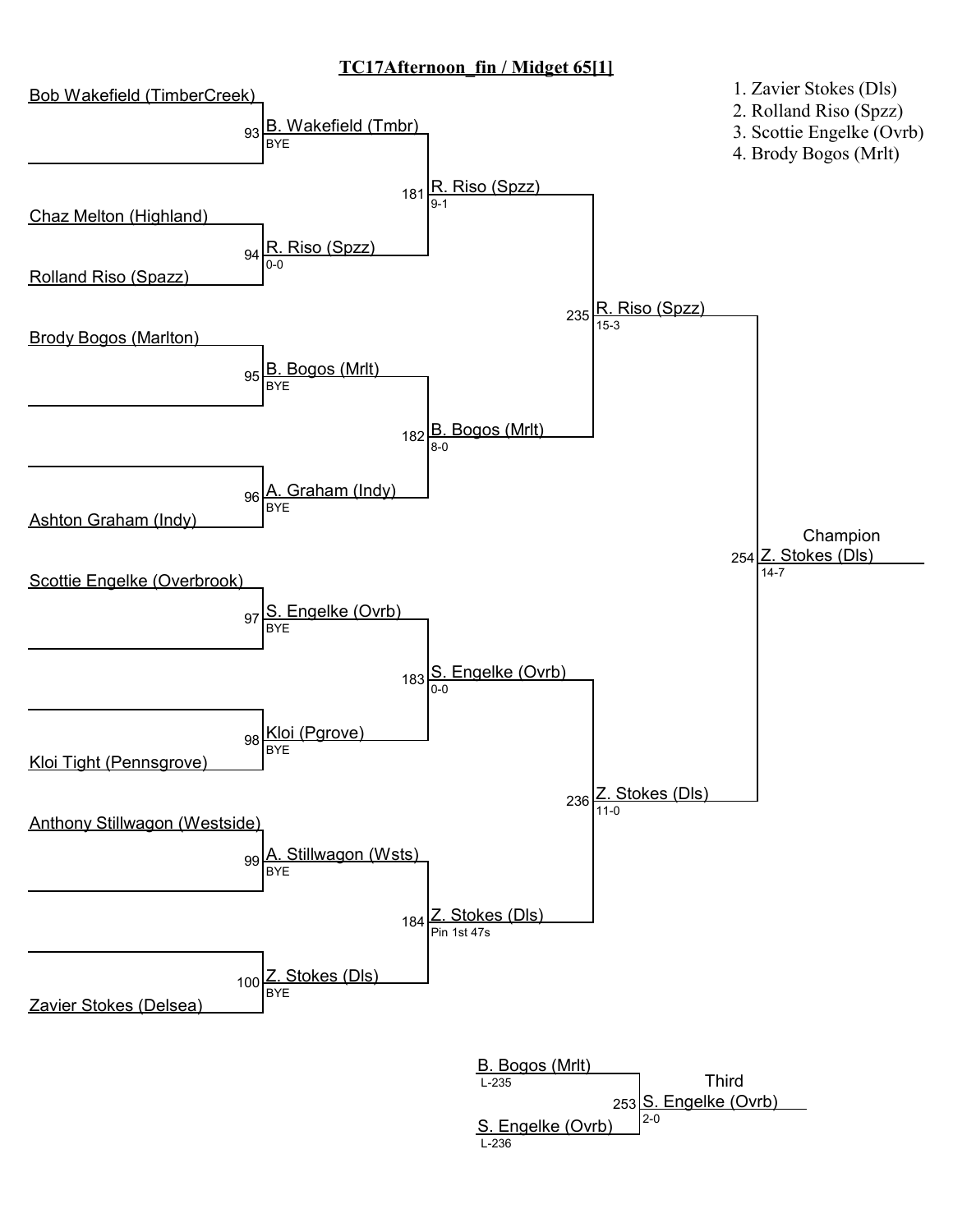# TC17Afternoon_fin / Midget 65[1]

1. Zavier Stokes (Dls)
2. Rolland Riso (Spzz)
3. Scottie Engelke (Ovrb)
4. Brody Bogos (Mrlt)

**First Round**

- Bob Wakefield (TimberCreek) — Bout 93: B. Wakefield (Tmbr), BYE
- Chaz Melton (Highland) vs Rolland Riso (Spazz) — Bout 94: R. Riso (Spzz), 0-0
- Brody Bogos (Marlton) — Bout 95: B. Bogos (Mrlt), BYE
- Ashton Graham (Indy) — Bout 96: A. Graham (Indy), BYE
- Scottie Engelke (Overbrook) — Bout 97: S. Engelke (Ovrb), BYE
- Kloi Tight (Pennsgrove) — Bout 98: Kloi (Pgrove), BYE
- Anthony Stillwagon (Westside) — Bout 99: A. Stillwagon (Wsts), BYE
- Zavier Stokes (Delsea) — Bout 100: Z. Stokes (Dls), BYE

**Quarterfinals**

- Bout 181: R. Riso (Spzz), 9-1
- Bout 182: B. Bogos (Mrlt), 8-0
- Bout 183: S. Engelke (Ovrb), 0-0
- Bout 184: Z. Stokes (Dls), Pin 1st 47s

**Semifinals**

- Bout 235: R. Riso (Spzz), 15-3
- Bout 236: Z. Stokes (Dls), 11-0

**Champion**

- Bout 254: Z. Stokes (Dls), 14-7

**Third**

- B. Bogos (Mrlt) (L-235) vs S. Engelke (Ovrb) (L-236)
- Bout 253: S. Engelke (Ovrb), 2-0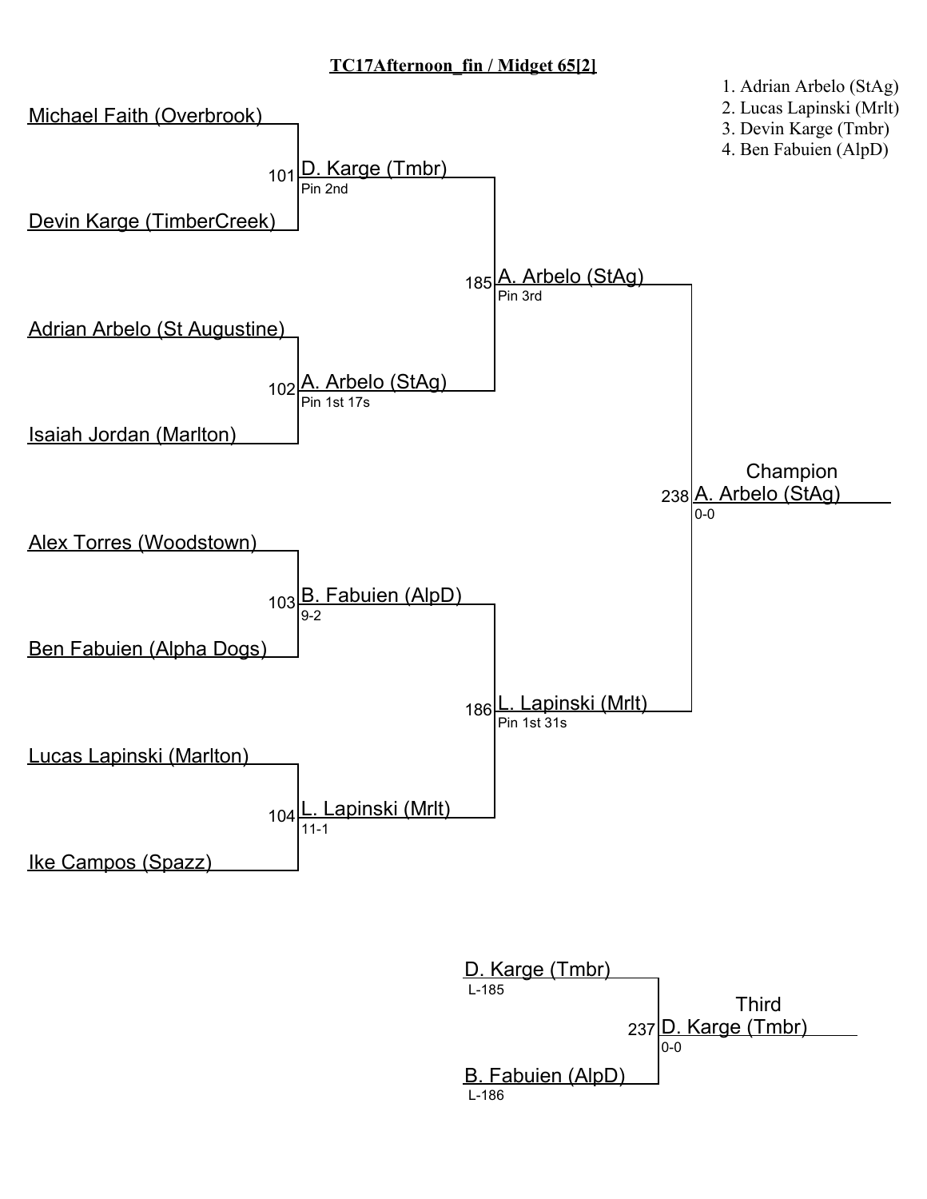**TC17Afternoon_fin / Midget 65[2]**

1. Adrian Arbelo (StAg)
2. Lucas Lapinski (Mrlt)
3. Devin Karge (Tmbr)
4. Ben Fabuien (AlpD)

Michael Faith (Overbrook)

Devin Karge (TimberCreek)

101 D. Karge (Tmbr)
Pin 2nd

Adrian Arbelo (St Augustine)

Isaiah Jordan (Marlton)

102 A. Arbelo (StAg)
Pin 1st 17s

185 A. Arbelo (StAg)
Pin 3rd

Alex Torres (Woodstown)

Ben Fabuien (Alpha Dogs)

103 B. Fabuien (AlpD)
9-2

Lucas Lapinski (Marlton)

Ike Campos (Spazz)

104 L. Lapinski (Mrlt)
11-1

186 L. Lapinski (Mrlt)
Pin 1st 31s

Champion
238 A. Arbelo (StAg)
0-0

D. Karge (Tmbr)
L-185

B. Fabuien (AlpD)
L-186

Third
237 D. Karge (Tmbr)
0-0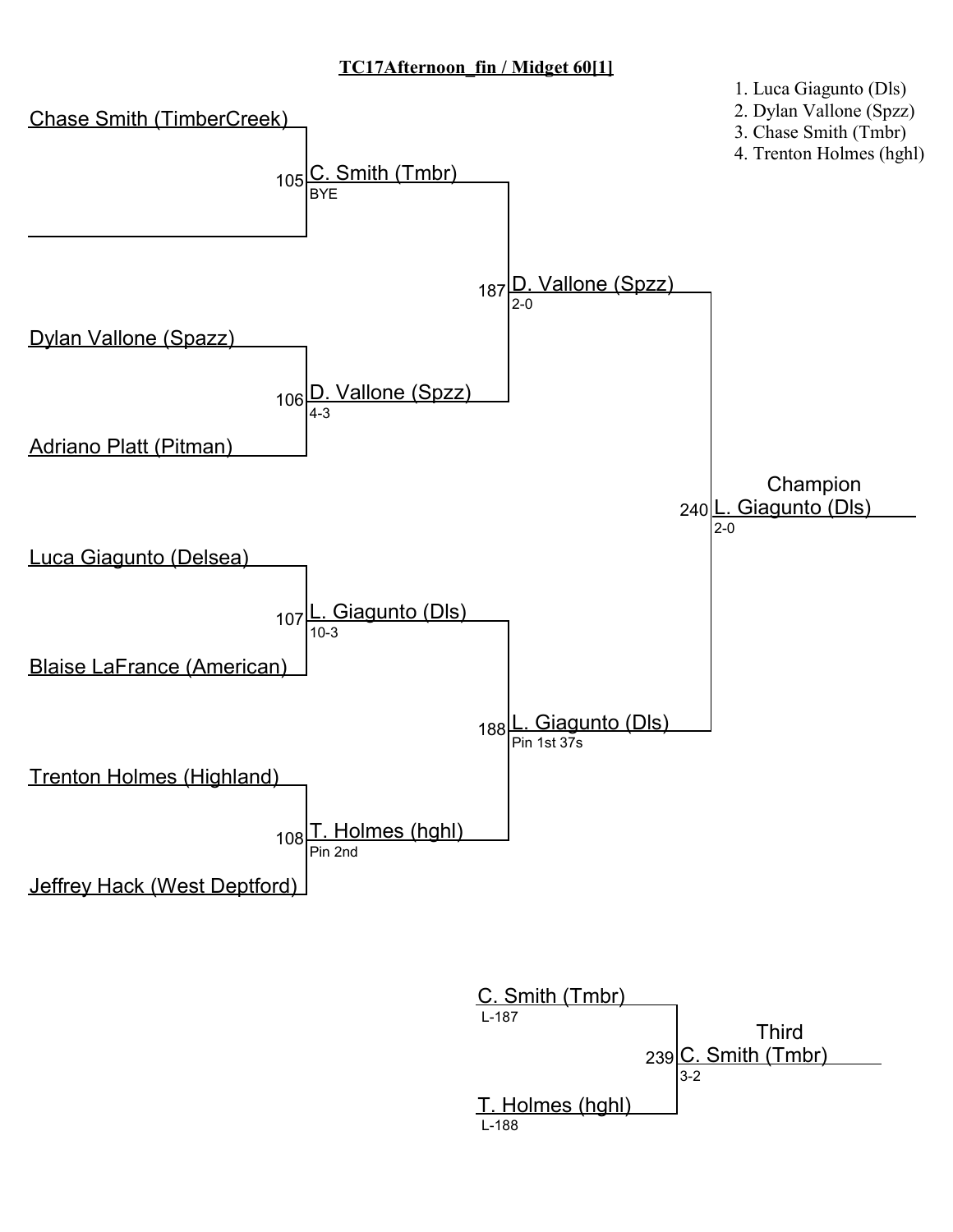**TC17Afternoon_fin / Midget 60[1]**

1. Luca Giagunto (Dls)
2. Dylan Vallone (Spzz)
3. Chase Smith (Tmbr)
4. Trenton Holmes (hghl)

Chase Smith (TimberCreek)

105 C. Smith (Tmbr)
BYE

187 D. Vallone (Spzz)
2-0

Dylan Vallone (Spazz)

106 D. Vallone (Spzz)
4-3

Adriano Platt (Pitman)

Champion
240 L. Giagunto (Dls)
2-0

Luca Giagunto (Delsea)

107 L. Giagunto (Dls)
10-3

Blaise LaFrance (American)

188 L. Giagunto (Dls)
Pin 1st 37s

Trenton Holmes (Highland)

108 T. Holmes (hghl)
Pin 2nd

Jeffrey Hack (West Deptford)

C. Smith (Tmbr)
L-187

Third
239 C. Smith (Tmbr)
3-2

T. Holmes (hghl)
L-188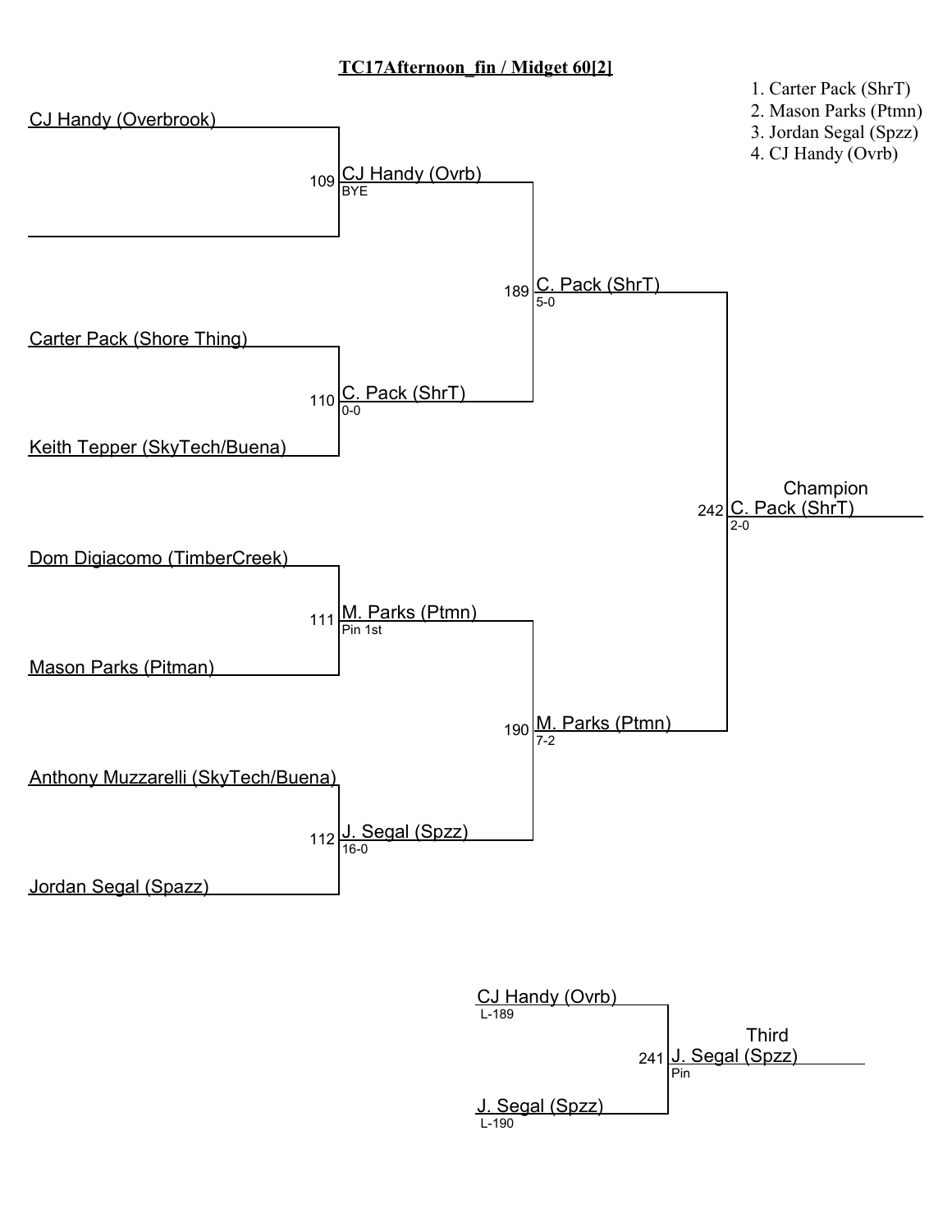# TC17Afternoon_fin / Midget 60[2]

1. Carter Pack (ShrT)
2. Mason Parks (Ptmn)
3. Jordan Segal (Spzz)
4. CJ Handy (Ovrb)

**Round 1**

- CJ Handy (Overbrook)
- Carter Pack (Shore Thing)
- Keith Tepper (SkyTech/Buena)
- Dom Digiacomo (TimberCreek)
- Mason Parks (Pitman)
- Anthony Muzzarelli (SkyTech/Buena)
- Jordan Segal (Spazz)

**Quarterfinals**

- 109 CJ Handy (Ovrb) — BYE
- 110 C. Pack (ShrT) — 0-0
- 111 M. Parks (Ptmn) — Pin 1st
- 112 J. Segal (Spzz) — 16-0

**Semifinals**

- 189 C. Pack (ShrT) — 5-0
- 190 M. Parks (Ptmn) — 7-2

**Champion**

- 242 C. Pack (ShrT) — 2-0

**Third**

- CJ Handy (Ovrb) — L-189
- J. Segal (Spzz) — L-190
- 241 J. Segal (Spzz) — Pin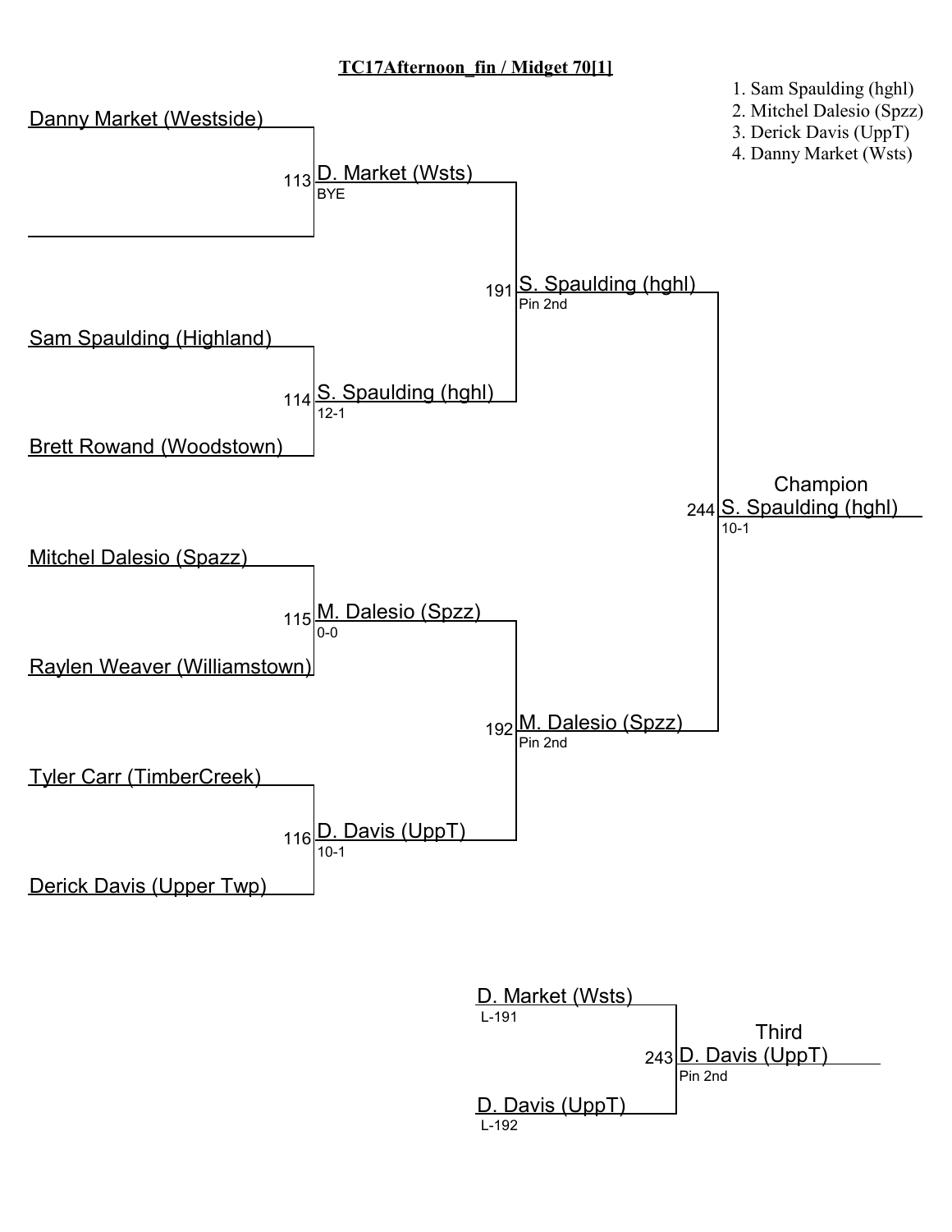**TC17Afternoon_fin / Midget 70[1]**

1. Sam Spaulding (hghl)
2. Mitchel Dalesio (Spzz)
3. Derick Davis (UppT)
4. Danny Market (Wsts)

Danny Market (Westside)

113 D. Market (Wsts)
BYE

191 S. Spaulding (hghl)
Pin 2nd

Sam Spaulding (Highland)

114 S. Spaulding (hghl)
12-1

Brett Rowand (Woodstown)

Champion
244 S. Spaulding (hghl)
10-1

Mitchel Dalesio (Spazz)

115 M. Dalesio (Spzz)
0-0

Raylen Weaver (Williamstown)

192 M. Dalesio (Spzz)
Pin 2nd

Tyler Carr (TimberCreek)

116 D. Davis (UppT)
10-1

Derick Davis (Upper Twp)

D. Market (Wsts)
L-191

Third
243 D. Davis (UppT)
Pin 2nd

D. Davis (UppT)
L-192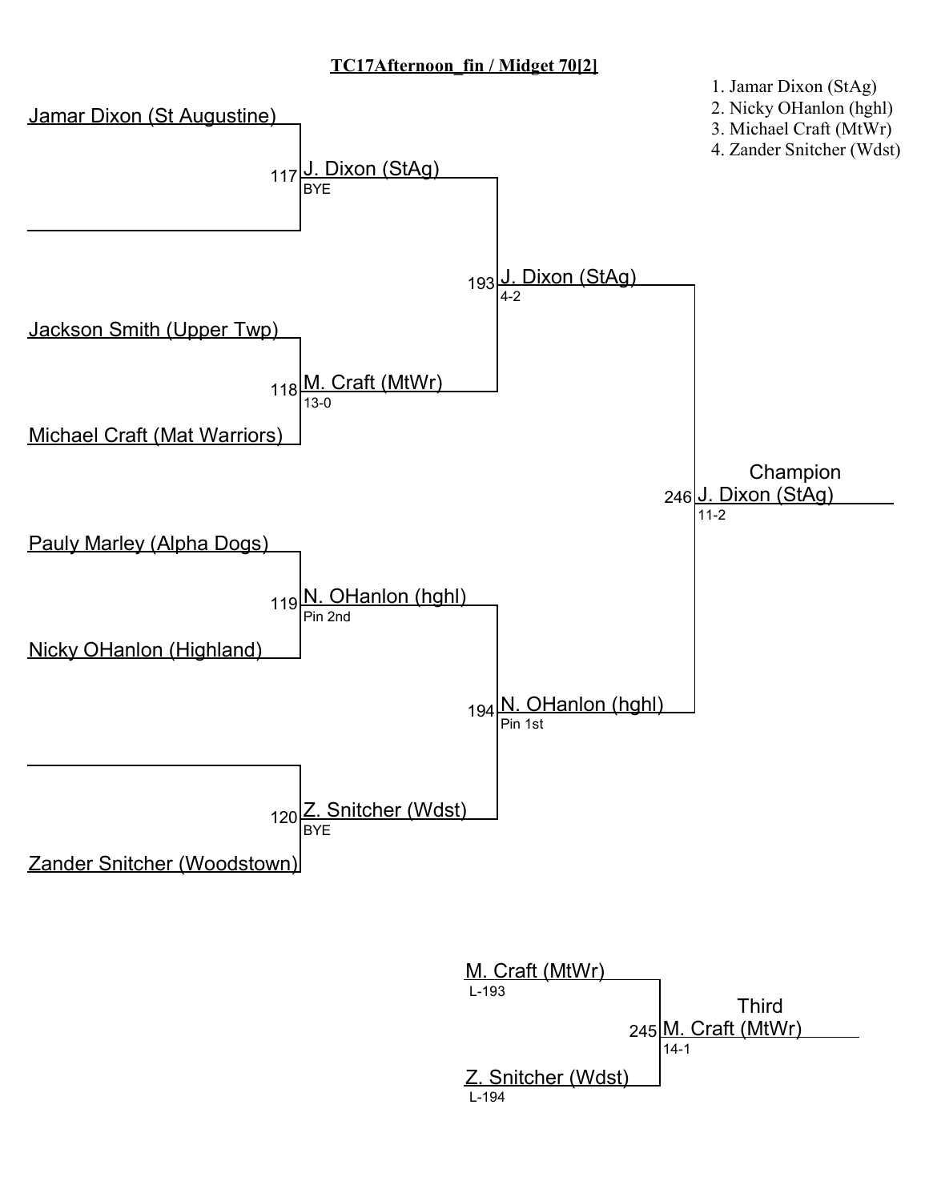# TC17Afternoon_fin / Midget 70[2]

1. Jamar Dixon (StAg)
2. Nicky OHanlon (hghl)
3. Michael Craft (MtWr)
4. Zander Snitcher (Wdst)

## Championship Bracket

| Match | Wrestler 1 | Wrestler 2 | Winner | Result |
|---|---|---|---|---|
| 117 | Jamar Dixon (St Augustine) | | J. Dixon (StAg) | BYE |
| 118 | Jackson Smith (Upper Twp) | Michael Craft (Mat Warriors) | M. Craft (MtWr) | 13-0 |
| 119 | Pauly Marley (Alpha Dogs) | Nicky OHanlon (Highland) | N. OHanlon (hghl) | Pin 2nd |
| 120 | | Zander Snitcher (Woodstown) | Z. Snitcher (Wdst) | BYE |
| 193 | J. Dixon (StAg) | M. Craft (MtWr) | J. Dixon (StAg) | 4-2 |
| 194 | N. OHanlon (hghl) | Z. Snitcher (Wdst) | N. OHanlon (hghl) | Pin 1st |
| 246 | J. Dixon (StAg) | N. OHanlon (hghl) | Champion: J. Dixon (StAg) | 11-2 |

## Third Place

| Match | Wrestler 1 | Wrestler 2 | Winner | Result |
|---|---|---|---|---|
| 245 | M. Craft (MtWr) (L-193) | Z. Snitcher (Wdst) (L-194) | Third: M. Craft (MtWr) | 14-1 |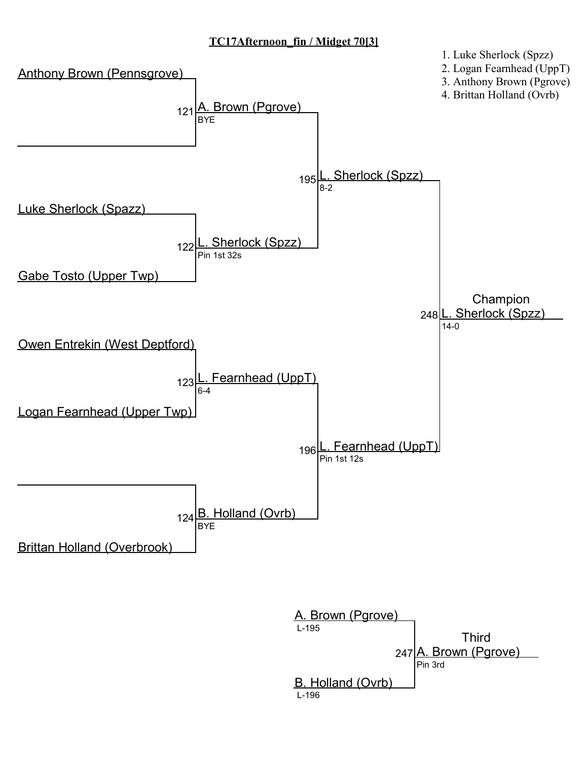**TC17Afternoon_fin / Midget 70[3]**

1. Luke Sherlock (Spzz)
2. Logan Fearnhead (UppT)
3. Anthony Brown (Pgrove)
4. Brittan Holland (Ovrb)

Anthony Brown (Pennsgrove)

121 A. Brown (Pgrove)
BYE

195 L. Sherlock (Spzz)
8-2

Luke Sherlock (Spazz)

122 L. Sherlock (Spzz)
Pin 1st 32s

Gabe Tosto (Upper Twp)

Champion

248 L. Sherlock (Spzz)
14-0

Owen Entrekin (West Deptford)

123 L. Fearnhead (UppT)
6-4

Logan Fearnhead (Upper Twp)

196 L. Fearnhead (UppT)
Pin 1st 12s

124 B. Holland (Ovrb)
BYE

Brittan Holland (Overbrook)

A. Brown (Pgrove)
L-195

Third

247 A. Brown (Pgrove)
Pin 3rd

B. Holland (Ovrb)
L-196